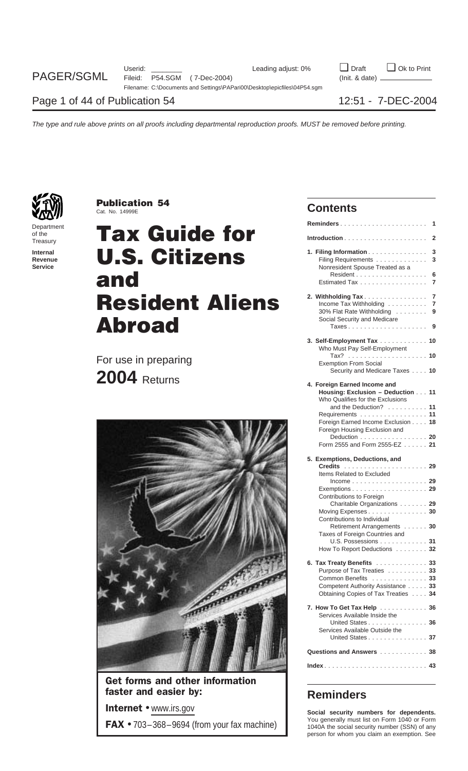Department of the Treasury
**Internal Revenue Service**

**Publication 54**
Cat. No. 14999E

# Tax Guide for U.S. Citizens and Resident Aliens Abroad

For use in preparing

**2004** Returns

**Get forms and other information faster and easier by:**

**Internet** • www.irs.gov

**FAX** • 703–368–9694 (from your fax machine)

## Contents

| | |
|---|---|
| **Reminders** | **1** |
| **Introduction** | **2** |
| **1. Filing Information** | **3** |
| Filing Requirements | **3** |
| Nonresident Spouse Treated as a Resident | **6** |
| Estimated Tax | **7** |
| **2. Withholding Tax** | **7** |
| Income Tax Withholding | **7** |
| 30% Flat Rate Withholding | **9** |
| Social Security and Medicare Taxes | **9** |
| **3. Self-Employment Tax** | **10** |
| Who Must Pay Self-Employment Tax? | **10** |
| Exemption From Social Security and Medicare Taxes | **10** |
| **4. Foreign Earned Income and Housing: Exclusion – Deduction** | **11** |
| Who Qualifies for the Exclusions and the Deduction? | **11** |
| Requirements | **11** |
| Foreign Earned Income Exclusion | **18** |
| Foreign Housing Exclusion and Deduction | **20** |
| Form 2555 and Form 2555-EZ | **21** |
| **5. Exemptions, Deductions, and Credits** | **29** |
| Items Related to Excluded Income | **29** |
| Exemptions | **29** |
| Contributions to Foreign Charitable Organizations | **29** |
| Moving Expenses | **30** |
| Contributions to Individual Retirement Arrangements | **30** |
| Taxes of Foreign Countries and U.S. Possessions | **31** |
| How To Report Deductions | **32** |
| **6. Tax Treaty Benefits** | **33** |
| Purpose of Tax Treaties | **33** |
| Common Benefits | **33** |
| Competent Authority Assistance | **33** |
| Obtaining Copies of Tax Treaties | **34** |
| **7. How To Get Tax Help** | **36** |
| Services Available Inside the United States | **36** |
| Services Available Outside the United States | **37** |
| **Questions and Answers** | **38** |
| **Index** | **43** |

## Reminders

**Social security numbers for dependents.** You generally must list on Form 1040 or Form 1040A the social security number (SSN) of any person for whom you claim an exemption. See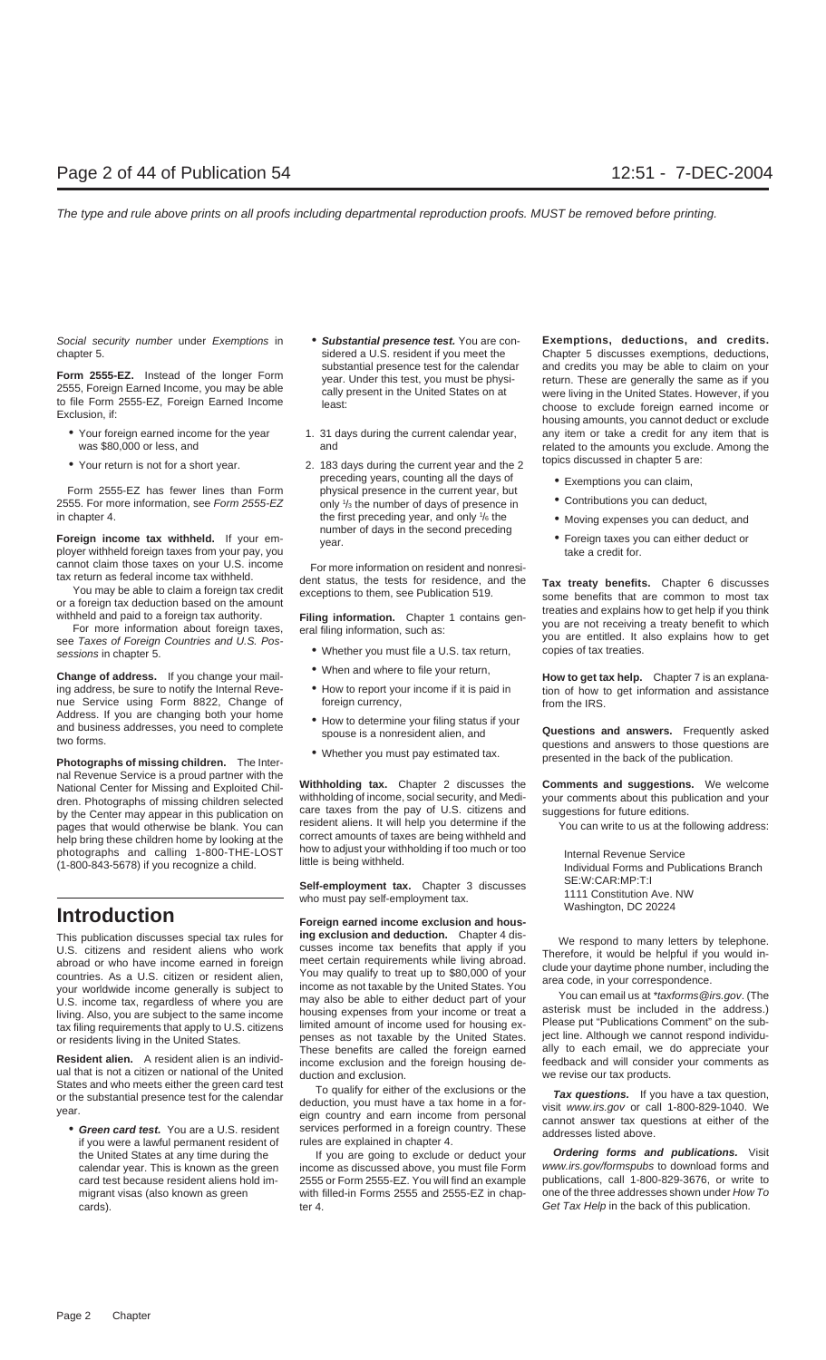*Social security number* under *Exemptions* in chapter 5.

**Form 2555-EZ.** Instead of the longer Form 2555, Foreign Earned Income, you may be able to file Form 2555-EZ, Foreign Earned Income Exclusion, if:

- Your foreign earned income for the year was $80,000 or less, and
- Your return is not for a short year.

Form 2555-EZ has fewer lines than Form 2555. For more information, see *Form 2555-EZ* in chapter 4.

**Foreign income tax withheld.** If your employer withheld foreign taxes from your pay, you cannot claim those taxes on your U.S. income tax return as federal income tax withheld.

You may be able to claim a foreign tax credit or a foreign tax deduction based on the amount withheld and paid to a foreign tax authority.

For more information about foreign taxes, see *Taxes of Foreign Countries and U.S. Possessions* in chapter 5.

**Change of address.** If you change your mailing address, be sure to notify the Internal Revenue Service using Form 8822, Change of Address. If you are changing both your home and business addresses, you need to complete two forms.

**Photographs of missing children.** The Internal Revenue Service is a proud partner with the National Center for Missing and Exploited Children. Photographs of missing children selected by the Center may appear in this publication on pages that would otherwise be blank. You can help bring these children home by looking at the photographs and calling 1-800-THE-LOST (1-800-843-5678) if you recognize a child.

# Introduction

This publication discusses special tax rules for U.S. citizens and resident aliens who work abroad or who have income earned in foreign countries. As a U.S. citizen or resident alien, your worldwide income generally is subject to U.S. income tax, regardless of where you are living. Also, you are subject to the same income tax filing requirements that apply to U.S. citizens or residents living in the United States.

**Resident alien.** A resident alien is an individual that is not a citizen or national of the United States and who meets either the green card test or the substantial presence test for the calendar year.

- ***Green card test.*** You are a U.S. resident if you were a lawful permanent resident of the United States at any time during the calendar year. This is known as the green card test because resident aliens hold immigrant visas (also known as green cards).
- ***Substantial presence test.*** You are considered a U.S. resident if you meet the substantial presence test for the calendar year. Under this test, you must be physically present in the United States on at least:
  1. 31 days during the current calendar year, and
  2. 183 days during the current year and the 2 preceding years, counting all the days of physical presence in the current year, but only $^1/_3$ the number of days of presence in the first preceding year, and only $^1/_6$ the number of days in the second preceding year.

For more information on resident and nonresident status, the tests for residence, and the exceptions to them, see Publication 519.

**Filing information.** Chapter 1 contains general filing information, such as:

- Whether you must file a U.S. tax return,
- When and where to file your return,
- How to report your income if it is paid in foreign currency,
- How to determine your filing status if your spouse is a nonresident alien, and
- Whether you must pay estimated tax.

**Withholding tax.** Chapter 2 discusses the withholding of income, social security, and Medicare taxes from the pay of U.S. citizens and resident aliens. It will help you determine if the correct amounts of taxes are being withheld and how to adjust your withholding if too much or too little is being withheld.

**Self-employment tax.** Chapter 3 discusses who must pay self-employment tax.

**Foreign earned income exclusion and housing exclusion and deduction.** Chapter 4 discusses income tax benefits that apply if you meet certain requirements while living abroad. You may qualify to treat up to $80,000 of your income as not taxable by the United States. You may also be able to either deduct part of your housing expenses from your income or treat a limited amount of income used for housing expenses as not taxable by the United States. These benefits are called the foreign earned income exclusion and the foreign housing deduction and exclusion.

To qualify for either of the exclusions or the deduction, you must have a tax home in a foreign country and earn income from personal services performed in a foreign country. These rules are explained in chapter 4.

If you are going to exclude or deduct your income as discussed above, you must file Form 2555 or Form 2555-EZ. You will find an example with filled-in Forms 2555 and 2555-EZ in chapter 4.

**Exemptions, deductions, and credits.** Chapter 5 discusses exemptions, deductions, and credits you may be able to claim on your return. These are generally the same as if you were living in the United States. However, if you choose to exclude foreign earned income or housing amounts, you cannot deduct or exclude any item or take a credit for any item that is related to the amounts you exclude. Among the topics discussed in chapter 5 are:

- Exemptions you can claim,
- Contributions you can deduct,
- Moving expenses you can deduct, and
- Foreign taxes you can either deduct or take a credit for.

**Tax treaty benefits.** Chapter 6 discusses some benefits that are common to most tax treaties and explains how to get help if you think you are not receiving a treaty benefit to which you are entitled. It also explains how to get copies of tax treaties.

**How to get tax help.** Chapter 7 is an explanation of how to get information and assistance from the IRS.

**Questions and answers.** Frequently asked questions and answers to those questions are presented in the back of the publication.

**Comments and suggestions.** We welcome your comments about this publication and your suggestions for future editions.

You can write to us at the following address:

Internal Revenue Service
Individual Forms and Publications Branch
SE:W:CAR:MP:T:I
1111 Constitution Ave. NW
Washington, DC 20224

We respond to many letters by telephone. Therefore, it would be helpful if you would include your daytime phone number, including the area code, in your correspondence.

You can email us at *\*taxforms@irs.gov*. (The asterisk must be included in the address.) Please put "Publications Comment" on the subject line. Although we cannot respond individually to each email, we do appreciate your feedback and will consider your comments as we revise our tax products.

***Tax questions.*** If you have a tax question, visit *www.irs.gov* or call 1-800-829-1040. We cannot answer tax questions at either of the addresses listed above.

***Ordering forms and publications.*** Visit *www.irs.gov/formspubs* to download forms and publications, call 1-800-829-3676, or write to one of the three addresses shown under *How To Get Tax Help* in the back of this publication.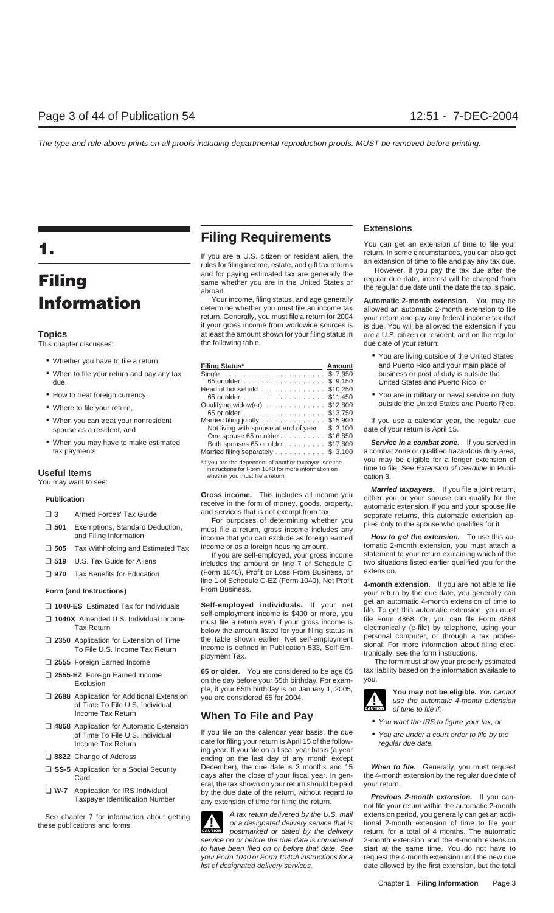# 1. Filing Information

## Topics

This chapter discusses:

- Whether you have to file a return,
- When to file your return and pay any tax due,
- How to treat foreign currency,
- Where to file your return,
- When you can treat your nonresident spouse as a resident, and
- When you may have to make estimated tax payments.

## Useful Items

You may want to see:

**Publication**

- ☐ **3** Armed Forces' Tax Guide
- ☐ **501** Exemptions, Standard Deduction, and Filing Information
- ☐ **505** Tax Withholding and Estimated Tax
- ☐ **519** U.S. Tax Guide for Aliens
- ☐ **970** Tax Benefits for Education

**Form (and Instructions)**

- ☐ **1040-ES** Estimated Tax for Individuals
- ☐ **1040X** Amended U.S. Individual Income Tax Return
- ☐ **2350** Application for Extension of Time To File U.S. Income Tax Return
- ☐ **2555** Foreign Earned Income
- ☐ **2555-EZ** Foreign Earned Income Exclusion
- ☐ **2688** Application for Additional Extension of Time To File U.S. Individual Income Tax Return
- ☐ **4868** Application for Automatic Extension of Time To File U.S. Individual Income Tax Return
- ☐ **8822** Change of Address
- ☐ **SS-5** Application for a Social Security Card
- ☐ **W-7** Application for IRS Individual Taxpayer Identification Number

See chapter 7 for information about getting these publications and forms.

## Filing Requirements

If you are a U.S. citizen or resident alien, the rules for filing income, estate, and gift tax returns and for paying estimated tax are generally the same whether you are in the United States or abroad.

Your income, filing status, and age generally determine whether you must file an income tax return. Generally, you must file a return for 2004 if your gross income from worldwide sources is at least the amount shown for your filing status in the following table.

| Filing Status* | Amount |
|---|---|
| Single | $ 7,950 |
| 65 or older | $ 9,150 |
| Head of household | $10,250 |
| 65 or older | $11,450 |
| Qualifying widow(er) | $12,800 |
| 65 or older | $13,750 |
| Married filing jointly | $15,900 |
| Not living with spouse at end of year | $ 3,100 |
| One spouse 65 or older | $16,850 |
| Both spouses 65 or older | $17,800 |
| Married filing separately | $ 3,100 |

*If you are the dependent of another taxpayer, see the instructions for Form 1040 for more information on whether you must file a return.

**Gross income.** This includes all income you receive in the form of money, goods, property, and services that is not exempt from tax.

For purposes of determining whether you must file a return, gross income includes any income that you can exclude as foreign earned income or as a foreign housing amount.

If you are self-employed, your gross income includes the amount on line 7 of Schedule C (Form 1040), Profit or Loss From Business, or line 1 of Schedule C-EZ (Form 1040), Net Profit From Business.

**Self-employed individuals.** If your net self-employment income is $400 or more, you must file a return even if your gross income is below the amount listed for your filing status in the table shown earlier. Net self-employment income is defined in Publication 533, Self-Employment Tax.

**65 or older.** You are considered to be age 65 on the day before your 65th birthday. For example, if your 65th birthday is on January 1, 2005, you are considered 65 for 2004.

## When To File and Pay

If you file on the calendar year basis, the due date for filing your return is April 15 of the following year. If you file on a fiscal year basis (a year ending on the last day of any month except December), the due date is 3 months and 15 days after the close of your fiscal year. In general, the tax shown on your return should be paid by the due date of the return, without regard to any extension of time for filing the return.

**CAUTION:** *A tax return delivered by the U.S. mail or a designated delivery service that is postmarked or dated by the delivery service on or before the due date is considered to have been filed on or before that date. See your Form 1040 or Form 1040A instructions for a list of designated delivery services.*

### Extensions

You can get an extension of time to file your return. In some circumstances, you can also get an extension of time to file and pay any tax due.

However, if you pay the tax due after the regular due date, interest will be charged from the regular due date until the date the tax is paid.

**Automatic 2-month extension.** You may be allowed an automatic 2-month extension to file your return and pay any federal income tax that is due. You will be allowed the extension if you are a U.S. citizen or resident, and on the regular due date of your return:

- You are living outside of the United States and Puerto Rico and your main place of business or post of duty is outside the United States and Puerto Rico, or
- You are in military or naval service on duty outside the United States and Puerto Rico.

If you use a calendar year, the regular due date of your return is April 15.

***Service in a combat zone.*** If you served in a combat zone or qualified hazardous duty area, you may be eligible for a longer extension of time to file. See *Extension of Deadline* in Publication 3.

***Married taxpayers.*** If you file a joint return, either you or your spouse can qualify for the automatic extension. If you and your spouse file separate returns, this automatic extension applies only to the spouse who qualifies for it.

***How to get the extension.*** To use this automatic 2-month extension, you must attach a statement to your return explaining which of the two situations listed earlier qualified you for the extension.

**4-month extension.** If you are not able to file your return by the due date, you generally can get an automatic 4-month extension of time to file. To get this automatic extension, you must file Form 4868. Or, you can file Form 4868 electronically (e-file) by telephone, using your personal computer, or through a tax professional. For more information about filing electronically, see the form instructions.

The form must show your properly estimated tax liability based on the information available to you.

**CAUTION:** *You may not be eligible. You cannot use the automatic 4-month extension of time to file if:*

- *You want the IRS to figure your tax, or*
- *You are under a court order to file by the regular due date.*

***When to file.*** Generally, you must request the 4-month extension by the regular due date of your return.

***Previous 2-month extension.*** If you cannot file your return within the automatic 2-month extension period, you generally can get an additional 2-month extension of time to file your return, for a total of 4 months. The automatic 2-month extension and the 4-month extension start at the same time. You do not have to request the 4-month extension until the new due date allowed by the first extension, but the total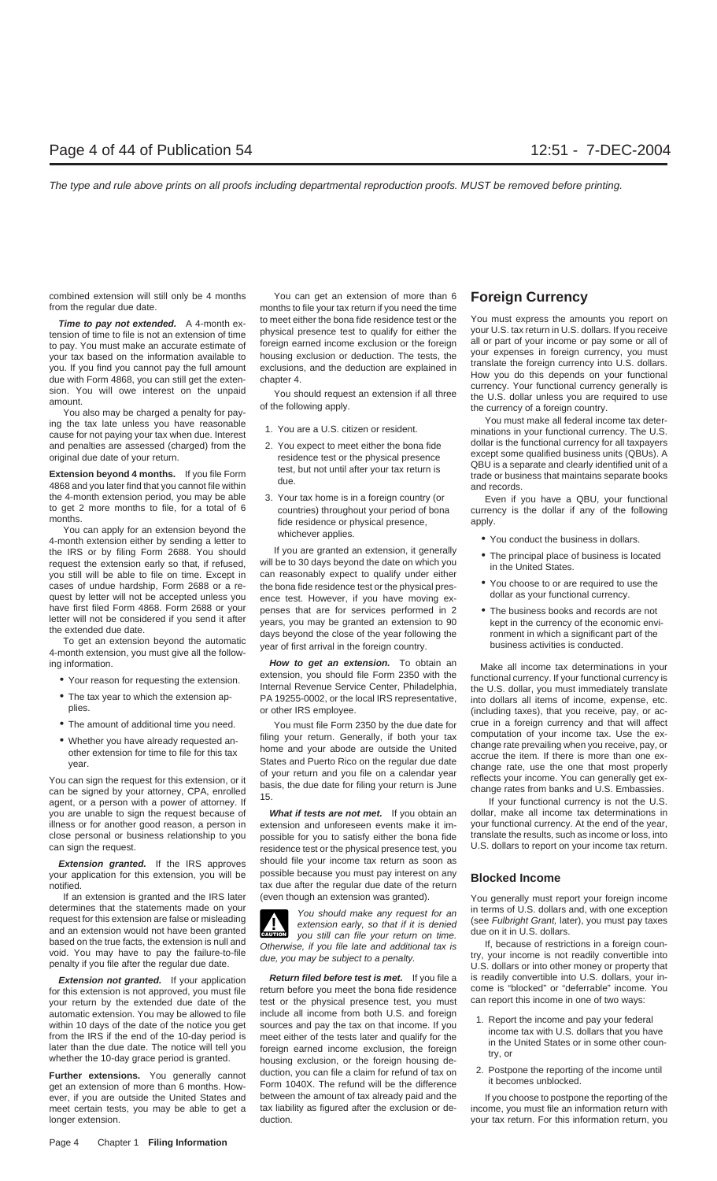combined extension will still only be 4 months from the regular due date.

***Time to pay not extended.*** A 4-month extension of time to file is not an extension of time to pay. You must make an accurate estimate of your tax based on the information available to you. If you find you cannot pay the full amount due with Form 4868, you can still get the extension. You will owe interest on the unpaid amount.

You also may be charged a penalty for paying the tax late unless you have reasonable cause for not paying your tax when due. Interest and penalties are assessed (charged) from the original due date of your return.

**Extension beyond 4 months.** If you file Form 4868 and you later find that you cannot file within the 4-month extension period, you may be able to get 2 more months to file, for a total of 6 months.

You can apply for an extension beyond the 4-month extension either by sending a letter to the IRS or by filing Form 2688. You should request the extension early so that, if refused, you still will be able to file on time. Except in cases of undue hardship, Form 2688 or a request by letter will not be accepted unless you have first filed Form 4868. Form 2688 or your letter will not be considered if you send it after the extended due date.

To get an extension beyond the automatic 4-month extension, you must give all the following information.

- Your reason for requesting the extension.
- The tax year to which the extension applies.
- The amount of additional time you need.
- Whether you have already requested another extension of time to file for this tax year.

You can sign the request for this extension, or it can be signed by your attorney, CPA, enrolled agent, or a person with a power of attorney. If you are unable to sign the request because of illness or for another good reason, a person in close personal or business relationship to you can sign the request.

***Extension granted.*** If the IRS approves your application for this extension, you will be notified.

If an extension is granted and the IRS later determines that the statements made on your request for this extension are false or misleading and an extension would not have been granted based on the true facts, the extension is null and void. You may have to pay the failure-to-file penalty if you file after the regular due date.

***Extension not granted.*** If your application for this extension is not approved, you must file your return by the extended due date of the automatic extension. You may be allowed to file within 10 days of the date of the notice you get from the IRS if the end of the 10-day period is later than the due date. The notice will tell you whether the 10-day grace period is granted.

**Further extensions.** You generally cannot get an extension of more than 6 months. However, if you are outside the United States and meet certain tests, you may be able to get a longer extension.

You can get an extension of more than 6 months to file your tax return if you need the time to meet either the bona fide residence test or the physical presence test to qualify for either the foreign earned income exclusion or the foreign housing exclusion or deduction. The tests, the exclusions, and the deduction are explained in chapter 4.

You should request an extension if all three of the following apply.

1. You are a U.S. citizen or resident.
2. You expect to meet either the bona fide residence test or the physical presence test, but not until after your tax return is due.
3. Your tax home is in a foreign country (or countries) throughout your period of bona fide residence or physical presence, whichever applies.

If you are granted an extension, it generally will be to 30 days beyond the date on which you can reasonably expect to qualify under either the bona fide residence test or the physical presence test. However, if you have moving expenses that are for services performed in 2 years, you may be granted an extension to 90 days beyond the close of the year following the year of first arrival in the foreign country.

***How to get an extension.*** To obtain an extension, you should file Form 2350 with the Internal Revenue Service Center, Philadelphia, PA 19255-0002, or the local IRS representative, or other IRS employee.

You must file Form 2350 by the due date for filing your return. Generally, if both your tax home and your abode are outside the United States and Puerto Rico on the regular due date of your return and you file on a calendar year basis, the due date for filing your return is June 15.

***What if tests are not met.*** If you obtain an extension and unforeseen events make it impossible for you to satisfy either the bona fide residence test or the physical presence test, you should file your income tax return as soon as possible because you must pay interest on any tax due after the regular due date of the return (even though an extension was granted).

**CAUTION:** *You should make any request for an extension early, so that if it is denied you still can file your return on time. Otherwise, if you file late and additional tax is due, you may be subject to a penalty.*

***Return filed before test is met.*** If you file a return before you meet the bona fide residence test or the physical presence test, you must include all income from both U.S. and foreign sources and pay the tax on that income. If you meet either of the tests later and qualify for the foreign earned income exclusion, the foreign housing exclusion, or the foreign housing deduction, you can file a claim for refund of tax on Form 1040X. The refund will be the difference between the amount of tax already paid and the tax liability as figured after the exclusion or deduction.

# Foreign Currency

You must express the amounts you report on your U.S. tax return in U.S. dollars. If you receive all or part of your income or pay some or all of your expenses in foreign currency, you must translate the foreign currency into U.S. dollars. How you do this depends on your functional currency. Your functional currency generally is the U.S. dollar unless you are required to use the currency of a foreign country.

You must make all federal income tax determinations in your functional currency. The U.S. dollar is the functional currency for all taxpayers except some qualified business units (QBUs). A QBU is a separate and clearly identified unit of a trade or business that maintains separate books and records.

Even if you have a QBU, your functional currency is the dollar if any of the following apply.

- You conduct the business in dollars.
- The principal place of business is located in the United States.
- You choose to or are required to use the dollar as your functional currency.
- The business books and records are not kept in the currency of the economic environment in which a significant part of the business activities is conducted.

Make all income tax determinations in your functional currency. If your functional currency is the U.S. dollar, you must immediately translate into dollars all items of income, expense, etc. (including taxes), that you receive, pay, or accrue in a foreign currency and that will affect computation of your income tax. Use the exchange rate prevailing when you receive, pay, or accrue the item. If there is more than one exchange rate, use the one that most properly reflects your income. You can generally get exchange rates from banks and U.S. Embassies.

If your functional currency is not the U.S. dollar, make all income tax determinations in your functional currency. At the end of the year, translate the results, such as income or loss, into U.S. dollars to report on your income tax return.

## Blocked Income

You generally must report your foreign income in terms of U.S. dollars and, with one exception (see *Fulbright Grant*, later), you must pay taxes due on it in U.S. dollars.

If, because of restrictions in a foreign country, your income is not readily convertible into U.S. dollars or into other money or property that is readily convertible into U.S. dollars, your income is "blocked" or "deferrable" income. You can report this income in one of two ways:

1. Report the income and pay your federal income tax with U.S. dollars that you have in the United States or in some other country, or
2. Postpone the reporting of the income until it becomes unblocked.

If you choose to postpone the reporting of the income, you must file an information return with your tax return. For this information return, you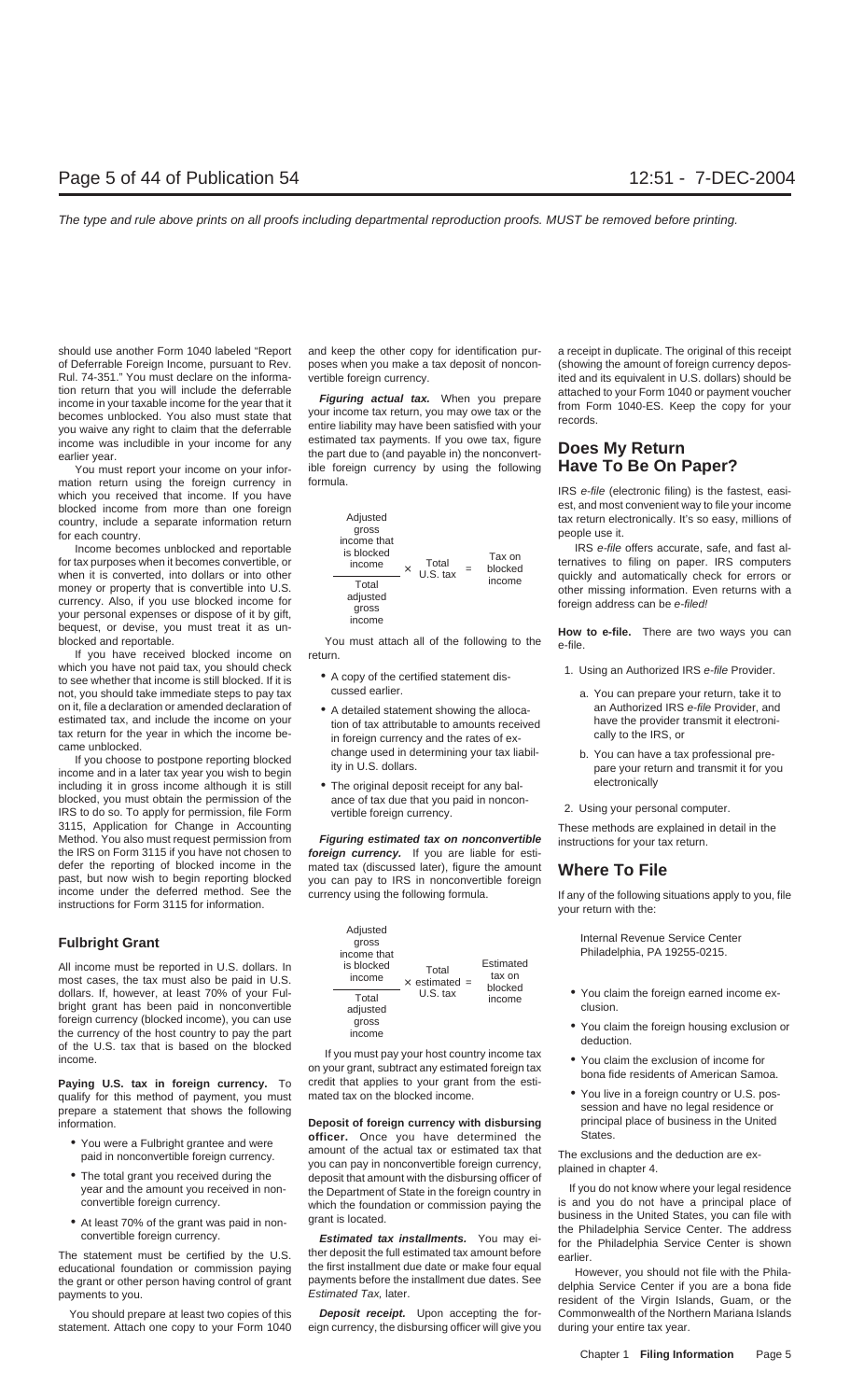should use another Form 1040 labeled "Report of Deferrable Foreign Income, pursuant to Rev. Rul. 74-351." You must declare on the information return that you will include the deferrable income in your taxable income for the year that it becomes unblocked. You also must state that you waive any right to claim that the deferrable income was includible in your income for any earlier year.

You must report your income on your information return using the foreign currency in which you received that income. If you have blocked income from more than one foreign country, include a separate information return for each country.

Income becomes unblocked and reportable for tax purposes when it becomes convertible, or when it is converted, into dollars or into other money or property that is convertible into U.S. currency. Also, if you use blocked income for your personal expenses or dispose of it by gift, bequest, or devise, you must treat it as unblocked and reportable.

If you have received blocked income on which you have not paid tax, you should check to see whether that income is still blocked. If it is not, you should take immediate steps to pay tax on it, file a declaration or amended declaration of estimated tax, and include the income on your tax return for the year in which the income became unblocked.

If you choose to postpone reporting blocked income and in a later tax year you wish to begin including it in gross income although it is still blocked, you must obtain the permission of the IRS to do so. To apply for permission, file Form 3115, Application for Change in Accounting Method. You also must request permission from the IRS on Form 3115 if you have not chosen to defer the reporting of blocked income in the past, but now wish to begin reporting blocked income under the deferred method. See the instructions for Form 3115 for information.

## Fulbright Grant

All income must be reported in U.S. dollars. In most cases, the tax must also be paid in U.S. dollars. If, however, at least 70% of your Fulbright grant has been paid in nonconvertible foreign currency (blocked income), you can use the currency of the host country to pay the part of the U.S. tax that is based on the blocked income.

**Paying U.S. tax in foreign currency.** To qualify for this method of payment, you must prepare a statement that shows the following information.

- You were a Fulbright grantee and were paid in nonconvertible foreign currency.
- The total grant you received during the year and the amount you received in nonconvertible foreign currency.
- At least 70% of the grant was paid in nonconvertible foreign currency.

The statement must be certified by the U.S. educational foundation or commission paying the grant or other person having control of grant payments to you.

You should prepare at least two copies of this statement. Attach one copy to your Form 1040 and keep the other copy for identification purposes when you make a tax deposit of nonconvertible foreign currency.

***Figuring actual tax.*** When you prepare your income tax return, you may owe tax or the entire liability may have been satisfied with your estimated tax payments. If you owe tax, figure the part due to (and payable in) the nonconvertible foreign currency by using the following formula.

$$\frac{\text{Adjusted gross income that is blocked income}}{\text{Total adjusted gross income}} \times \text{Total U.S. tax} = \text{Tax on blocked income}$$

You must attach all of the following to the return.

- A copy of the certified statement discussed earlier.
- A detailed statement showing the allocation of tax attributable to amounts received in foreign currency and the rates of exchange used in determining your tax liability in U.S. dollars.
- The original deposit receipt for any balance of tax due that you paid in nonconvertible foreign currency.

***Figuring estimated tax on nonconvertible foreign currency.*** If you are liable for estimated tax (discussed later), figure the amount you can pay to IRS in nonconvertible foreign currency using the following formula.

$$\frac{\text{Adjusted gross income that is blocked income}}{\text{Total adjusted gross income}} \times \text{Total estimated U.S. tax} = \text{Estimated tax on blocked income}$$

If you must pay your host country income tax on your grant, subtract any estimated foreign tax credit that applies to your grant from the estimated tax on the blocked income.

**Deposit of foreign currency with disbursing officer.** Once you have determined the amount of the actual tax or estimated tax that you can pay in nonconvertible foreign currency, deposit that amount with the disbursing officer of the Department of State in the foreign country in which the foundation or commission paying the grant is located.

***Estimated tax installments.*** You may either deposit the full estimated tax amount before the first installment due date or make four equal payments before the installment due dates. See *Estimated Tax,* later.

***Deposit receipt.*** Upon accepting the foreign currency, the disbursing officer will give you a receipt in duplicate. The original of this receipt (showing the amount of foreign currency deposited and its equivalent in U.S. dollars) should be attached to your Form 1040 or payment voucher from Form 1040-ES. Keep the copy for your records.

# Does My Return Have To Be On Paper?

IRS *e-file* (electronic filing) is the fastest, easiest, and most convenient way to file your income tax return electronically. It's so easy, millions of people use it.

IRS *e-file* offers accurate, safe, and fast alternatives to filing on paper. IRS computers quickly and automatically check for errors or other missing information. Even returns with a foreign address can be *e-filed!*

**How to e-file.** There are two ways you can e-file.

1. Using an Authorized IRS *e-file* Provider.
   a. You can prepare your return, take it to an Authorized IRS *e-file* Provider, and have the provider transmit it electronically to the IRS, or
   b. You can have a tax professional prepare your return and transmit it for you electronically
2. Using your personal computer.

These methods are explained in detail in the instructions for your tax return.

# Where To File

If any of the following situations apply to you, file your return with the:

Internal Revenue Service Center
Philadelphia, PA 19255-0215.

- You claim the foreign earned income exclusion.
- You claim the foreign housing exclusion or deduction.
- You claim the exclusion of income for bona fide residents of American Samoa.
- You live in a foreign country or U.S. possession and have no legal residence or principal place of business in the United States.

The exclusions and the deduction are explained in chapter 4.

If you do not know where your legal residence is and you do not have a principal place of business in the United States, you can file with the Philadelphia Service Center. The address for the Philadelphia Service Center is shown earlier.

However, you should not file with the Philadelphia Service Center if you are a bona fide resident of the Virgin Islands, Guam, or the Commonwealth of the Northern Mariana Islands during your entire tax year.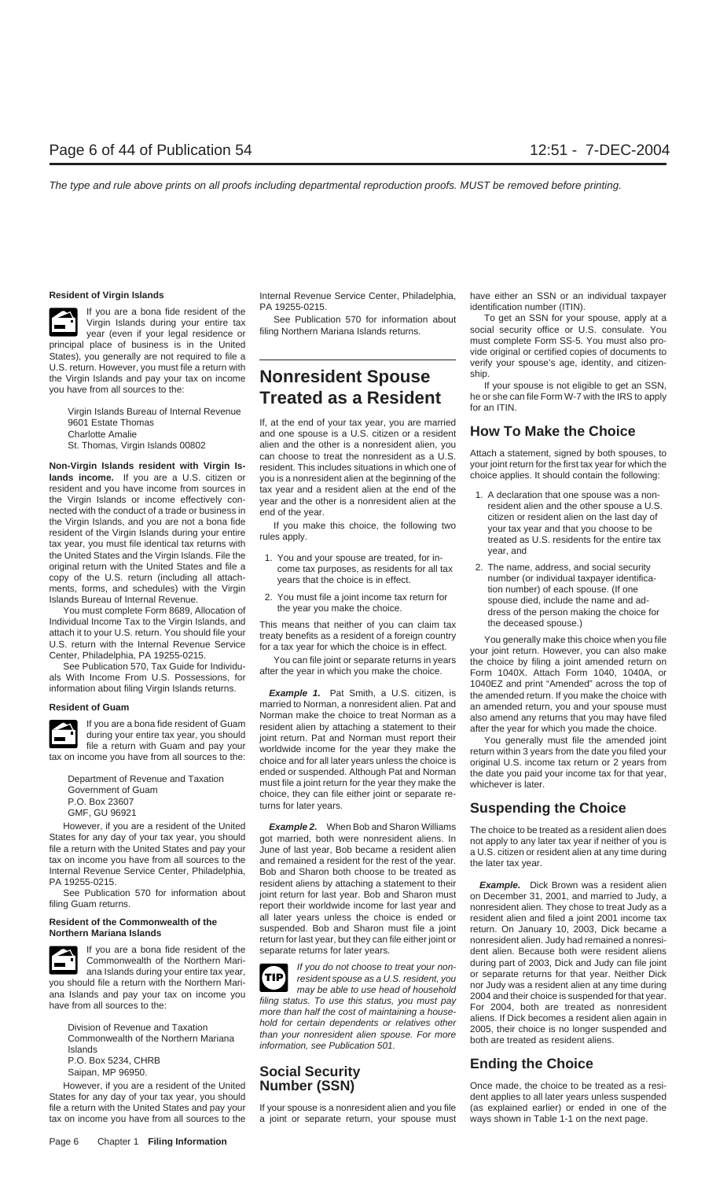The type and rule above prints on all proofs including departmental reproduction proofs. MUST be removed before printing.

**Resident of Virgin Islands**

If you are a bona fide resident of the Virgin Islands during your entire tax year (even if your legal residence or principal place of business is in the United States), you generally are not required to file a U.S. return. However, you must file a return with the Virgin Islands and pay your tax on income you have from all sources to the:

Virgin Islands Bureau of Internal Revenue
9601 Estate Thomas
Charlotte Amalie
St. Thomas, Virgin Islands 00802

**Non-Virgin Islands resident with Virgin Islands income.** If you are a U.S. citizen or resident and you have income from sources in the Virgin Islands or income effectively connected with the conduct of a trade or business in the Virgin Islands, and you are not a bona fide resident of the Virgin Islands during your entire tax year, you must file identical tax returns with the United States and the Virgin Islands. File the original return with the United States and file a copy of the U.S. return (including all attachments, forms, and schedules) with the Virgin Islands Bureau of Internal Revenue.

You must complete Form 8689, Allocation of Individual Income Tax to the Virgin Islands, and attach it to your U.S. return. You should file your U.S. return with the Internal Revenue Service Center, Philadelphia, PA 19255-0215.

See Publication 570, Tax Guide for Individuals With Income From U.S. Possessions, for information about filing Virgin Islands returns.

**Resident of Guam**

If you are a bona fide resident of Guam during your entire tax year, you should file a return with Guam and pay your tax on income you have from all sources to the:

Department of Revenue and Taxation
Government of Guam
P.O. Box 23607
GMF, GU 96921

However, if you are a resident of the United States for any day of your tax year, you should file a return with the United States and pay your tax on income you have from all sources to the Internal Revenue Service Center, Philadelphia, PA 19255-0215.

See Publication 570 for information about filing Guam returns.

**Resident of the Commonwealth of the Northern Mariana Islands**

If you are a bona fide resident of the Commonwealth of the Northern Mariana Islands during your entire tax year, you should file a return with the Northern Mariana Islands and pay your tax on income you have from all sources to the:

Division of Revenue and Taxation
Commonwealth of the Northern Mariana Islands
P.O. Box 5234, CHRB
Saipan, MP 96950.

However, if you are a resident of the United States for any day of your tax year, you should file a return with the United States and pay your tax on income you have from all sources to the Internal Revenue Service Center, Philadelphia, PA 19255-0215.

See Publication 570 for information about filing Northern Mariana Islands returns.

# Nonresident Spouse Treated as a Resident

If, at the end of your tax year, you are married and one spouse is a U.S. citizen or a resident alien and the other is a nonresident alien, you can choose to treat the nonresident as a U.S. resident. This includes situations in which one of you is a nonresident alien at the beginning of the tax year and a resident alien at the end of the year and the other is a nonresident alien at the end of the year.

If you make this choice, the following two rules apply.

1. You and your spouse are treated, for income tax purposes, as residents for all tax years that the choice is in effect.
2. You must file a joint income tax return for the year you make the choice.

This means that neither of you can claim tax treaty benefits as a resident of a foreign country for a tax year for which the choice is in effect.

You can file joint or separate returns in years after the year in which you make the choice.

***Example 1.*** Pat Smith, a U.S. citizen, is married to Norman, a nonresident alien. Pat and Norman make the choice to treat Norman as a resident alien by attaching a statement to their joint return. Pat and Norman must report their worldwide income for the year they make the choice and for all later years unless the choice is ended or suspended. Although Pat and Norman must file a joint return for the year they make the choice, they can file either joint or separate returns for later years.

***Example 2.*** When Bob and Sharon Williams got married, both were nonresident aliens. In June of last year, Bob became a resident alien and remained a resident for the rest of the year. Bob and Sharon both choose to be treated as resident aliens by attaching a statement to their joint return for last year. Bob and Sharon must report their worldwide income for last year and all later years unless the choice is ended or suspended. Bob and Sharon must file a joint return for last year, but they can file either joint or separate returns for later years.

**TIP:** *If you do not choose to treat your nonresident spouse as a U.S. resident, you may be able to use head of household filing status. To use this status, you must pay more than half the cost of maintaining a household for certain dependents or relatives other than your nonresident alien spouse. For more information, see Publication 501.*

## Social Security Number (SSN)

If your spouse is a nonresident alien and you file a joint or separate return, your spouse must have either an SSN or an individual taxpayer identification number (ITIN).

To get an SSN for your spouse, apply at a social security office or U.S. consulate. You must complete Form SS-5. You must also provide original or certified copies of documents to verify your spouse's age, identity, and citizenship.

If your spouse is not eligible to get an SSN, he or she can file Form W-7 with the IRS to apply for an ITIN.

## How To Make the Choice

Attach a statement, signed by both spouses, to your joint return for the first tax year for which the choice applies. It should contain the following:

1. A declaration that one spouse was a nonresident alien and the other spouse a U.S. citizen or resident alien on the last day of your tax year and that you choose to be treated as U.S. residents for the entire tax year, and
2. The name, address, and social security number (or individual taxpayer identification number) of each spouse. (If one spouse died, include the name and address of the person making the choice for the deceased spouse.)

You generally make this choice when you file your joint return. However, you can also make the choice by filing a joint amended return on Form 1040X. Attach Form 1040, 1040A, or 1040EZ and print "Amended" across the top of the amended return. If you make the choice with an amended return, you and your spouse must also amend any returns that you may have filed after the year for which you made the choice.

You generally must file the amended joint return within 3 years from the date you filed your original U.S. income tax return or 2 years from the date you paid your income tax for that year, whichever is later.

## Suspending the Choice

The choice to be treated as a resident alien does not apply to any later tax year if neither of you is a U.S. citizen or resident alien at any time during the later tax year.

***Example.*** Dick Brown was a resident alien on December 31, 2001, and married to Judy, a nonresident alien. They chose to treat Judy as a resident alien and filed a joint 2001 income tax return. On January 10, 2003, Dick became a nonresident alien. Judy had remained a nonresident alien. Because both were resident aliens during part of 2003, Dick and Judy can file joint or separate returns for that year. Neither Dick nor Judy was a resident alien at any time during 2004 and their choice is suspended for that year. For 2004, both are treated as nonresident aliens. If Dick becomes a resident alien again in 2005, their choice is no longer suspended and both are treated as resident aliens.

## Ending the Choice

Once made, the choice to be treated as a resident applies to all later years unless suspended (as explained earlier) or ended in one of the ways shown in Table 1-1 on the next page.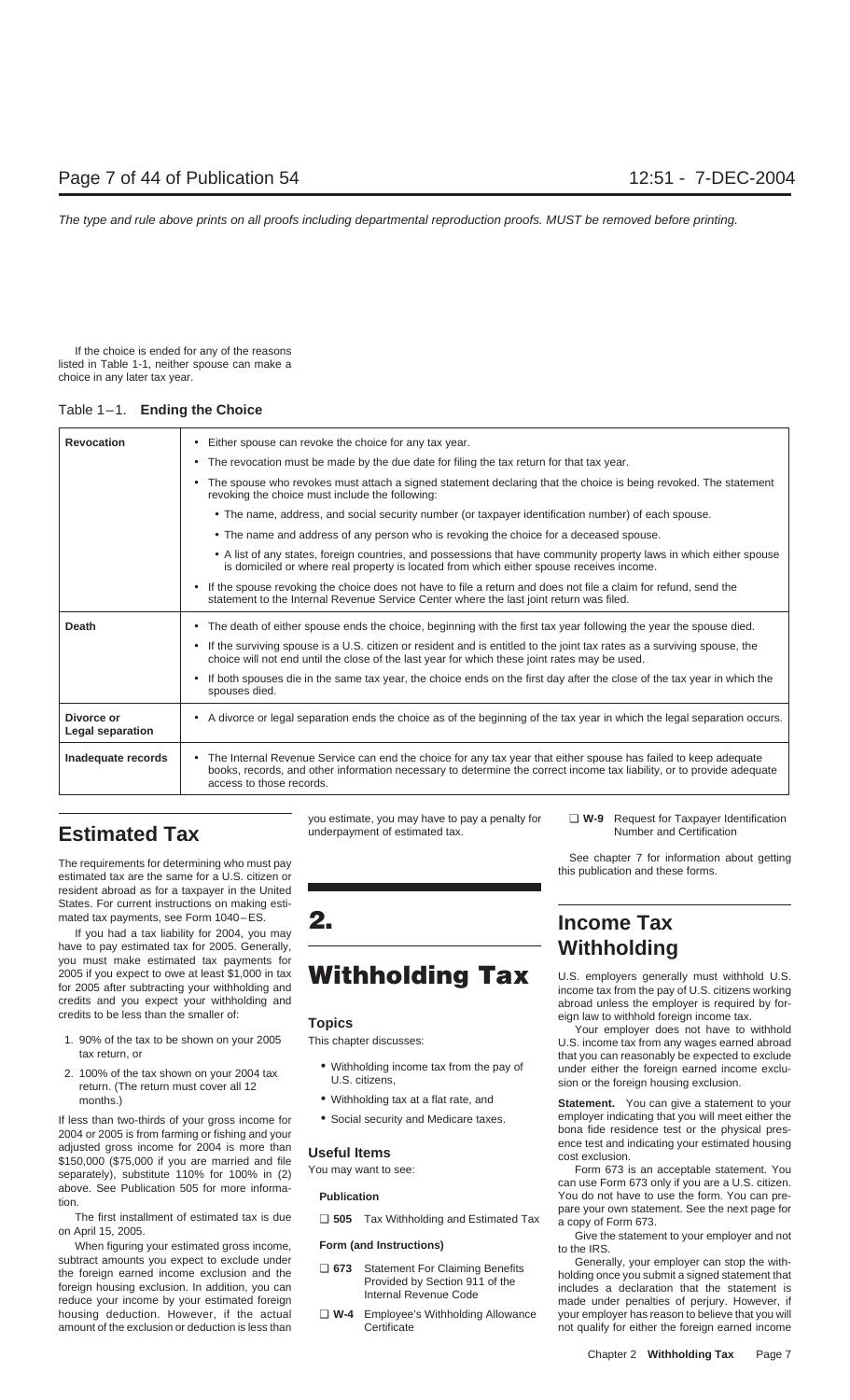If the choice is ended for any of the reasons listed in Table 1-1, neither spouse can make a choice in any later tax year.

Table 1–1. **Ending the Choice**

| | |
|---|---|
| **Revocation** | • Either spouse can revoke the choice for any tax year.<br>• The revocation must be made by the due date for filing the tax return for that tax year.<br>• The spouse who revokes must attach a signed statement declaring that the choice is being revoked. The statement revoking the choice must include the following:<br>• The name, address, and social security number (or taxpayer identification number) of each spouse.<br>• The name and address of any person who is revoking the choice for a deceased spouse.<br>• A list of any states, foreign countries, and possessions that have community property laws in which either spouse is domiciled or where real property is located from which either spouse receives income.<br>• If the spouse revoking the choice does not have to file a return and does not file a claim for refund, send the statement to the Internal Revenue Service Center where the last joint return was filed. |
| **Death** | • The death of either spouse ends the choice, beginning with the first tax year following the year the spouse died.<br>• If the surviving spouse is a U.S. citizen or resident and is entitled to the joint tax rates as a surviving spouse, the choice will not end until the close of the last year for which these joint rates may be used.<br>• If both spouses die in the same tax year, the choice ends on the first day after the close of the tax year in which the spouses died. |
| **Divorce or Legal separation** | • A divorce or legal separation ends the choice as of the beginning of the tax year in which the legal separation occurs. |
| **Inadequate records** | • The Internal Revenue Service can end the choice for any tax year that either spouse has failed to keep adequate books, records, and other information necessary to determine the correct income tax liability, or to provide adequate access to those records. |

## Estimated Tax

The requirements for determining who must pay estimated tax are the same for a U.S. citizen or resident abroad as for a taxpayer in the United States. For current instructions on making estimated tax payments, see Form 1040–ES.

If you had a tax liability for 2004, you may have to pay estimated tax for 2005. Generally, you must make estimated tax payments for 2005 if you expect to owe at least $1,000 in tax for 2005 after subtracting your withholding and credits and you expect your withholding and credits to be less than the smaller of:

1. 90% of the tax to be shown on your 2005 tax return, or
2. 100% of the tax shown on your 2004 tax return. (The return must cover all 12 months.)

If less than two-thirds of your gross income for 2004 or 2005 is from farming or fishing and your adjusted gross income for 2004 is more than $150,000 ($75,000 if you are married and file separately), substitute 110% for 100% in (2) above. See Publication 505 for more information.

The first installment of estimated tax is due on April 15, 2005.

When figuring your estimated gross income, subtract amounts you expect to exclude under the foreign earned income exclusion and the foreign housing exclusion. In addition, you can reduce your income by your estimated foreign housing deduction. However, if the actual amount of the exclusion or deduction is less than you estimate, you may have to pay a penalty for underpayment of estimated tax.

# 2. Withholding Tax

### Topics

This chapter discusses:

- Withholding income tax from the pay of U.S. citizens,
- Withholding tax at a flat rate, and
- Social security and Medicare taxes.

### Useful Items

You may want to see:

**Publication**

- ❑ **505** Tax Withholding and Estimated Tax

**Form (and Instructions)**

- ❑ **673** Statement For Claiming Benefits Provided by Section 911 of the Internal Revenue Code
- ❑ **W-4** Employee's Withholding Allowance Certificate
- ❑ **W-9** Request for Taxpayer Identification Number and Certification

See chapter 7 for information about getting this publication and these forms.

## Income Tax Withholding

U.S. employers generally must withhold U.S. income tax from the pay of U.S. citizens working abroad unless the employer is required by foreign law to withhold foreign income tax.

Your employer does not have to withhold U.S. income tax from any wages earned abroad that you can reasonably be expected to exclude under either the foreign earned income exclusion or the foreign housing exclusion.

**Statement.** You can give a statement to your employer indicating that you will meet either the bona fide residence test or the physical presence test and indicating your estimated housing cost exclusion.

Form 673 is an acceptable statement. You can use Form 673 only if you are a U.S. citizen. You do not have to use the form. You can prepare your own statement. See the next page for a copy of Form 673.

Give the statement to your employer and not to the IRS.

Generally, your employer can stop the withholding once you submit a signed statement that includes a declaration that the statement is made under penalties of perjury. However, if your employer has reason to believe that you will not qualify for either the foreign earned income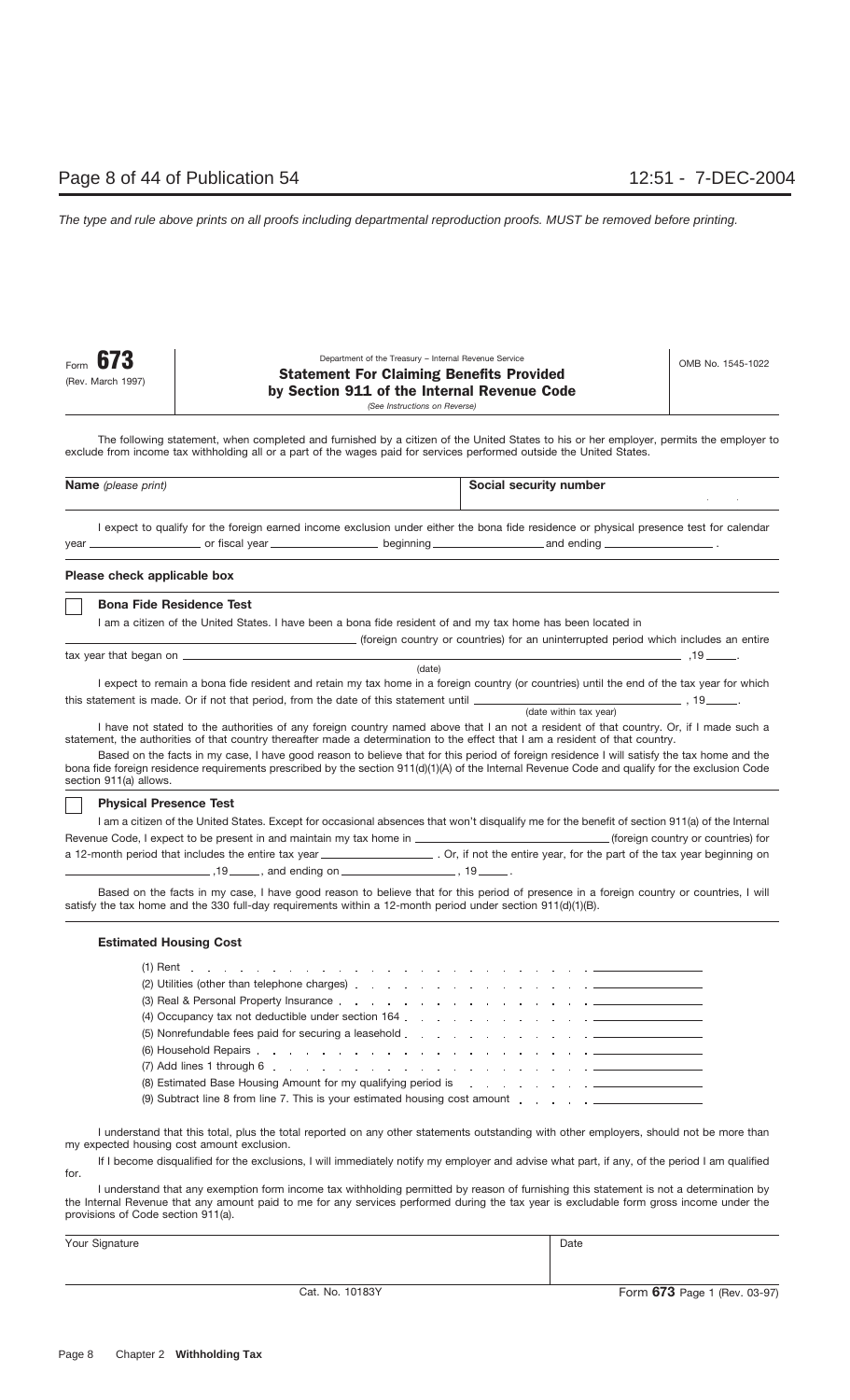Form **673** (Rev. March 1997)

Department of the Treasury – Internal Revenue Service

# Statement For Claiming Benefits Provided by Section 911 of the Internal Revenue Code

*(See Instructions on Reverse)*

OMB No. 1545-1022

The following statement, when completed and furnished by a citizen of the United States to his or her employer, permits the employer to exclude from income tax withholding all or a part of the wages paid for services performed outside the United States.

| **Name** *(please print)* | **Social security number** |
|---|---|
| | |

I expect to qualify for the foreign earned income exclusion under either the bona fide residence or physical presence test for calendar year __________ or fiscal year __________ beginning __________ and ending __________ .

**Please check applicable box**

☐ **Bona Fide Residence Test**

I am a citizen of the United States. I have been a bona fide resident of and my tax home has been located in __________ (foreign country or countries) for an uninterrupted period which includes an entire tax year that began on __________ (date) ,19 ____.

I expect to remain a bona fide resident and retain my tax home in a foreign country (or countries) until the end of the tax year for which this statement is made. Or if not that period, from the date of this statement until __________ (date within tax year) , 19____.

I have not stated to the authorities of any foreign country named above that I an not a resident of that country. Or, if I made such a statement, the authorities of that country thereafter made a determination to the effect that I am a resident of that country.

Based on the facts in my case, I have good reason to believe that for this period of foreign residence I will satisfy the tax home and the bona fide foreign residence requirements prescribed by the section 911(d)(1)(A) of the Internal Revenue Code and qualify for the exclusion Code section 911(a) allows.

☐ **Physical Presence Test**

I am a citizen of the United States. Except for occasional absences that won't disqualify me for the benefit of section 911(a) of the Internal Revenue Code, I expect to be present in and maintain my tax home in __________ (foreign country or countries) for a 12-month period that includes the entire tax year __________ . Or, if not the entire year, for the part of the tax year beginning on __________ ,19____, and ending on __________ , 19____.

Based on the facts in my case, I have good reason to believe that for this period of presence in a foreign country or countries, I will satisfy the tax home and the 330 full-day requirements within a 12-month period under section 911(d)(1)(B).

**Estimated Housing Cost**

(1) Rent . . . . . . . . . . . . . . . . . . . . . . . . . . . __________
(2) Utilities (other than telephone charges) . . . . . . . . . . . . . . . __________
(3) Real & Personal Property Insurance . . . . . . . . . . . . . . . . . . __________
(4) Occupancy tax not deductible under section 164 . . . . . . . . . . . . __________
(5) Nonrefundable fees paid for securing a leasehold . . . . . . . . . . . __________
(6) Household Repairs . . . . . . . . . . . . . . . . . . . . . . . __________
(7) Add lines 1 through 6 . . . . . . . . . . . . . . . . . . . . . . __________
(8) Estimated Base Housing Amount for my qualifying period is . . . . . . . . __________
(9) Subtract line 8 from line 7. This is your estimated housing cost amount . . . . . __________

I understand that this total, plus the total reported on any other statements outstanding with other employers, should not be more than my expected housing cost amount exclusion.

If I become disqualified for the exclusions, I will immediately notify my employer and advise what part, if any, of the period I am qualified for.

I understand that any exemption form income tax withholding permitted by reason of furnishing this statement is not a determination by the Internal Revenue that any amount paid to me for any services performed during the tax year is excludable form gross income under the provisions of Code section 911(a).

| Your Signature | Date |
|---|---|
| | |

Cat. No. 10183Y

Form **673** Page 1 (Rev. 03-97)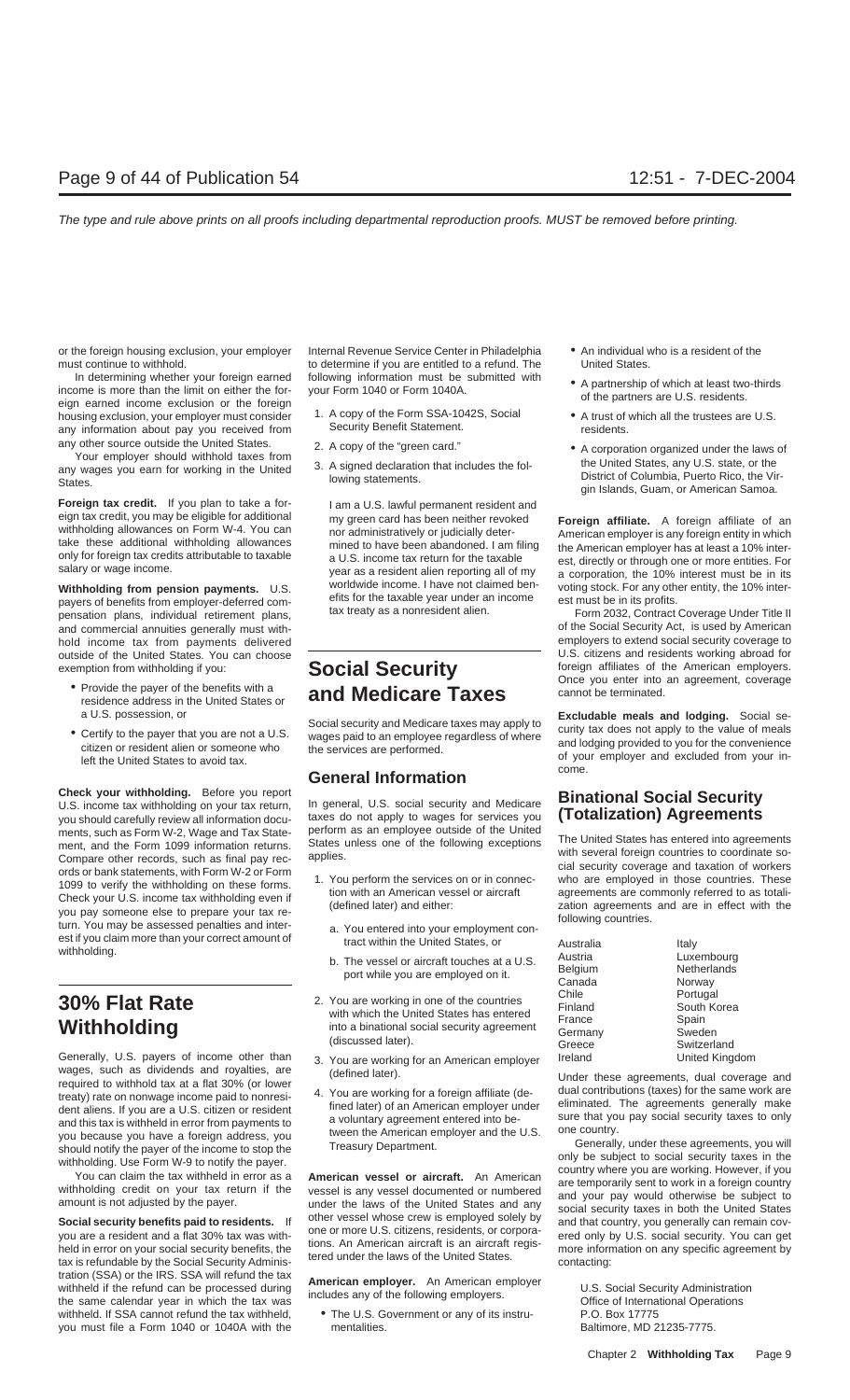or the foreign housing exclusion, your employer must continue to withhold.

In determining whether your foreign earned income is more than the limit on either the foreign earned income exclusion or the foreign housing exclusion, your employer must consider any information about pay you received from any other source outside the United States.

Your employer should withhold taxes from any wages you earn for working in the United States.

**Foreign tax credit.** If you plan to take a foreign tax credit, you may be eligible for additional withholding allowances on Form W-4. You can take these additional withholding allowances only for foreign tax credits attributable to taxable salary or wage income.

**Withholding from pension payments.** U.S. payers of benefits from employer-deferred compensation plans, individual retirement plans, and commercial annuities generally must withhold income tax from payments delivered outside of the United States. You can choose exemption from withholding if you:

- Provide the payer of the benefits with a residence address in the United States or a U.S. possession, or
- Certify to the payer that you are not a U.S. citizen or resident alien or someone who left the United States to avoid tax.

**Check your withholding.** Before you report U.S. income tax withholding on your tax return, you should carefully review all information documents, such as Form W-2, Wage and Tax Statement, and the Form 1099 information returns. Compare other records, such as final pay records or bank statements, with Form W-2 or Form 1099 to verify the withholding on these forms. Check your U.S. income tax withholding even if you pay someone else to prepare your tax return. You may be assessed penalties and interest if you claim more than your correct amount of withholding.

## 30% Flat Rate Withholding

Generally, U.S. payers of income other than wages, such as dividends and royalties, are required to withhold tax at a flat 30% (or lower treaty) rate on nonwage income paid to nonresident aliens. If you are a U.S. citizen or resident and this tax is withheld in error from payments to you because you have a foreign address, you should notify the payer of the income to stop the withholding. Use Form W-9 to notify the payer.

You can claim the tax withheld in error as a withholding credit on your tax return if the amount is not adjusted by the payer.

**Social security benefits paid to residents.** If you are a resident and a flat 30% tax was withheld in error on your social security benefits, the tax is refundable by the Social Security Administration (SSA) or the IRS. SSA will refund the tax withheld if the refund can be processed during the same calendar year in which the tax was withheld. If SSA cannot refund the tax withheld, you must file a Form 1040 or 1040A with the Internal Revenue Service Center in Philadelphia to determine if you are entitled to a refund. The following information must be submitted with your Form 1040 or Form 1040A.

1. A copy of the Form SSA-1042S, Social Security Benefit Statement.
2. A copy of the "green card."
3. A signed declaration that includes the following statements.

   I am a U.S. lawful permanent resident and my green card has been neither revoked nor administratively or judicially determined to have been abandoned. I am filing a U.S. income tax return for the taxable year as a resident alien reporting all of my worldwide income. I have not claimed benefits for the taxable year under an income tax treaty as a nonresident alien.

## Social Security and Medicare Taxes

Social security and Medicare taxes may apply to wages paid to an employee regardless of where the services are performed.

### General Information

In general, U.S. social security and Medicare taxes do not apply to wages for services you perform as an employee outside of the United States unless one of the following exceptions applies.

1. You perform the services on or in connection with an American vessel or aircraft (defined later) and either:
   a. You entered into your employment contract within the United States, or
   b. The vessel or aircraft touches at a U.S. port while you are employed on it.
2. You are working in one of the countries with which the United States has entered into a binational social security agreement (discussed later).
3. You are working for an American employer (defined later).
4. You are working for a foreign affiliate (defined later) of an American employer under a voluntary agreement entered into between the American employer and the U.S. Treasury Department.

**American vessel or aircraft.** An American vessel is any vessel documented or numbered under the laws of the United States and any other vessel whose crew is employed solely by one or more U.S. citizens, residents, or corporations. An American aircraft is an aircraft registered under the laws of the United States.

**American employer.** An American employer includes any of the following employers.

- The U.S. Government or any of its instrumentalities.
- An individual who is a resident of the United States.
- A partnership of which at least two-thirds of the partners are U.S. residents.
- A trust of which all the trustees are U.S. residents.
- A corporation organized under the laws of the United States, any U.S. state, or the District of Columbia, Puerto Rico, the Virgin Islands, Guam, or American Samoa.

**Foreign affiliate.** A foreign affiliate of an American employer is any foreign entity in which the American employer has at least a 10% interest, directly or through one or more entities. For a corporation, the 10% interest must be in its voting stock. For any other entity, the 10% interest must be in its profits.

Form 2032, Contract Coverage Under Title II of the Social Security Act, is used by American employers to extend social security coverage to U.S. citizens and residents working abroad for foreign affiliates of the American employers. Once you enter into an agreement, coverage cannot be terminated.

**Excludable meals and lodging.** Social security tax does not apply to the value of meals and lodging provided to you for the convenience of your employer and excluded from your income.

## Binational Social Security (Totalization) Agreements

The United States has entered into agreements with several foreign countries to coordinate social security coverage and taxation of workers who are employed in those countries. These agreements are commonly referred to as totalization agreements and are in effect with the following countries.

| | |
|---|---|
| Australia | Italy |
| Austria | Luxembourg |
| Belgium | Netherlands |
| Canada | Norway |
| Chile | Portugal |
| Finland | South Korea |
| France | Spain |
| Germany | Sweden |
| Greece | Switzerland |
| Ireland | United Kingdom |

Under these agreements, dual coverage and dual contributions (taxes) for the same work are eliminated. The agreements generally make sure that you pay social security taxes to only one country.

Generally, under these agreements, you will only be subject to social security taxes in the country where you are working. However, if you are temporarily sent to work in a foreign country and your pay would otherwise be subject to social security taxes in both the United States and that country, you generally can remain covered only by U.S. social security. You can get more information on any specific agreement by contacting:

U.S. Social Security Administration
Office of International Operations
P.O. Box 17775
Baltimore, MD 21235-7775.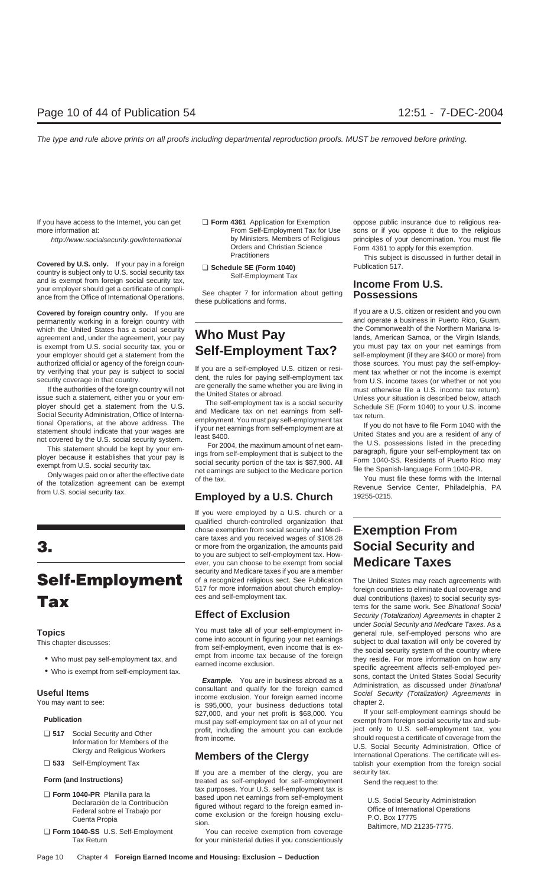If you have access to the Internet, you can get more information at:

*http://www.socialsecurity.gov/international*

**Covered by U.S. only.** If your pay in a foreign country is subject only to U.S. social security tax and is exempt from foreign social security tax, your employer should get a certificate of compliance from the Office of International Operations.

**Covered by foreign country only.** If you are permanently working in a foreign country with which the United States has a social security agreement and, under the agreement, your pay is exempt from U.S. social security tax, you or your employer should get a statement from the authorized official or agency of the foreign country verifying that your pay is subject to social security coverage in that country.

If the authorities of the foreign country will not issue such a statement, either you or your employer should get a statement from the U.S. Social Security Administration, Office of International Operations, at the above address. The statement should indicate that your wages are not covered by the U.S. social security system.

This statement should be kept by your employer because it establishes that your pay is exempt from U.S. social security tax.

Only wages paid on or after the effective date of the totalization agreement can be exempt from U.S. social security tax.

# 3. Self-Employment Tax

## Topics

This chapter discusses:

- Who must pay self-employment tax, and
- Who is exempt from self-employment tax.

## Useful Items

You may want to see:

**Publication**

- ❑ **517** Social Security and Other Information for Members of the Clergy and Religious Workers
- ❑ **533** Self-Employment Tax

**Form (and Instructions)**

- ❑ **Form 1040-PR** Planilla para la Declaración de la Contribución Federal sobre el Trabajo por Cuenta Propia
- ❑ **Form 1040-SS** U.S. Self-Employment Tax Return
- ❑ **Form 4361** Application for Exemption From Self-Employment Tax for Use by Ministers, Members of Religious Orders and Christian Science Practitioners
- ❑ **Schedule SE (Form 1040)** Self-Employment Tax

See chapter 7 for information about getting these publications and forms.

# Who Must Pay Self-Employment Tax?

If you are a self-employed U.S. citizen or resident, the rules for paying self-employment tax are generally the same whether you are living in the United States or abroad.

The self-employment tax is a social security and Medicare tax on net earnings from self-employment. You must pay self-employment tax if your net earnings from self-employment are at least $400.

For 2004, the maximum amount of net earnings from self-employment that is subject to the social security portion of the tax is $87,900. All net earnings are subject to the Medicare portion of the tax.

## Employed by a U.S. Church

If you were employed by a U.S. church or a qualified church-controlled organization that chose exemption from social security and Medicare taxes and you received wages of $108.28 or more from the organization, the amounts paid to you are subject to self-employment tax. However, you can choose to be exempt from social security and Medicare taxes if you are a member of a recognized religious sect. See Publication 517 for more information about church employees and self-employment tax.

## Effect of Exclusion

You must take all of your self-employment income into account in figuring your net earnings from self-employment, even income that is exempt from income tax because of the foreign earned income exclusion.

***Example.*** You are in business abroad as a consultant and qualify for the foreign earned income exclusion. Your foreign earned income is $95,000, your business deductions total $27,000, and your net profit is $68,000. You must pay self-employment tax on all of your net profit, including the amount you can exclude from income.

## Members of the Clergy

If you are a member of the clergy, you are treated as self-employed for self-employment tax purposes. Your U.S. self-employment tax is based upon net earnings from self-employment figured without regard to the foreign earned income exclusion or the foreign housing exclusion.

You can receive exemption from coverage for your ministerial duties if you conscientiously oppose public insurance due to religious reasons or if you oppose it due to the religious principles of your denomination. You must file Form 4361 to apply for this exemption.

This subject is discussed in further detail in Publication 517.

## Income From U.S. Possessions

If you are a U.S. citizen or resident and you own and operate a business in Puerto Rico, Guam, the Commonwealth of the Northern Mariana Islands, American Samoa, or the Virgin Islands, you must pay tax on your net earnings from self-employment (if they are $400 or more) from those sources. You must pay the self-employment tax whether or not the income is exempt from U.S. income taxes (or whether or not you must otherwise file a U.S. income tax return). Unless your situation is described below, attach Schedule SE (Form 1040) to your U.S. income tax return.

If you do not have to file Form 1040 with the United States and you are a resident of any of the U.S. possessions listed in the preceding paragraph, figure your self-employment tax on Form 1040-SS. Residents of Puerto Rico may file the Spanish-language Form 1040-PR.

You must file these forms with the Internal Revenue Service Center, Philadelphia, PA 19255-0215.

# Exemption From Social Security and Medicare Taxes

The United States may reach agreements with foreign countries to eliminate dual coverage and dual contributions (taxes) to social security systems for the same work. See *Binational Social Security (Totalization) Agreements* in chapter 2 under *Social Security and Medicare Taxes.* As a general rule, self-employed persons who are subject to dual taxation will only be covered by the social security system of the country where they reside. For more information on how any specific agreement affects self-employed persons, contact the United States Social Security Administration, as discussed under *Binational Social Security (Totalization) Agreements* in chapter 2.

If your self-employment earnings should be exempt from foreign social security tax and subject only to U.S. self-employment tax, you should request a certificate of coverage from the U.S. Social Security Administration, Office of International Operations. The certificate will establish your exemption from the foreign social security tax.

Send the request to the:

U.S. Social Security Administration
Office of International Operations
P.O. Box 17775
Baltimore, MD 21235-7775.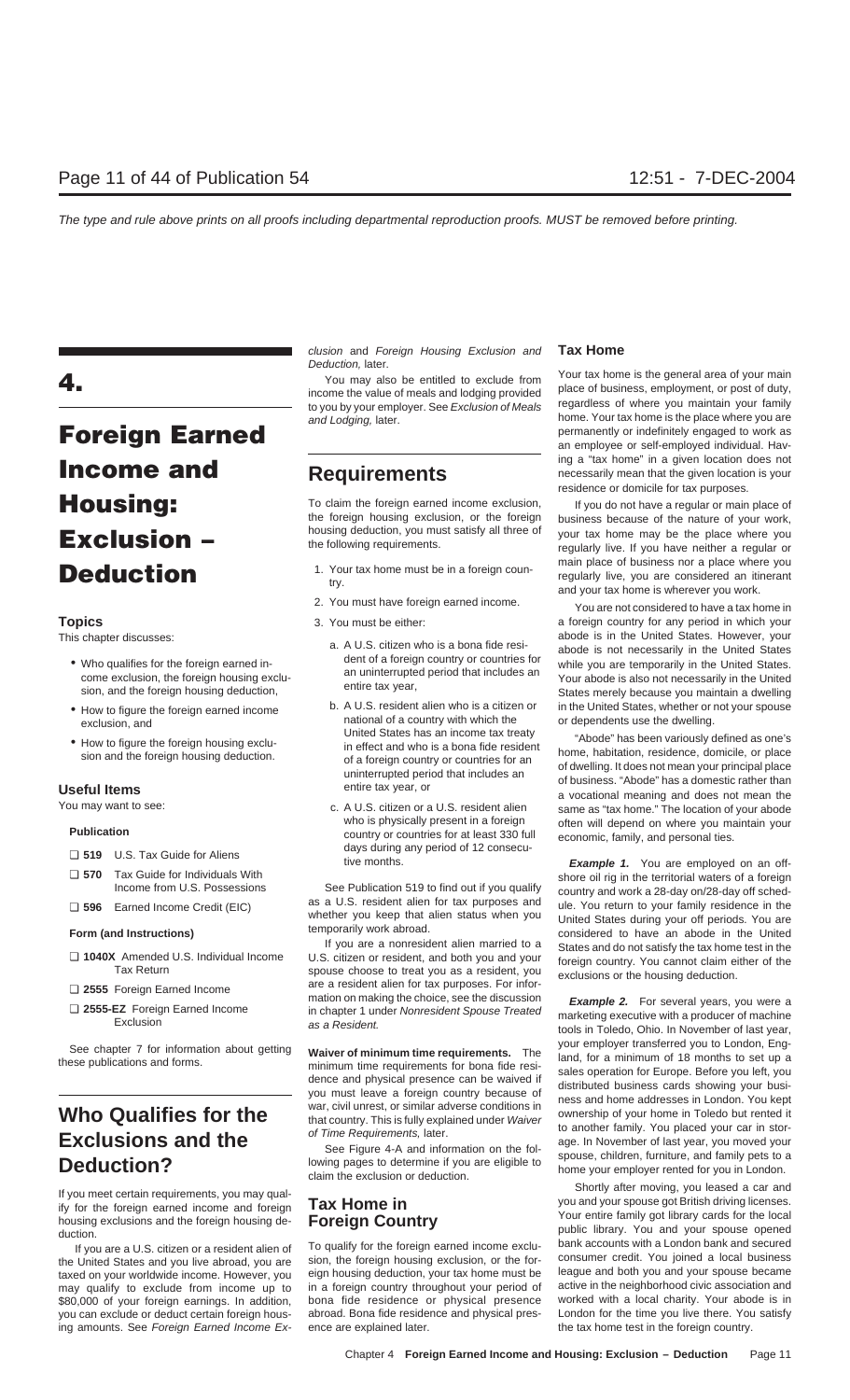# 4.

# Foreign Earned Income and Housing: Exclusion – Deduction

## Topics

This chapter discusses:

- Who qualifies for the foreign earned income exclusion, the foreign housing exclusion, and the foreign housing deduction,
- How to figure the foreign earned income exclusion, and
- How to figure the foreign housing exclusion and the foreign housing deduction.

## Useful Items

You may want to see:

**Publication**

- ❑ **519** U.S. Tax Guide for Aliens
- ❑ **570** Tax Guide for Individuals With Income from U.S. Possessions
- ❑ **596** Earned Income Credit (EIC)

**Form (and Instructions)**

- ❑ **1040X** Amended U.S. Individual Income Tax Return
- ❑ **2555** Foreign Earned Income
- ❑ **2555-EZ** Foreign Earned Income Exclusion

See chapter 7 for information about getting these publications and forms.

# Who Qualifies for the Exclusions and the Deduction?

If you meet certain requirements, you may qualify for the foreign earned income and foreign housing exclusions and the foreign housing deduction.

If you are a U.S. citizen or a resident alien of the United States and you live abroad, you are taxed on your worldwide income. However, you may qualify to exclude from income up to $80,000 of your foreign earnings. In addition, you can exclude or deduct certain foreign housing amounts. See *Foreign Earned Income Exclusion* and *Foreign Housing Exclusion and Deduction,* later.

You may also be entitled to exclude from income the value of meals and lodging provided to you by your employer. See *Exclusion of Meals and Lodging,* later.

## Requirements

To claim the foreign earned income exclusion, the foreign housing exclusion, or the foreign housing deduction, you must satisfy all three of the following requirements.

1. Your tax home must be in a foreign country.
2. You must have foreign earned income.
3. You must be either:
   a. A U.S. citizen who is a bona fide resident of a foreign country or countries for an uninterrupted period that includes an entire tax year,
   b. A U.S. resident alien who is a citizen or national of a country with which the United States has an income tax treaty in effect and who is a bona fide resident of a foreign country or countries for an uninterrupted period that includes an entire tax year, or
   c. A U.S. citizen or a U.S. resident alien who is physically present in a foreign country or countries for at least 330 full days during any period of 12 consecutive months.

See Publication 519 to find out if you qualify as a U.S. resident alien for tax purposes and whether you keep that alien status when you temporarily work abroad.

If you are a nonresident alien married to a U.S. citizen or resident, and both you and your spouse choose to treat you as a resident, you are a resident alien for tax purposes. For information on making the choice, see the discussion in chapter 1 under *Nonresident Spouse Treated as a Resident.*

**Waiver of minimum time requirements.** The minimum time requirements for bona fide residence and physical presence can be waived if you must leave a foreign country because of war, civil unrest, or similar adverse conditions in that country. This is fully explained under *Waiver of Time Requirements,* later.

See Figure 4-A and information on the following pages to determine if you are eligible to claim the exclusion or deduction.

## Tax Home in Foreign Country

To qualify for the foreign earned income exclusion, the foreign housing exclusion, or the foreign housing deduction, your tax home must be in a foreign country throughout your period of bona fide residence or physical presence abroad. Bona fide residence and physical presence are explained later.

### Tax Home

Your tax home is the general area of your main place of business, employment, or post of duty, regardless of where you maintain your family home. Your tax home is the place where you are permanently or indefinitely engaged to work as an employee or self-employed individual. Having a "tax home" in a given location does not necessarily mean that the given location is your residence or domicile for tax purposes.

If you do not have a regular or main place of business because of the nature of your work, your tax home may be the place where you regularly live. If you have neither a regular or main place of business nor a place where you regularly live, you are considered an itinerant and your tax home is wherever you work.

You are not considered to have a tax home in a foreign country for any period in which your abode is in the United States. However, your abode is not necessarily in the United States while you are temporarily in the United States. Your abode is also not necessarily in the United States merely because you maintain a dwelling in the United States, whether or not your spouse or dependents use the dwelling.

"Abode" has been variously defined as one's home, habitation, residence, domicile, or place of dwelling. It does not mean your principal place of business. "Abode" has a domestic rather than a vocational meaning and does not mean the same as "tax home." The location of your abode often will depend on where you maintain your economic, family, and personal ties.

***Example 1.*** You are employed on an offshore oil rig in the territorial waters of a foreign country and work a 28-day on/28-day off schedule. You return to your family residence in the United States during your off periods. You are considered to have an abode in the United States and do not satisfy the tax home test in the foreign country. You cannot claim either of the exclusions or the housing deduction.

***Example 2.*** For several years, you were a marketing executive with a producer of machine tools in Toledo, Ohio. In November of last year, your employer transferred you to London, England, for a minimum of 18 months to set up a sales operation for Europe. Before you left, you distributed business cards showing your business and home addresses in London. You kept ownership of your home in Toledo but rented it to another family. You placed your car in storage. In November of last year, you moved your spouse, children, furniture, and family pets to a home your employer rented for you in London.

Shortly after moving, you leased a car and you and your spouse got British driving licenses. Your entire family got library cards for the local public library. You and your spouse opened bank accounts with a London bank and secured consumer credit. You joined a local business league and both you and your spouse became active in the neighborhood civic association and worked with a local charity. Your abode is in London for the time you live there. You satisfy the tax home test in the foreign country.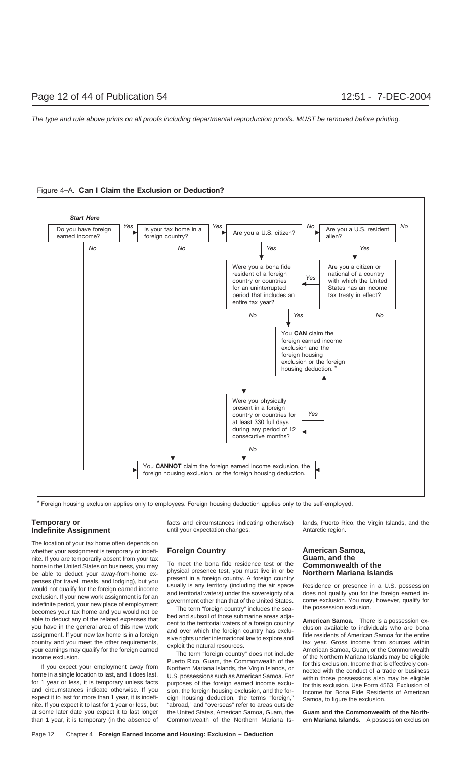Figure 4–A. **Can I Claim the Exclusion or Deduction?**

*Start Here*

- Do you have foreign earned income?
  - *No* → You **CANNOT** claim the foreign earned income exclusion, the foreign housing exclusion, or the foreign housing deduction.
  - *Yes* → Is your tax home in a foreign country?
    - *No* → You **CANNOT** claim the foreign earned income exclusion, the foreign housing exclusion, or the foreign housing deduction.
    - *Yes* → Are you a U.S. citizen?
      - *Yes* → Were you a bona fide resident of a foreign country or countries for an uninterrupted period that includes an entire tax year?
      - *No* → Are you a U.S. resident alien?
        - *No* → You **CANNOT** claim the foreign earned income exclusion, the foreign housing exclusion, or the foreign housing deduction.
        - *Yes* → Are you a citizen or national of a country with which the United States has an income tax treaty in effect?
          - *Yes* → Were you a bona fide resident of a foreign country or countries for an uninterrupted period that includes an entire tax year?
          - *No* → Were you physically present in a foreign country or countries for at least 330 full days during any period of 12 consecutive months?

- Were you a bona fide resident of a foreign country or countries for an uninterrupted period that includes an entire tax year?
  - *Yes* → You **CAN** claim the foreign earned income exclusion and the foreign housing exclusion or the foreign housing deduction.*
  - *No* → Were you physically present in a foreign country or countries for at least 330 full days during any period of 12 consecutive months?

- Were you physically present in a foreign country or countries for at least 330 full days during any period of 12 consecutive months?
  - *Yes* → You **CAN** claim the foreign earned income exclusion and the foreign housing exclusion or the foreign housing deduction.*
  - *No* → You **CANNOT** claim the foreign earned income exclusion, the foreign housing exclusion, or the foreign housing deduction.

* Foreign housing exclusion applies only to employees. Foreign housing deduction applies only to the self-employed.

## Temporary or Indefinite Assignment

The location of your tax home often depends on whether your assignment is temporary or indefinite. If you are temporarily absent from your tax home in the United States on business, you may be able to deduct your away-from-home expenses (for travel, meals, and lodging), but you would not qualify for the foreign earned income exclusion. If your new work assignment is for an indefinite period, your new place of employment becomes your tax home and you would not be able to deduct any of the related expenses that you have in the general area of this new work assignment. If your new tax home is in a foreign country and you meet the other requirements, your earnings may qualify for the foreign earned income exclusion.

If you expect your employment away from home in a single location to last, and it does last, for 1 year or less, it is temporary unless facts and circumstances indicate otherwise. If you expect it to last for more than 1 year, it is indefinite. If you expect it to last for 1 year or less, but at some later date you expect it to last longer than 1 year, it is temporary (in the absence of facts and circumstances indicating otherwise) until your expectation changes.

## Foreign Country

To meet the bona fide residence test or the physical presence test, you must live in or be present in a foreign country. A foreign country usually is any territory (including the air space and territorial waters) under the sovereignty of a government other than that of the United States.

The term "foreign country" includes the seabed and subsoil of those submarine areas adjacent to the territorial waters of a foreign country and over which the foreign country has exclusive rights under international law to explore and exploit the natural resources.

The term "foreign country" does not include Puerto Rico, Guam, the Commonwealth of the Northern Mariana Islands, the Virgin Islands, or U.S. possessions such as American Samoa. For purposes of the foreign earned income exclusion, the foreign housing exclusion, and the foreign housing deduction, the terms "foreign," "abroad," and "overseas" refer to areas outside the United States, American Samoa, Guam, the Commonwealth of the Northern Mariana Islands, Puerto Rico, the Virgin Islands, and the Antarctic region.

## American Samoa, Guam, and the Commonwealth of the Northern Mariana Islands

Residence or presence in a U.S. possession does not qualify you for the foreign earned income exclusion. You may, however, qualify for the possession exclusion.

**American Samoa.** There is a possession exclusion available to individuals who are bona fide residents of American Samoa for the entire tax year. Gross income from sources within American Samoa, Guam, or the Commonwealth of the Northern Mariana Islands may be eligible for this exclusion. Income that is effectively connected with the conduct of a trade or business within those possessions also may be eligible for this exclusion. Use Form 4563, Exclusion of Income for Bona Fide Residents of American Samoa, to figure the exclusion.

**Guam and the Commonwealth of the Northern Mariana Islands.** A possession exclusion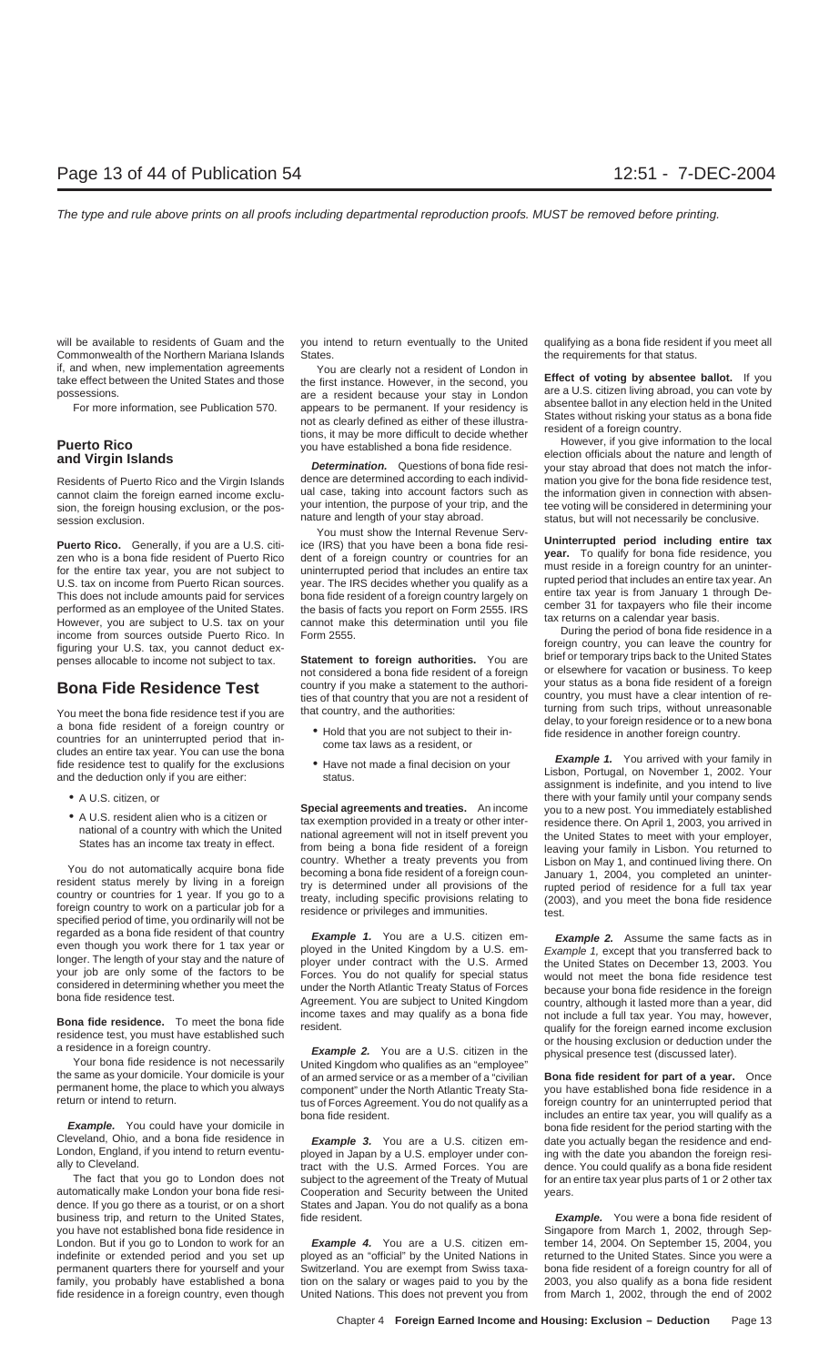will be available to residents of Guam and the Commonwealth of the Northern Mariana Islands if, and when, new implementation agreements take effect between the United States and those possessions.

For more information, see Publication 570.

## Puerto Rico and Virgin Islands

Residents of Puerto Rico and the Virgin Islands cannot claim the foreign earned income exclusion, the foreign housing exclusion, or the possession exclusion.

**Puerto Rico.** Generally, if you are a U.S. citizen who is a bona fide resident of Puerto Rico for the entire tax year, you are not subject to U.S. tax on income from Puerto Rican sources. This does not include amounts paid for services performed as an employee of the United States. However, you are subject to U.S. tax on your income from sources outside Puerto Rico. In figuring your U.S. tax, you cannot deduct expenses allocable to income not subject to tax.

## Bona Fide Residence Test

You meet the bona fide residence test if you are a bona fide resident of a foreign country or countries for an uninterrupted period that includes an entire tax year. You can use the bona fide residence test to qualify for the exclusions and the deduction only if you are either:

- A U.S. citizen, or
- A U.S. resident alien who is a citizen or national of a country with which the United States has an income tax treaty in effect.

You do not automatically acquire bona fide resident status merely by living in a foreign country or countries for 1 year. If you go to a foreign country to work on a particular job for a specified period of time, you ordinarily will not be regarded as a bona fide resident of that country even though you work there for 1 tax year or longer. The length of your stay and the nature of your job are only some of the factors to be considered in determining whether you meet the bona fide residence test.

**Bona fide residence.** To meet the bona fide residence test, you must have established such a residence in a foreign country.

Your bona fide residence is not necessarily the same as your domicile. Your domicile is your permanent home, the place to which you always return or intend to return.

***Example.*** You could have your domicile in Cleveland, Ohio, and a bona fide residence in London, England, if you intend to return eventually to Cleveland.

The fact that you go to London does not automatically make London your bona fide residence. If you go there as a tourist, or on a short business trip, and return to the United States, you have not established bona fide residence in London. But if you go to London to work for an indefinite or extended period and you set up permanent quarters there for yourself and your family, you probably have established a bona fide residence in a foreign country, even though you intend to return eventually to the United States.

You are clearly not a resident of London in the first instance. However, in the second, you are a resident because your stay in London appears to be permanent. If your residency is not as clearly defined as either of these illustrations, it may be more difficult to decide whether you have established a bona fide residence.

***Determination.*** Questions of bona fide residence are determined according to each individual case, taking into account factors such as your intention, the purpose of your trip, and the nature and length of your stay abroad.

You must show the Internal Revenue Service (IRS) that you have been a bona fide resident of a foreign country or countries for an uninterrupted period that includes an entire tax year. The IRS decides whether you qualify as a bona fide resident of a foreign country largely on the basis of facts you report on Form 2555. IRS cannot make this determination until you file Form 2555.

**Statement to foreign authorities.** You are not considered a bona fide resident of a foreign country if you make a statement to the authorities of that country that you are not a resident of that country, and the authorities:

- Hold that you are not subject to their income tax laws as a resident, or
- Have not made a final decision on your status.

**Special agreements and treaties.** An income tax exemption provided in a treaty or other international agreement will not in itself prevent you from being a bona fide resident of a foreign country. Whether a treaty prevents you from becoming a bona fide resident of a foreign country is determined under all provisions of the treaty, including specific provisions relating to residence or privileges and immunities.

***Example 1.*** You are a U.S. citizen employed in the United Kingdom by a U.S. employer under contract with the U.S. Armed Forces. You do not qualify for special status under the North Atlantic Treaty Status of Forces Agreement. You are subject to United Kingdom income taxes and may qualify as a bona fide resident.

***Example 2.*** You are a U.S. citizen in the United Kingdom who qualifies as an "employee" of an armed service or as a member of a "civilian component" under the North Atlantic Treaty Status of Forces Agreement. You do not qualify as a bona fide resident.

***Example 3.*** You are a U.S. citizen employed in Japan by a U.S. employer under contract with the U.S. Armed Forces. You are subject to the agreement of the Treaty of Mutual Cooperation and Security between the United States and Japan. You do not qualify as a bona fide resident.

***Example 4.*** You are a U.S. citizen employed as an "official" by the United Nations in Switzerland. You are exempt from Swiss taxation on the salary or wages paid to you by the United Nations. This does not prevent you from qualifying as a bona fide resident if you meet all the requirements for that status.

**Effect of voting by absentee ballot.** If you are a U.S. citizen living abroad, you can vote by absentee ballot in any election held in the United States without risking your status as a bona fide resident of a foreign country.

However, if you give information to the local election officials about the nature and length of your stay abroad that does not match the information you give for the bona fide residence test, the information given in connection with absentee voting will be considered in determining your status, but will not necessarily be conclusive.

**Uninterrupted period including entire tax year.** To qualify for bona fide residence, you must reside in a foreign country for an uninterrupted period that includes an entire tax year. An entire tax year is from January 1 through December 31 for taxpayers who file their income tax returns on a calendar year basis.

During the period of bona fide residence in a foreign country, you can leave the country for brief or temporary trips back to the United States or elsewhere for vacation or business. To keep your status as a bona fide resident of a foreign country, you must have a clear intention of returning from such trips, without unreasonable delay, to your foreign residence or to a new bona fide residence in another foreign country.

***Example 1.*** You arrived with your family in Lisbon, Portugal, on November 1, 2002. Your assignment is indefinite, and you intend to live there with your family until your company sends you to a new post. You immediately established residence there. On April 1, 2003, you arrived in the United States to meet with your employer, leaving your family in Lisbon. You returned to Lisbon on May 1, and continued living there. On January 1, 2004, you completed an uninterrupted period of residence for a full tax year (2003), and you meet the bona fide residence test.

***Example 2.*** Assume the same facts as in *Example 1*, except that you transferred back to the United States on December 13, 2003. You would not meet the bona fide residence test because your bona fide residence in the foreign country, although it lasted more than a year, did not include a full tax year. You may, however, qualify for the foreign earned income exclusion or the housing exclusion or deduction under the physical presence test (discussed later).

**Bona fide resident for part of a year.** Once you have established bona fide residence in a foreign country for an uninterrupted period that includes an entire tax year, you will qualify as a bona fide resident for the period starting with the date you actually began the residence and ending with the date you abandon the foreign residence. You could qualify as a bona fide resident for an entire tax year plus parts of 1 or 2 other tax years.

***Example.*** You were a bona fide resident of Singapore from March 1, 2002, through September 14, 2004. On September 15, 2004, you returned to the United States. Since you were a bona fide resident of a foreign country for all of 2003, you also qualify as a bona fide resident from March 1, 2002, through the end of 2002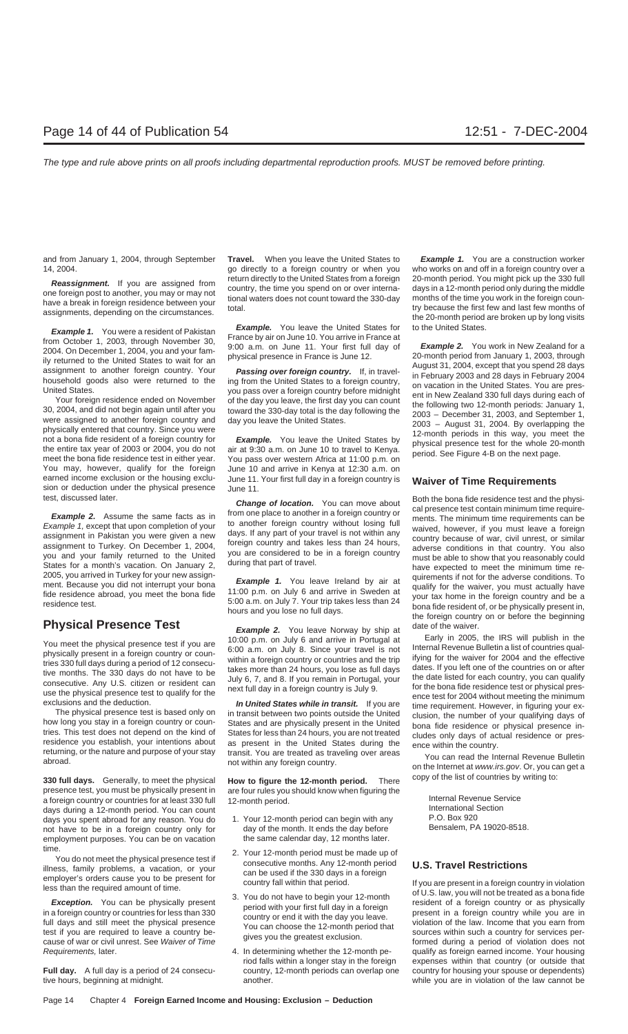and from January 1, 2004, through September 14, 2004.

***Reassignment.*** If you are assigned from one foreign post to another, you may or may not have a break in foreign residence between your assignments, depending on the circumstances.

***Example 1.*** You were a resident of Pakistan from October 1, 2003, through November 30, 2004. On December 1, 2004, you and your family returned to the United States to wait for an assignment to another foreign country. Your household goods also were returned to the United States.

Your foreign residence ended on November 30, 2004, and did not begin again until after you were assigned to another foreign country and physically entered that country. Since you were not a bona fide resident of a foreign country for the entire tax year of 2003 or 2004, you do not meet the bona fide residence test in either year. You may, however, qualify for the foreign earned income exclusion or the housing exclusion or deduction under the physical presence test, discussed later.

***Example 2.*** Assume the same facts as in *Example 1*, except that upon completion of your assignment in Pakistan you were given a new assignment to Turkey. On December 1, 2004, you and your family returned to the United States for a month's vacation. On January 2, 2005, you arrived in Turkey for your new assignment. Because you did not interrupt your bona fide residence abroad, you meet the bona fide residence test.

## Physical Presence Test

You meet the physical presence test if you are physically present in a foreign country or countries 330 full days during a period of 12 consecutive months. The 330 days do not have to be consecutive. Any U.S. citizen or resident can use the physical presence test to qualify for the exclusions and the deduction.

The physical presence test is based only on how long you stay in a foreign country or countries. This test does not depend on the kind of residence you establish, your intentions about returning, or the nature and purpose of your stay abroad.

**330 full days.** Generally, to meet the physical presence test, you must be physically present in a foreign country or countries for at least 330 full days during a 12-month period. You can count days you spent abroad for any reason. You do not have to be in a foreign country only for employment purposes. You can be on vacation time.

You do not meet the physical presence test if illness, family problems, a vacation, or your employer's orders cause you to be present for less than the required amount of time.

***Exception.*** You can be physically present in a foreign country or countries for less than 330 full days and still meet the physical presence test if you are required to leave a country because of war or civil unrest. See *Waiver of Time Requirements,* later.

**Full day.** A full day is a period of 24 consecutive hours, beginning at midnight.

**Travel.** When you leave the United States to go directly to a foreign country or when you return directly to the United States from a foreign country, the time you spend on or over international waters does not count toward the 330-day total.

***Example.*** You leave the United States for France by air on June 10. You arrive in France at 9:00 a.m. on June 11. Your first full day of physical presence in France is June 12.

***Passing over foreign country.*** If, in traveling from the United States to a foreign country, you pass over a foreign country before midnight of the day you leave, the first day you can count toward the 330-day total is the day following the day you leave the United States.

***Example.*** You leave the United States by air at 9:30 a.m. on June 10 to travel to Kenya. You pass over western Africa at 11:00 p.m. on June 10 and arrive in Kenya at 12:30 a.m. on June 11. Your first full day in a foreign country is June 11.

***Change of location.*** You can move about from one place to another in a foreign country or to another foreign country without losing full days. If any part of your travel is not within any foreign country and takes less than 24 hours, you are considered to be in a foreign country during that part of travel.

***Example 1.*** You leave Ireland by air at 11:00 p.m. on July 6 and arrive in Sweden at 5:00 a.m. on July 7. Your trip takes less than 24 hours and you lose no full days.

***Example 2.*** You leave Norway by ship at 10:00 p.m. on July 6 and arrive in Portugal at 6:00 a.m. on July 8. Since your travel is not within a foreign country or countries and the trip takes more than 24 hours, you lose as full days July 6, 7, and 8. If you remain in Portugal, your next full day in a foreign country is July 9.

***In United States while in transit.*** If you are in transit between two points outside the United States and are physically present in the United States for less than 24 hours, you are not treated as present in the United States during the transit. You are treated as traveling over areas not within any foreign country.

**How to figure the 12-month period.** There are four rules you should know when figuring the 12-month period.

1. Your 12-month period can begin with any day of the month. It ends the day before the same calendar day, 12 months later.
2. Your 12-month period must be made up of consecutive months. Any 12-month period can be used if the 330 days in a foreign country fall within that period.
3. You do not have to begin your 12-month period with your first full day in a foreign country or end it with the day you leave. You can choose the 12-month period that gives you the greatest exclusion.
4. In determining whether the 12-month period falls within a longer stay in the foreign country, 12-month periods can overlap one another.

***Example 1.*** You are a construction worker who works on and off in a foreign country over a 20-month period. You might pick up the 330 full days in a 12-month period only during the middle months of the time you work in the foreign country because the first few and last few months of the 20-month period are broken up by long visits to the United States.

***Example 2.*** You work in New Zealand for a 20-month period from January 1, 2003, through August 31, 2004, except that you spend 28 days in February 2003 and 28 days in February 2004 on vacation in the United States. You are present in New Zealand 330 full days during each of the following two 12-month periods: January 1, 2003 – December 31, 2003, and September 1, 2003 – August 31, 2004. By overlapping the 12-month periods in this way, you meet the physical presence test for the whole 20-month period. See Figure 4-B on the next page.

## Waiver of Time Requirements

Both the bona fide residence test and the physical presence test contain minimum time requirements. The minimum time requirements can be waived, however, if you must leave a foreign country because of war, civil unrest, or similar adverse conditions in that country. You also must be able to show that you reasonably could have expected to meet the minimum time requirements if not for the adverse conditions. To qualify for the waiver, you must actually have your tax home in the foreign country and be a bona fide resident of, or be physically present in, the foreign country on or before the beginning date of the waiver.

Early in 2005, the IRS will publish in the Internal Revenue Bulletin a list of countries qualifying for the waiver for 2004 and the effective dates. If you left one of the countries on or after the date listed for each country, you can qualify for the bona fide residence test or physical presence test for 2004 without meeting the minimum time requirement. However, in figuring your exclusion, the number of your qualifying days of bona fide residence or physical presence includes only days of actual residence or presence within the country.

You can read the Internal Revenue Bulletin on the Internet at *www.irs.gov*. Or, you can get a copy of the list of countries by writing to:

Internal Revenue Service
International Section
P.O. Box 920
Bensalem, PA 19020-8518.

## U.S. Travel Restrictions

If you are present in a foreign country in violation of U.S. law, you will not be treated as a bona fide resident of a foreign country or as physically present in a foreign country while you are in violation of the law. Income that you earn from sources within such a country for services performed during a period of violation does not qualify as foreign earned income. Your housing expenses within that country (or outside that country for housing your spouse or dependents) while you are in violation of the law cannot be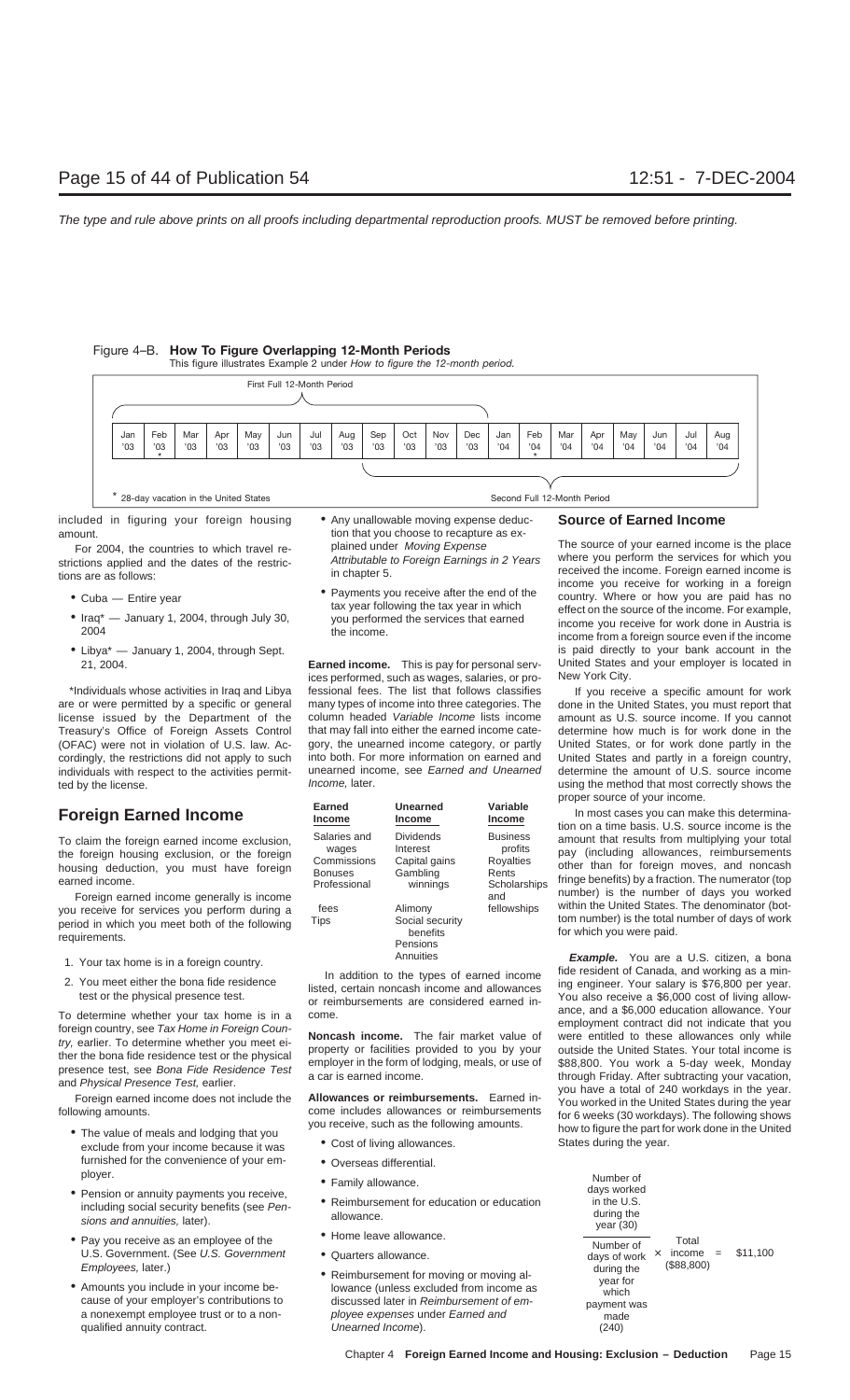Figure 4–B. **How To Figure Overlapping 12-Month Periods**

This figure illustrates Example 2 under *How to figure the 12-month period.*

| Jan '03 | Feb '03 * | Mar '03 | Apr '03 | May '03 | Jun '03 | Jul '03 | Aug '03 | Sep '03 | Oct '03 | Nov '03 | Dec '03 | Jan '04 | Feb '04 * | Mar '04 | Apr '04 | May '04 | Jun '04 | Jul '04 | Aug '04 |
|---|---|---|---|---|---|---|---|---|---|---|---|---|---|---|---|---|---|---|---|

First Full 12-Month Period: Jan '03 – Dec '03

Second Full 12-Month Period: Sep '03 – Aug '04

\* 28-day vacation in the United States

included in figuring your foreign housing amount.

For 2004, the countries to which travel restrictions applied and the dates of the restrictions are as follows:

- Cuba — Entire year
- Iraq* — January 1, 2004, through July 30, 2004
- Libya* — January 1, 2004, through Sept. 21, 2004.

*Individuals whose activities in Iraq and Libya are or were permitted by a specific or general license issued by the Department of the Treasury's Office of Foreign Assets Control (OFAC) were not in violation of U.S. law. Accordingly, the restrictions did not apply to such individuals with respect to the activities permitted by the license.

## Foreign Earned Income

To claim the foreign earned income exclusion, the foreign housing exclusion, or the foreign housing deduction, you must have foreign earned income.

Foreign earned income generally is income you receive for services you perform during a period in which you meet both of the following requirements.

1. Your tax home is in a foreign country.
2. You meet either the bona fide residence test or the physical presence test.

To determine whether your tax home is in a foreign country, see *Tax Home in Foreign Country,* earlier. To determine whether you meet either the bona fide residence test or the physical presence test, see *Bona Fide Residence Test* and *Physical Presence Test,* earlier.

Foreign earned income does not include the following amounts.

- The value of meals and lodging that you exclude from your income because it was furnished for the convenience of your employer.
- Pension or annuity payments you receive, including social security benefits (see *Pensions and annuities,* later).
- Pay you receive as an employee of the U.S. Government. (See *U.S. Government Employees,* later.)
- Amounts you include in your income because of your employer's contributions to a nonexempt employee trust or to a nonqualified annuity contract.
- Any unallowable moving expense deduction that you choose to recapture as explained under *Moving Expense Attributable to Foreign Earnings in 2 Years* in chapter 5.
- Payments you receive after the end of the tax year following the tax year in which you performed the services that earned the income.

**Earned income.** This is pay for personal services performed, such as wages, salaries, or professional fees. The list that follows classifies many types of income into three categories. The column headed *Variable Income* lists income that may fall into either the earned income category, the unearned income category, or partly into both. For more information on earned and unearned income, see *Earned and Unearned Income,* later.

| Earned Income | Unearned Income | Variable Income |
|---|---|---|
| Salaries and wages | Dividends | Business profits |
| Commissions | Interest | Royalties |
| Bonuses | Capital gains | Rents |
| Professional fees | Gambling winnings | Scholarships and fellowships |
| Tips | Alimony | |
| | Social security benefits | |
| | Pensions | |
| | Annuities | |

In addition to the types of earned income listed, certain noncash income and allowances or reimbursements are considered earned income.

**Noncash income.** The fair market value of property or facilities provided to you by your employer in the form of lodging, meals, or use of a car is earned income.

**Allowances or reimbursements.** Earned income includes allowances or reimbursements you receive, such as the following amounts.

- Cost of living allowances.
- Overseas differential.
- Family allowance.
- Reimbursement for education or education allowance.
- Home leave allowance.
- Quarters allowance.
- Reimbursement for moving or moving allowance (unless excluded from income as discussed later in *Reimbursement of employee expenses* under *Earned and Unearned Income*).

## Source of Earned Income

The source of your earned income is the place where you perform the services for which you received the income. Foreign earned income is income you receive for working in a foreign country. Where or how you are paid has no effect on the source of the income. For example, income you receive for work done in Austria is income from a foreign source even if the income is paid directly to your bank account in the United States and your employer is located in New York City.

If you receive a specific amount for work done in the United States, you must report that amount as U.S. source income. If you cannot determine how much is for work done in the United States, or for work done partly in the United States and partly in a foreign country, determine the amount of U.S. source income using the method that most correctly shows the proper source of your income.

In most cases you can make this determination on a time basis. U.S. source income is the amount that results from multiplying your total pay (including allowances, reimbursements other than for foreign moves, and noncash fringe benefits) by a fraction. The numerator (top number) is the number of days you worked within the United States. The denominator (bottom number) is the total number of days of work for which you were paid.

***Example.*** You are a U.S. citizen, a bona fide resident of Canada, and working as a mining engineer. Your salary is $76,800 per year. You also receive a $6,000 cost of living allowance, and a $6,000 education allowance. Your employment contract did not indicate that you were entitled to these allowances only while outside the United States. Your total income is $88,800. You work a 5-day week, Monday through Friday. After subtracting your vacation, you have a total of 240 workdays in the year. You worked in the United States during the year for 6 weeks (30 workdays). The following shows how to figure the part for work done in the United States during the year.

$$\frac{\text{Number of days worked in the U.S. during the year (30)}}{\text{Number of days of work during the year for which payment was made (240)}} \times \text{Total income } (\$88{,}800) = \$11{,}100$$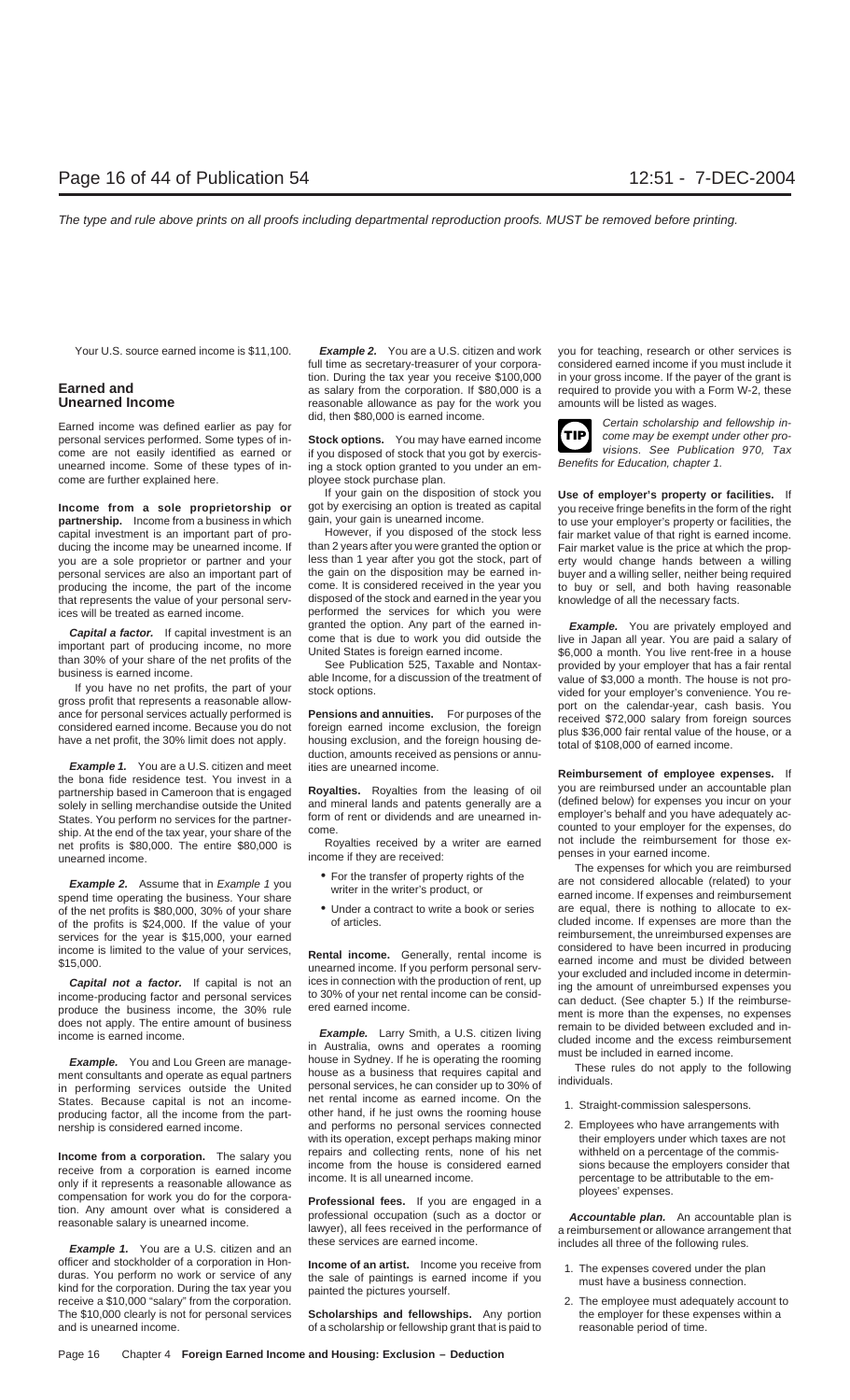Your U.S. source earned income is $11,100.

## Earned and Unearned Income

Earned income was defined earlier as pay for personal services performed. Some types of income are not easily identified as earned or unearned income. Some of these types of income are further explained here.

**Income from a sole proprietorship or partnership.** Income from a business in which capital investment is an important part of producing the income may be unearned income. If you are a sole proprietor or partner and your personal services are also an important part of producing the income, the part of the income that represents the value of your personal services will be treated as earned income.

***Capital a factor.*** If capital investment is an important part of producing income, no more than 30% of your share of the net profits of the business is earned income.

If you have no net profits, the part of your gross profit that represents a reasonable allowance for personal services actually performed is considered earned income. Because you do not have a net profit, the 30% limit does not apply.

***Example 1.*** You are a U.S. citizen and meet the bona fide residence test. You invest in a partnership based in Cameroon that is engaged solely in selling merchandise outside the United States. You perform no services for the partnership. At the end of the tax year, your share of the net profits is $80,000. The entire $80,000 is unearned income.

***Example 2.*** Assume that in *Example 1* you spend time operating the business. Your share of the net profits is $80,000, 30% of your share of the profits is $24,000. If the value of your services for the year is $15,000, your earned income is limited to the value of your services, $15,000.

***Capital not a factor.*** If capital is not an income-producing factor and personal services produce the business income, the 30% rule does not apply. The entire amount of business income is earned income.

***Example.*** You and Lou Green are management consultants and operate as equal partners in performing services outside the United States. Because capital is not an income-producing factor, all the income from the partnership is considered earned income.

**Income from a corporation.** The salary you receive from a corporation is earned income only if it represents a reasonable allowance as compensation for work you do for the corporation. Any amount over what is considered a reasonable salary is unearned income.

***Example 1.*** You are a U.S. citizen and an officer and stockholder of a corporation in Honduras. You perform no work or service of any kind for the corporation. During the tax year you receive a $10,000 "salary" from the corporation. The $10,000 clearly is not for personal services and is unearned income.

***Example 2.*** You are a U.S. citizen and work full time as secretary-treasurer of your corporation. During the tax year you receive $100,000 as salary from the corporation. If $80,000 is a reasonable allowance as pay for the work you did, then $80,000 is earned income.

**Stock options.** You may have earned income if you disposed of stock that you got by exercising a stock option granted to you under an employee stock purchase plan.

If your gain on the disposition of stock you got by exercising an option is treated as capital gain, your gain is unearned income.

However, if you disposed of the stock less than 2 years after you were granted the option or less than 1 year after you got the stock, part of the gain on the disposition may be earned income. It is considered received in the year you disposed of the stock and earned in the year you performed the services for which you were granted the option. Any part of the earned income that is due to work you did outside the United States is foreign earned income.

See Publication 525, Taxable and Nontaxable Income, for a discussion of the treatment of stock options.

**Pensions and annuities.** For purposes of the foreign earned income exclusion, the foreign housing exclusion, and the foreign housing deduction, amounts received as pensions or annuities are unearned income.

**Royalties.** Royalties from the leasing of oil and mineral lands and patents generally are a form of rent or dividends and are unearned income.

Royalties received by a writer are earned income if they are received:

- For the transfer of property rights of the writer in the writer's product, or
- Under a contract to write a book or series of articles.

**Rental income.** Generally, rental income is unearned income. If you perform personal services in connection with the production of rent, up to 30% of your net rental income can be considered earned income.

***Example.*** Larry Smith, a U.S. citizen living in Australia, owns and operates a rooming house in Sydney. If he is operating the rooming house as a business that requires capital and personal services, he can consider up to 30% of net rental income as earned income. On the other hand, if he just owns the rooming house and performs no personal services connected with its operation, except perhaps making minor repairs and collecting rents, none of his net income from the house is considered earned income. It is all unearned income.

**Professional fees.** If you are engaged in a professional occupation (such as a doctor or lawyer), all fees received in the performance of these services are earned income.

**Income of an artist.** Income you receive from the sale of paintings is earned income if you painted the pictures yourself.

**Scholarships and fellowships.** Any portion of a scholarship or fellowship grant that is paid to you for teaching, research or other services is considered earned income if you must include it in your gross income. If the payer of the grant is required to provide you with a Form W-2, these amounts will be listed as wages.

TIP: *Certain scholarship and fellowship income may be exempt under other provisions. See Publication 970, Tax Benefits for Education, chapter 1.*

**Use of employer's property or facilities.** If you receive fringe benefits in the form of the right to use your employer's property or facilities, the fair market value of that right is earned income. Fair market value is the price at which the property would change hands between a willing buyer and a willing seller, neither being required to buy or sell, and both having reasonable knowledge of all the necessary facts.

***Example.*** You are privately employed and live in Japan all year. You are paid a salary of $6,000 a month. You live rent-free in a house provided by your employer that has a fair rental value of $3,000 a month. The house is not provided for your employer's convenience. You report on the calendar-year, cash basis. You received $72,000 salary from foreign sources plus $36,000 fair rental value of the house, or a total of $108,000 of earned income.

**Reimbursement of employee expenses.** If you are reimbursed under an accountable plan (defined below) for expenses you incur on your employer's behalf and you have adequately accounted to your employer for the expenses, do not include the reimbursement for those expenses in your earned income.

The expenses for which you are reimbursed are not considered allocable (related) to your earned income. If expenses and reimbursement are equal, there is nothing to allocate to excluded income. If expenses are more than the reimbursement, the unreimbursed expenses are considered to have been incurred in producing earned income and must be divided between your excluded and included income in determining the amount of unreimbursed expenses you can deduct. (See chapter 5.) If the reimbursement is more than the expenses, no expenses remain to be divided between excluded and included income and the excess reimbursement must be included in earned income.

These rules do not apply to the following individuals.

1. Straight-commission salespersons.
2. Employees who have arrangements with their employers under which taxes are not withheld on a percentage of the commissions because the employers consider that percentage to be attributable to the employees' expenses.

***Accountable plan.*** An accountable plan is a reimbursement or allowance arrangement that includes all three of the following rules.

1. The expenses covered under the plan must have a business connection.
2. The employee must adequately account to the employer for these expenses within a reasonable period of time.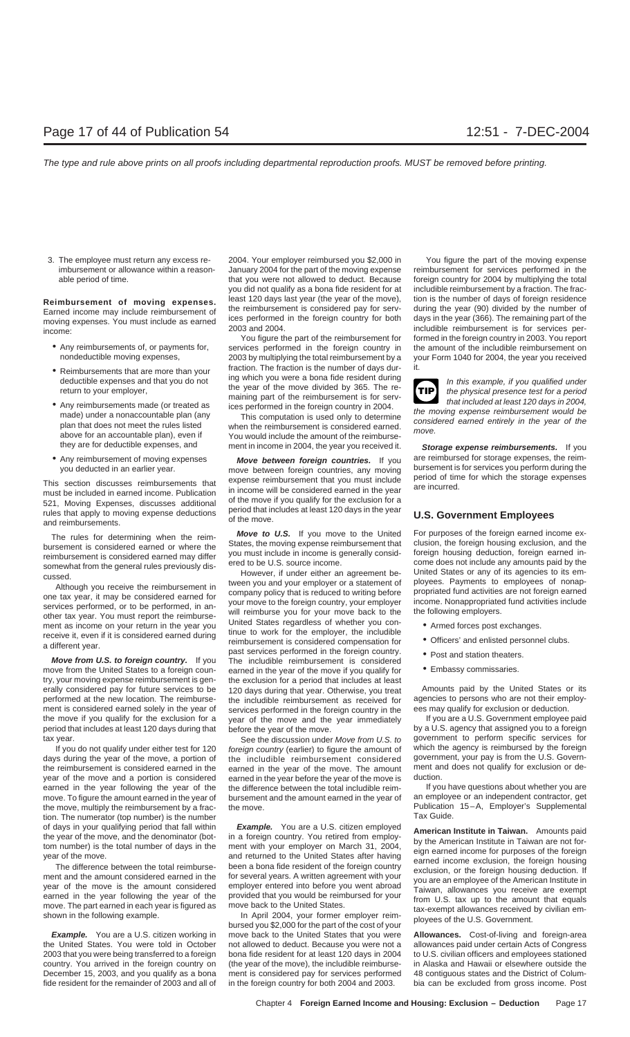3. The employee must return any excess reimbursement or allowance within a reasonable period of time.

**Reimbursement of moving expenses.** Earned income may include reimbursement of moving expenses. You must include as earned income:

- Any reimbursements of, or payments for, nondeductible moving expenses,
- Reimbursements that are more than your deductible expenses and that you do not return to your employer,
- Any reimbursements made (or treated as made) under a nonaccountable plan (any plan that does not meet the rules listed above for an accountable plan), even if they are for deductible expenses, and
- Any reimbursement of moving expenses you deducted in an earlier year.

This section discusses reimbursements that must be included in earned income. Publication 521, Moving Expenses, discusses additional rules that apply to moving expense deductions and reimbursements.

The rules for determining when the reimbursement is considered earned or where the reimbursement is considered earned may differ somewhat from the general rules previously discussed.

Although you receive the reimbursement in one tax year, it may be considered earned for services performed, or to be performed, in another tax year. You must report the reimbursement as income on your return in the year you receive it, even if it is considered earned during a different year.

***Move from U.S. to foreign country.*** If you move from the United States to a foreign country, your moving expense reimbursement is generally considered pay for future services to be performed at the new location. The reimbursement is considered earned solely in the year of the move if you qualify for the exclusion for a period that includes at least 120 days during that tax year.

If you do not qualify under either test for 120 days during the year of the move, a portion of the reimbursement is considered earned in the year of the move and a portion is considered earned in the year following the year of the move. To figure the amount earned in the year of the move, multiply the reimbursement by a fraction. The numerator (top number) is the number of days in your qualifying period that fall within the year of the move, and the denominator (bottom number) is the total number of days in the year of the move.

The difference between the total reimbursement and the amount considered earned in the year of the move is the amount considered earned in the year following the year of the move. The part earned in each year is figured as shown in the following example.

***Example.*** You are a U.S. citizen working in the United States. You were told in October 2003 that you were being transferred to a foreign country. You arrived in the foreign country on December 15, 2003, and you qualify as a bona fide resident for the remainder of 2003 and all of 2004. Your employer reimbursed you $2,000 in January 2004 for the part of the moving expense that you were not allowed to deduct. Because you did not qualify as a bona fide resident for at least 120 days last year (the year of the move), the reimbursement is considered pay for services performed in the foreign country for both 2003 and 2004.

You figure the part of the reimbursement for services performed in the foreign country in 2003 by multiplying the total reimbursement by a fraction. The fraction is the number of days during which you were a bona fide resident during the year of the move divided by 365. The remaining part of the reimbursement is for services performed in the foreign country in 2004.

This computation is used only to determine when the reimbursement is considered earned. You would include the amount of the reimbursement in income in 2004, the year you received it.

***Move between foreign countries.*** If you move between foreign countries, any moving expense reimbursement that you must include in income will be considered earned in the year of the move if you qualify for the exclusion for a period that includes at least 120 days in the year of the move.

***Move to U.S.*** If you move to the United States, the moving expense reimbursement that you must include in income is generally considered to be U.S. source income.

However, if under either an agreement between you and your employer or a statement of company policy that is reduced to writing before your move to the foreign country, your employer will reimburse you for your move back to the United States regardless of whether you continue to work for the employer, the includible reimbursement is considered compensation for past services performed in the foreign country. The includible reimbursement is considered earned in the year of the move if you qualify for the exclusion for a period that includes at least 120 days during that year. Otherwise, you treat the includible reimbursement as received for services performed in the foreign country in the year of the move and the year immediately before the year of the move.

See the discussion under *Move from U.S. to foreign country* (earlier) to figure the amount of the includible reimbursement considered earned in the year of the move. The amount earned in the year before the year of the move is the difference between the total includible reimbursement and the amount earned in the year of the move.

***Example.*** You are a U.S. citizen employed in a foreign country. You retired from employment with your employer on March 31, 2004, and returned to the United States after having been a bona fide resident of the foreign country for several years. A written agreement with your employer entered into before you went abroad provided that you would be reimbursed for your move back to the United States.

In April 2004, your former employer reimbursed you $2,000 for the part of the cost of your move back to the United States that you were not allowed to deduct. Because you were not a bona fide resident for at least 120 days in 2004 (the year of the move), the includible reimbursement is considered pay for services performed in the foreign country for both 2004 and 2003.

You figure the part of the moving expense reimbursement for services performed in the foreign country for 2004 by multiplying the total includible reimbursement by a fraction. The fraction is the number of days of foreign residence during the year (90) divided by the number of days in the year (366). The remaining part of the includible reimbursement is for services performed in the foreign country in 2003. You report the amount of the includible reimbursement on your Form 1040 for 2004, the year you received it.

> **TIP** In this example, if you qualified under the physical presence test for a period that included at least 120 days in 2004, the moving expense reimbursement would be considered earned entirely in the year of the move.

***Storage expense reimbursements.*** If you are reimbursed for storage expenses, the reimbursement is for services you perform during the period of time for which the storage expenses are incurred.

## U.S. Government Employees

For purposes of the foreign earned income exclusion, the foreign housing exclusion, and the foreign housing deduction, foreign earned income does not include any amounts paid by the United States or any of its agencies to its employees. Payments to employees of nonappropriated fund activities are not foreign earned income. Nonappropriated fund activities include the following employers.

- Armed forces post exchanges.
- Officers' and enlisted personnel clubs.
- Post and station theaters.
- Embassy commissaries.

Amounts paid by the United States or its agencies to persons who are not their employees may qualify for exclusion or deduction.

If you are a U.S. Government employee paid by a U.S. agency that assigned you to a foreign government to perform specific services for which the agency is reimbursed by the foreign government, your pay is from the U.S. Government and does not qualify for exclusion or deduction.

If you have questions about whether you are an employee or an independent contractor, get Publication 15–A, Employer's Supplemental Tax Guide.

**American Institute in Taiwan.** Amounts paid by the American Institute in Taiwan are not foreign earned income for purposes of the foreign earned income exclusion, the foreign housing exclusion, or the foreign housing deduction. If you are an employee of the American Institute in Taiwan, allowances you receive are exempt from U.S. tax up to the amount that equals tax-exempt allowances received by civilian employees of the U.S. Government.

**Allowances.** Cost-of-living and foreign-area allowances paid under certain Acts of Congress to U.S. civilian officers and employees stationed in Alaska and Hawaii or elsewhere outside the 48 contiguous states and the District of Columbia can be excluded from gross income. Post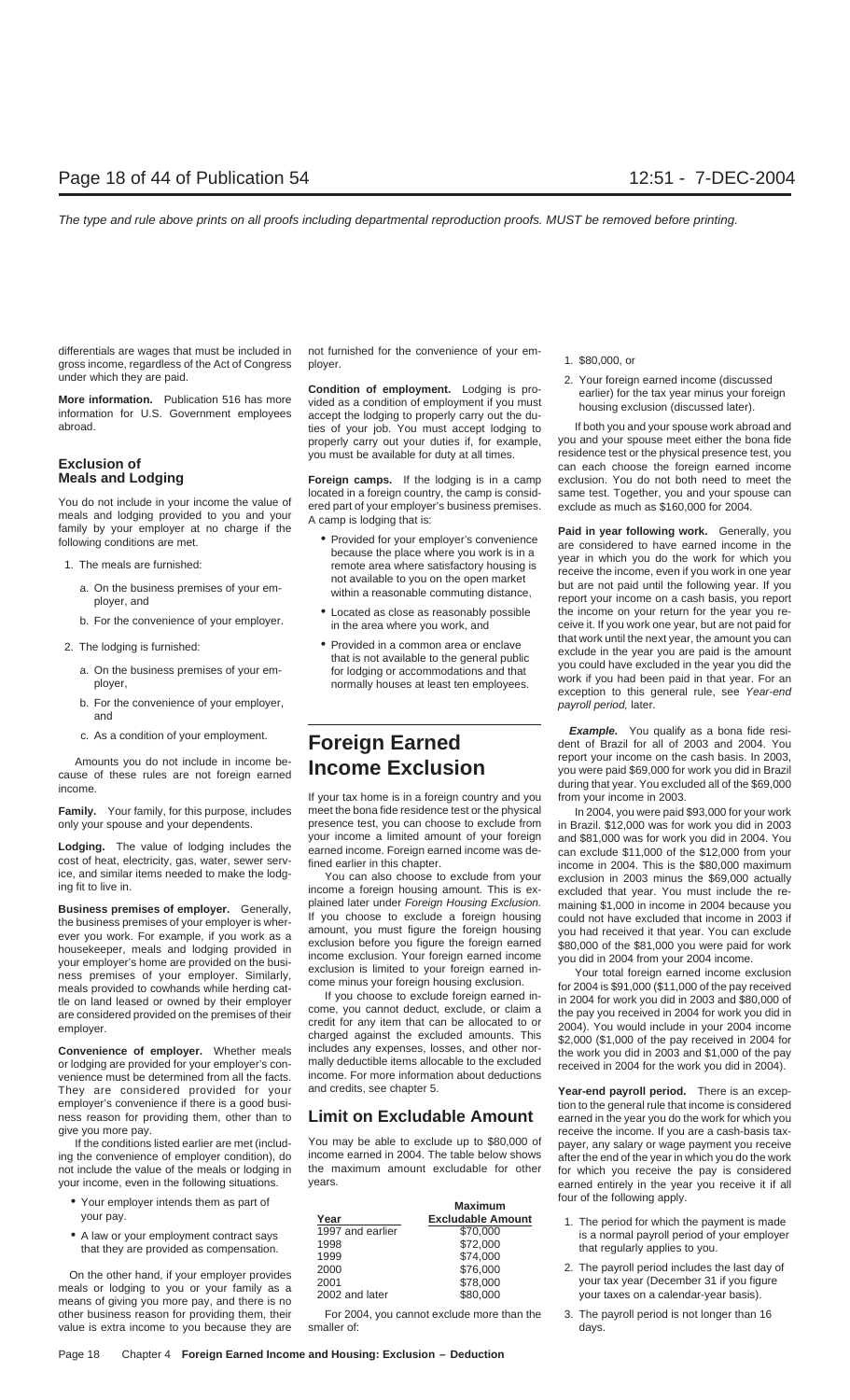differentials are wages that must be included in gross income, regardless of the Act of Congress under which they are paid.

**More information.** Publication 516 has more information for U.S. Government employees abroad.

## Exclusion of Meals and Lodging

You do not include in your income the value of meals and lodging provided to you and your family by your employer at no charge if the following conditions are met.

1. The meals are furnished:
   a. On the business premises of your employer, and
   b. For the convenience of your employer.
2. The lodging is furnished:
   a. On the business premises of your employer,
   b. For the convenience of your employer, and
   c. As a condition of your employment.

Amounts you do not include in income because of these rules are not foreign earned income.

**Family.** Your family, for this purpose, includes only your spouse and your dependents.

**Lodging.** The value of lodging includes the cost of heat, electricity, gas, water, sewer service, and similar items needed to make the lodging fit to live in.

**Business premises of employer.** Generally, the business premises of your employer is wherever you work. For example, if you work as a housekeeper, meals and lodging provided in your employer's home are provided on the business premises of your employer. Similarly, meals provided to cowhands while herding cattle on land leased or owned by their employer are considered provided on the premises of their employer.

**Convenience of employer.** Whether meals or lodging are provided for your employer's convenience must be determined from all the facts. They are considered provided for your employer's convenience if there is a good business reason for providing them, other than to give you more pay.

If the conditions listed earlier are met (including the convenience of employer condition), do not include the value of the meals or lodging in your income, even in the following situations.

- Your employer intends them as part of your pay.
- A law or your employment contract says that they are provided as compensation.

On the other hand, if your employer provides meals or lodging to you or your family as a means of giving you more pay, and there is no other business reason for providing them, their value is extra income to you because they are not furnished for the convenience of your employer.

**Condition of employment.** Lodging is provided as a condition of employment if you must accept the lodging to properly carry out the duties of your job. You must accept lodging to properly carry out your duties if, for example, you must be available for duty at all times.

**Foreign camps.** If the lodging is in a camp located in a foreign country, the camp is considered part of your employer's business premises. A camp is lodging that is:

- Provided for your employer's convenience because the place where you work is in a remote area where satisfactory housing is not available to you on the open market within a reasonable commuting distance,
- Located as close as reasonably possible in the area where you work, and
- Provided in a common area or enclave that is not available to the general public for lodging or accommodations and that normally houses at least ten employees.

# Foreign Earned Income Exclusion

If your tax home is in a foreign country and you meet the bona fide residence test or the physical presence test, you can choose to exclude from your income a limited amount of your foreign earned income. Foreign earned income was defined earlier in this chapter.

You can also choose to exclude from your income a foreign housing amount. This is explained later under *Foreign Housing Exclusion*. If you choose to exclude a foreign housing amount, you must figure the foreign housing exclusion before you figure the foreign earned income exclusion. Your foreign earned income exclusion is limited to your foreign earned income minus your foreign housing exclusion.

If you choose to exclude foreign earned income, you cannot deduct, exclude, or claim a credit for any item that can be allocated to or charged against the excluded amounts. This includes any expenses, losses, and other normally deductible items allocable to the excluded income. For more information about deductions and credits, see chapter 5.

## Limit on Excludable Amount

You may be able to exclude up to $80,000 of income earned in 2004. The table below shows the maximum amount excludable for other years.

| Year | Maximum Excludable Amount |
|---|---|
| 1997 and earlier | $70,000 |
| 1998 | $72,000 |
| 1999 | $74,000 |
| 2000 | $76,000 |
| 2001 | $78,000 |
| 2002 and later | $80,000 |

For 2004, you cannot exclude more than the smaller of:

1. $80,000, or
2. Your foreign earned income (discussed earlier) for the tax year minus your foreign housing exclusion (discussed later).

If both you and your spouse work abroad and you and your spouse meet either the bona fide residence test or the physical presence test, you can each choose the foreign earned income exclusion. You do not both need to meet the same test. Together, you and your spouse can exclude as much as $160,000 for 2004.

**Paid in year following work.** Generally, you are considered to have earned income in the year in which you do the work for which you receive the income, even if you work in one year but are not paid until the following year. If you report your income on a cash basis, you report the income on your return for the year you receive it. If you work one year, but are not paid for that work until the next year, the amount you can exclude in the year you are paid is the amount you could have excluded in the year you did the work if you had been paid in that year. For an exception to this general rule, see *Year-end payroll period,* later.

***Example.*** You qualify as a bona fide resident of Brazil for all of 2003 and 2004. You report your income on the cash basis. In 2003, you were paid $69,000 for work you did in Brazil during that year. You excluded all of the $69,000 from your income in 2003.

In 2004, you were paid $93,000 for your work in Brazil. $12,000 was for work you did in 2003 and $81,000 was for work you did in 2004. You can exclude $11,000 of the $12,000 from your income in 2004. This is the $80,000 maximum exclusion in 2003 minus the $69,000 actually excluded that year. You must include the remaining $1,000 in income in 2004 because you could not have excluded that income in 2003 if you had received it that year. You can exclude $80,000 of the $81,000 you were paid for work you did in 2004 from your 2004 income.

Your total foreign earned income exclusion for 2004 is $91,000 ($11,000 of the pay received in 2004 for work you did in 2003 and $80,000 of the pay you received in 2004 for work you did in 2004). You would include in your 2004 income $2,000 ($1,000 of the pay received in 2004 for the work you did in 2003 and $1,000 of the pay received in 2004 for the work you did in 2004).

**Year-end payroll period.** There is an exception to the general rule that income is considered earned in the year you do the work for which you receive the income. If you are a cash-basis taxpayer, any salary or wage payment you receive after the end of the year in which you do the work for which you receive the pay is considered earned entirely in the year you receive it if all four of the following apply.

1. The period for which the payment is made is a normal payroll period of your employer that regularly applies to you.
2. The payroll period includes the last day of your tax year (December 31 if you figure your taxes on a calendar-year basis).
3. The payroll period is not longer than 16 days.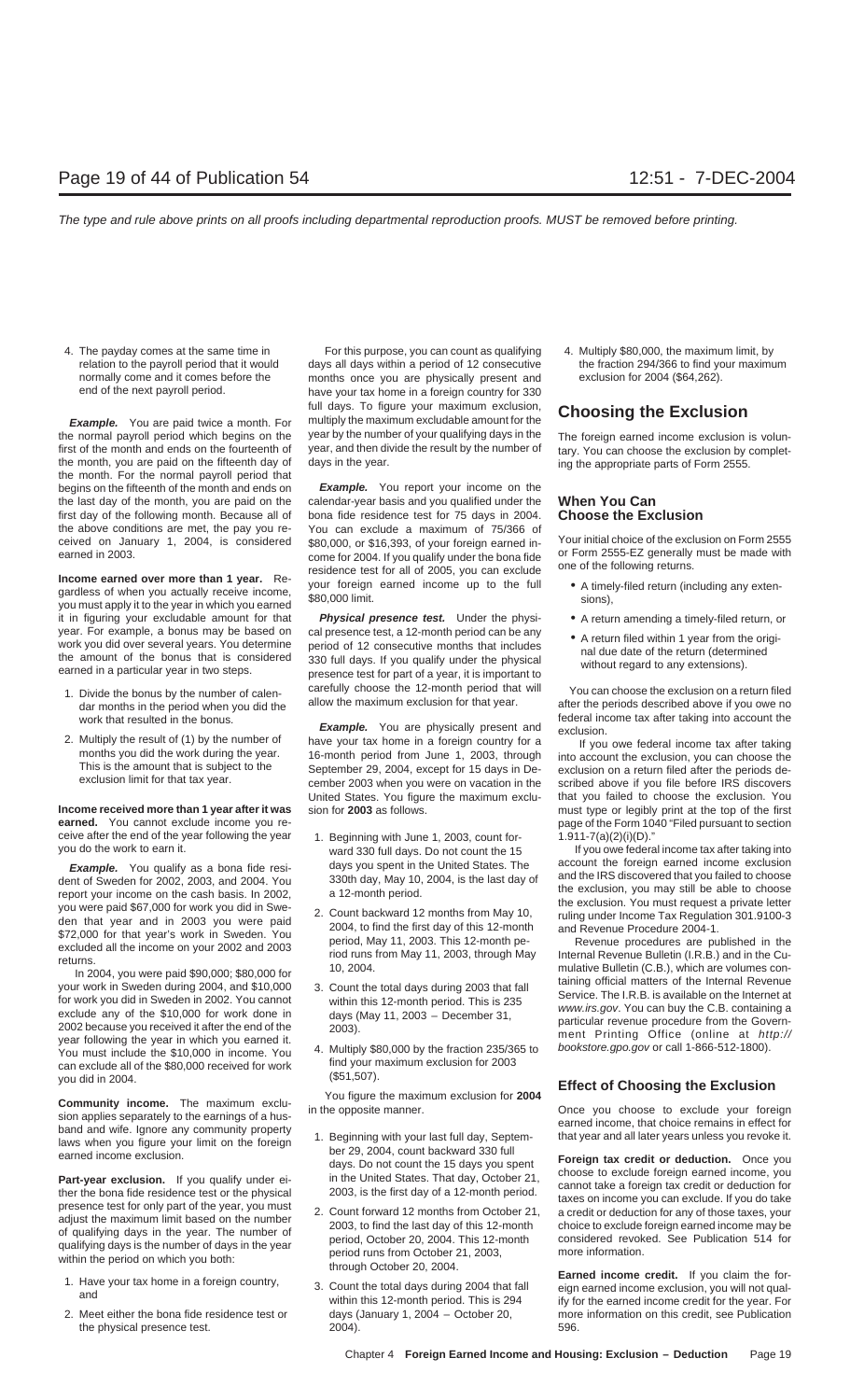4. The payday comes at the same time in relation to the payroll period that it would normally come and it comes before the end of the next payroll period.

***Example.*** You are paid twice a month. For the normal payroll period which begins on the first of the month and ends on the fourteenth of the month, you are paid on the fifteenth day of the month. For the normal payroll period that begins on the fifteenth of the month and ends on the last day of the month, you are paid on the first day of the following month. Because all of the above conditions are met, the pay you received on January 1, 2004, is considered earned in 2003.

**Income earned over more than 1 year.** Regardless of when you actually receive income, you must apply it to the year in which you earned it in figuring your excludable amount for that year. For example, a bonus may be based on work you did over several years. You determine the amount of the bonus that is considered earned in a particular year in two steps.

1. Divide the bonus by the number of calendar months in the period when you did the work that resulted in the bonus.
2. Multiply the result of (1) by the number of months you did the work during the year. This is the amount that is subject to the exclusion limit for that tax year.

**Income received more than 1 year after it was earned.** You cannot exclude income you receive after the end of the year following the year you do the work to earn it.

***Example.*** You qualify as a bona fide resident of Sweden for 2002, 2003, and 2004. You report your income on the cash basis. In 2002, you were paid $67,000 for work you did in Sweden that year and in 2003 you were paid $72,000 for that year's work in Sweden. You excluded all the income on your 2002 and 2003 returns.

In 2004, you were paid $90,000; $80,000 for your work in Sweden during 2004, and $10,000 for work you did in Sweden in 2002. You cannot exclude any of the $10,000 for work done in 2002 because you received it after the end of the year following the year in which you earned it. You must include the $10,000 in income. You can exclude all of the $80,000 received for work you did in 2004.

**Community income.** The maximum exclusion applies separately to the earnings of a husband and wife. Ignore any community property laws when you figure your limit on the foreign earned income exclusion.

**Part-year exclusion.** If you qualify under either the bona fide residence test or the physical presence test for only part of the year, you must adjust the maximum limit based on the number of qualifying days in the year. The number of qualifying days is the number of days in the year within the period on which you both:

1. Have your tax home in a foreign country, and
2. Meet either the bona fide residence test or the physical presence test.

For this purpose, you can count as qualifying days all days within a period of 12 consecutive months once you are physically present and have your tax home in a foreign country for 330 full days. To figure your maximum exclusion, multiply the maximum excludable amount for the year by the number of your qualifying days in the year, and then divide the result by the number of days in the year.

***Example.*** You report your income on the calendar-year basis and you qualified under the bona fide residence test for 75 days in 2004. You can exclude a maximum of 75/366 of $80,000, or $16,393, of your foreign earned income for 2004. If you qualify under the bona fide residence test for all of 2005, you can exclude your foreign earned income up to the full $80,000 limit.

***Physical presence test.*** Under the physical presence test, a 12-month period can be any period of 12 consecutive months that includes 330 full days. If you qualify under the physical presence test for part of a year, it is important to carefully choose the 12-month period that will allow the maximum exclusion for that year.

***Example.*** You are physically present and have your tax home in a foreign country for a 16-month period from June 1, 2003, through September 29, 2004, except for 15 days in December 2003 when you were on vacation in the United States. You figure the maximum exclusion for **2003** as follows.

1. Beginning with June 1, 2003, count forward 330 full days. Do not count the 15 days you spent in the United States. The 330th day, May 10, 2004, is the last day of a 12-month period.
2. Count backward 12 months from May 10, 2004, to find the first day of this 12-month period, May 11, 2003. This 12-month period runs from May 11, 2003, through May 10, 2004.
3. Count the total days during 2003 that fall within this 12-month period. This is 235 days (May 11, 2003 – December 31, 2003).
4. Multiply $80,000 by the fraction 235/365 to find your maximum exclusion for 2003 ($51,507).

You figure the maximum exclusion for **2004** in the opposite manner.

1. Beginning with your last full day, September 29, 2004, count backward 330 full days. Do not count the 15 days you spent in the United States. That day, October 21, 2003, is the first day of a 12-month period.
2. Count forward 12 months from October 21, 2003, to find the last day of this 12-month period, October 20, 2004. This 12-month period runs from October 21, 2003, through October 20, 2004.
3. Count the total days during 2004 that fall within this 12-month period. This is 294 days (January 1, 2004 – October 20, 2004).
4. Multiply $80,000, the maximum limit, by the fraction 294/366 to find your maximum exclusion for 2004 ($64,262).

## Choosing the Exclusion

The foreign earned income exclusion is voluntary. You can choose the exclusion by completing the appropriate parts of Form 2555.

### When You Can Choose the Exclusion

Your initial choice of the exclusion on Form 2555 or Form 2555-EZ generally must be made with one of the following returns.

- A timely-filed return (including any extensions),
- A return amending a timely-filed return, or
- A return filed within 1 year from the original due date of the return (determined without regard to any extensions).

You can choose the exclusion on a return filed after the periods described above if you owe no federal income tax after taking into account the exclusion.

If you owe federal income tax after taking into account the exclusion, you can choose the exclusion on a return filed after the periods described above if you file before IRS discovers that you failed to choose the exclusion. You must type or legibly print at the top of the first page of the Form 1040 "Filed pursuant to section 1.911-7(a)(2)(i)(D)."

If you owe federal income tax after taking into account the foreign earned income exclusion and the IRS discovered that you failed to choose the exclusion, you may still be able to choose the exclusion. You must request a private letter ruling under Income Tax Regulation 301.9100-3 and Revenue Procedure 2004-1.

Revenue procedures are published in the Internal Revenue Bulletin (I.R.B.) and in the Cumulative Bulletin (C.B.), which are volumes containing official matters of the Internal Revenue Service. The I.R.B. is available on the Internet at *www.irs.gov*. You can buy the C.B. containing a particular revenue procedure from the Government Printing Office (online at *http://bookstore.gpo.gov* or call 1-866-512-1800).

### Effect of Choosing the Exclusion

Once you choose to exclude your foreign earned income, that choice remains in effect for that year and all later years unless you revoke it.

**Foreign tax credit or deduction.** Once you choose to exclude foreign earned income, you cannot take a foreign tax credit or deduction for taxes on income you can exclude. If you do take a credit or deduction for any of those taxes, your choice to exclude foreign earned income may be considered revoked. See Publication 514 for more information.

**Earned income credit.** If you claim the foreign earned income exclusion, you will not qualify for the earned income credit for the year. For more information on this credit, see Publication 596.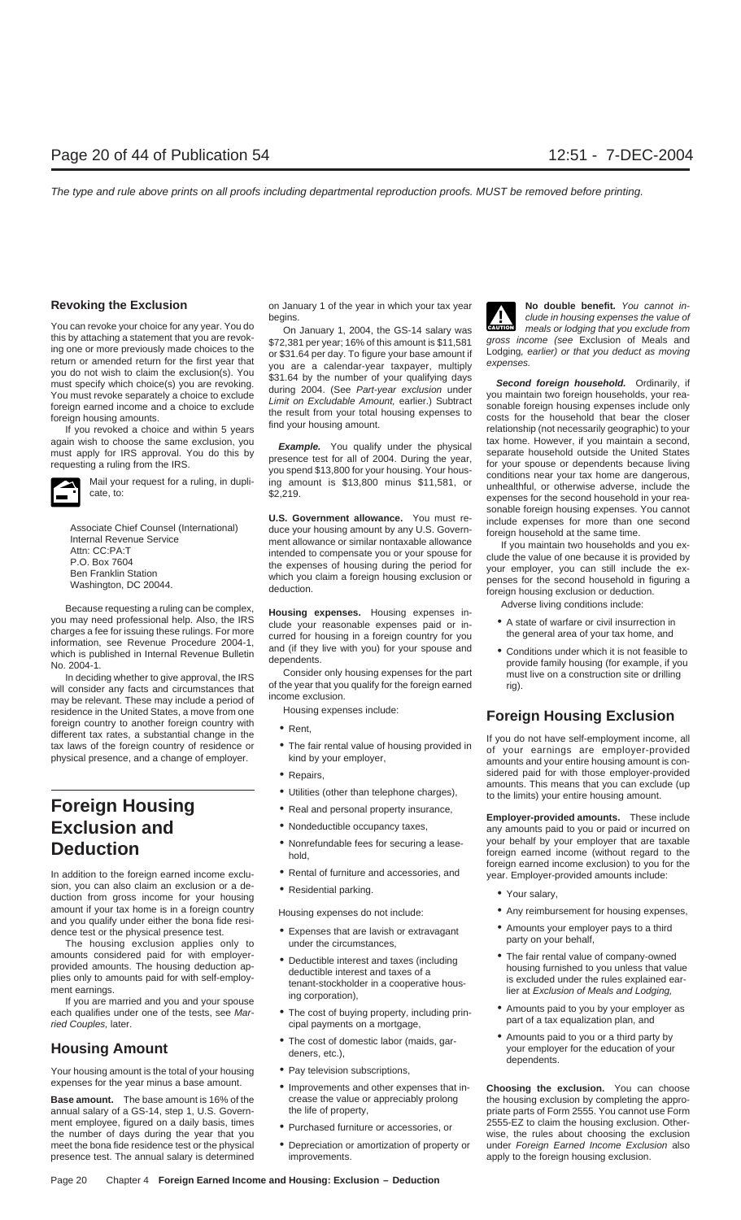### Revoking the Exclusion

You can revoke your choice for any year. You do this by attaching a statement that you are revoking one or more previously made choices to the return or amended return for the first year that you do not wish to claim the exclusion(s). You must specify which choice(s) you are revoking. You must revoke separately a choice to exclude foreign earned income and a choice to exclude foreign housing amounts.

If you revoked a choice and within 5 years again wish to choose the same exclusion, you must apply for IRS approval. You do this by requesting a ruling from the IRS.

Mail your request for a ruling, in duplicate, to:

Associate Chief Counsel (International)
Internal Revenue Service
Attn: CC:PA:T
P.O. Box 7604
Ben Franklin Station
Washington, DC 20044.

Because requesting a ruling can be complex, you may need professional help. Also, the IRS charges a fee for issuing these rulings. For more information, see Revenue Procedure 2004-1, which is published in Internal Revenue Bulletin No. 2004-1.

In deciding whether to give approval, the IRS will consider any facts and circumstances that may be relevant. These may include a period of residence in the United States, a move from one foreign country to another foreign country with different tax rates, a substantial change in the tax laws of the foreign country of residence or physical presence, and a change of employer.

# Foreign Housing Exclusion and Deduction

In addition to the foreign earned income exclusion, you can also claim an exclusion or a deduction from gross income for your housing amount if your tax home is in a foreign country and you qualify under either the bona fide residence test or the physical presence test.

The housing exclusion applies only to amounts considered paid for with employer-provided amounts. The housing deduction applies only to amounts paid for with self-employment earnings.

If you are married and you and your spouse each qualifies under one of the tests, see *Married Couples,* later.

## Housing Amount

Your housing amount is the total of your housing expenses for the year minus a base amount.

**Base amount.** The base amount is 16% of the annual salary of a GS-14, step 1, U.S. Government employee, figured on a daily basis, times the number of days during the year that you meet the bona fide residence test or the physical presence test. The annual salary is determined on January 1 of the year in which your tax year begins.

On January 1, 2004, the GS-14 salary was $72,381 per year; 16% of this amount is $11,581 or $31.64 per day. To figure your base amount if you are a calendar-year taxpayer, multiply $31.64 by the number of your qualifying days during 2004. (See *Part-year exclusion* under *Limit on Excludable Amount,* earlier.) Subtract the result from your total housing expenses to find your housing amount.

***Example.*** You qualify under the physical presence test for all of 2004. During the year, you spend $13,800 for your housing. Your housing amount is $13,800 minus $11,581, or $2,219.

**U.S. Government allowance.** You must reduce your housing amount by any U.S. Government allowance or similar nontaxable allowance intended to compensate you or your spouse for the expenses of housing during the period for which you claim a foreign housing exclusion or deduction.

**Housing expenses.** Housing expenses include your reasonable expenses paid or incurred for housing in a foreign country for you and (if they live with you) for your spouse and dependents.

Consider only housing expenses for the part of the year that you qualify for the foreign earned income exclusion.

Housing expenses include:

- Rent,
- The fair rental value of housing provided in kind by your employer,
- Repairs,
- Utilities (other than telephone charges),
- Real and personal property insurance,
- Nondeductible occupancy taxes,
- Nonrefundable fees for securing a leasehold,
- Rental of furniture and accessories, and
- Residential parking.

Housing expenses do not include:

- Expenses that are lavish or extravagant under the circumstances,
- Deductible interest and taxes (including deductible interest and taxes of a tenant-stockholder in a cooperative housing corporation),
- The cost of buying property, including principal payments on a mortgage,
- The cost of domestic labor (maids, gardeners, etc.),
- Pay television subscriptions,
- Improvements and other expenses that increase the value or appreciably prolong the life of property,
- Purchased furniture or accessories, or
- Depreciation or amortization of property or improvements.

**No double benefit.** *You cannot include in housing expenses the value of meals or lodging that you exclude from gross income (see* Exclusion of Meals and Lodging, *earlier) or that you deduct as moving expenses.*

***Second foreign household.*** Ordinarily, if you maintain two foreign households, your reasonable foreign housing expenses include only costs for the household that bear the closer relationship (not necessarily geographic) to your tax home. However, if you maintain a second, separate household outside the United States for your spouse or dependents because living conditions near your tax home are dangerous, unhealthful, or otherwise adverse, include the expenses for the second household in your reasonable foreign housing expenses. You cannot include expenses for more than one second foreign household at the same time.

If you maintain two households and you exclude the value of one because it is provided by your employer, you can still include the expenses for the second household in figuring a foreign housing exclusion or deduction.

Adverse living conditions include:

- A state of warfare or civil insurrection in the general area of your tax home, and
- Conditions under which it is not feasible to provide family housing (for example, if you must live on a construction site or drilling rig).

## Foreign Housing Exclusion

If you do not have self-employment income, all of your earnings are employer-provided amounts and your entire housing amount is considered paid for with those employer-provided amounts. This means that you can exclude (up to the limits) your entire housing amount.

**Employer-provided amounts.** These include any amounts paid to you or paid or incurred on your behalf by your employer that are taxable foreign earned income (without regard to the foreign earned income exclusion) to you for the year. Employer-provided amounts include:

- Your salary,
- Any reimbursement for housing expenses,
- Amounts your employer pays to a third party on your behalf,
- The fair rental value of company-owned housing furnished to you unless that value is excluded under the rules explained earlier at *Exclusion of Meals and Lodging,*
- Amounts paid to you by your employer as part of a tax equalization plan, and
- Amounts paid to you or a third party by your employer for the education of your dependents.

**Choosing the exclusion.** You can choose the housing exclusion by completing the appropriate parts of Form 2555. You cannot use Form 2555-EZ to claim the housing exclusion. Otherwise, the rules about choosing the exclusion under *Foreign Earned Income Exclusion* also apply to the foreign housing exclusion.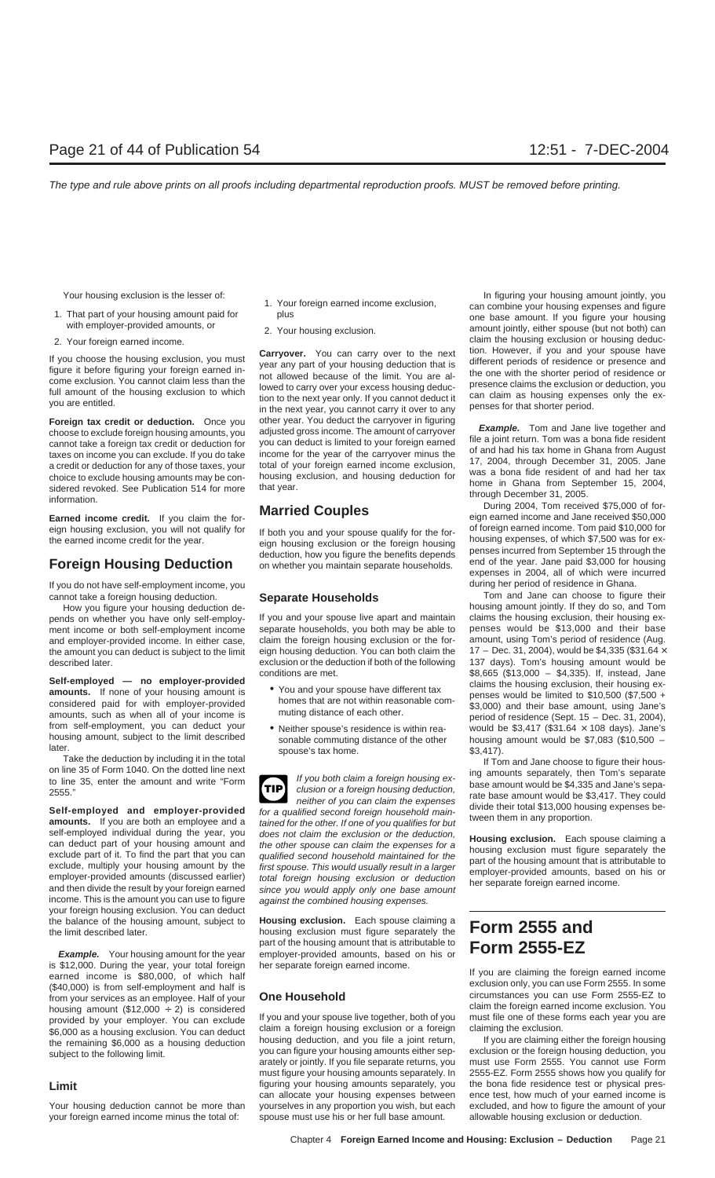Your housing exclusion is the lesser of:

1. That part of your housing amount paid for with employer-provided amounts, or
2. Your foreign earned income.

If you choose the housing exclusion, you must figure it before figuring your foreign earned income exclusion. You cannot claim less than the full amount of the housing exclusion to which you are entitled.

**Foreign tax credit or deduction.** Once you choose to exclude foreign housing amounts, you cannot take a foreign tax credit or deduction for taxes on income you can exclude. If you do take a credit or deduction for any of those taxes, your choice to exclude housing amounts may be considered revoked. See Publication 514 for more information.

**Earned income credit.** If you claim the foreign housing exclusion, you will not qualify for the earned income credit for the year.

## Foreign Housing Deduction

If you do not have self-employment income, you cannot take a foreign housing deduction.

How you figure your housing deduction depends on whether you have only self-employment income or both self-employment income and employer-provided income. In either case, the amount you can deduct is subject to the limit described later.

**Self-employed — no employer-provided amounts.** If none of your housing amount is considered paid for with employer-provided amounts, such as when all of your income is from self-employment, you can deduct your housing amount, subject to the limit described later.

Take the deduction by including it in the total on line 35 of Form 1040. On the dotted line next to line 35, enter the amount and write "Form 2555."

**Self-employed and employer-provided amounts.** If you are both an employee and a self-employed individual during the year, you can deduct part of your housing amount and exclude part of it. To find the part that you can exclude, multiply your housing amount by the employer-provided amounts (discussed earlier) and then divide the result by your foreign earned income. This is the amount you can use to figure your foreign housing exclusion. You can deduct the balance of the housing amount, subject to the limit described later.

***Example.*** Your housing amount for the year is $12,000. During the year, your total foreign earned income is $80,000, of which half ($40,000) is from self-employment and half is from your services as an employee. Half of your housing amount ($12,000 ÷ 2) is considered provided by your employer. You can exclude $6,000 as a housing exclusion. You can deduct the remaining $6,000 as a housing deduction subject to the following limit.

### Limit

Your housing deduction cannot be more than your foreign earned income minus the total of:

1. Your foreign earned income exclusion, plus
2. Your housing exclusion.

**Carryover.** You can carry over to the next year any part of your housing deduction that is not allowed because of the limit. You are allowed to carry over your excess housing deduction to the next year only. If you cannot deduct it in the next year, you cannot carry it over to any other year. You deduct the carryover in figuring adjusted gross income. The amount of carryover you can deduct is limited to your foreign earned income for the year of the carryover minus the total of your foreign earned income exclusion, housing exclusion, and housing deduction for that year.

## Married Couples

If both you and your spouse qualify for the foreign housing exclusion or the foreign housing deduction, how you figure the benefits depends on whether you maintain separate households.

### Separate Households

If you and your spouse live apart and maintain separate households, you both may be able to claim the foreign housing exclusion or the foreign housing deduction. You can both claim the exclusion or the deduction if both of the following conditions are met.

- You and your spouse have different tax homes that are not within reasonable commuting distance of each other.
- Neither spouse's residence is within reasonable commuting distance of the other spouse's tax home.

**TIP** *If you both claim a foreign housing exclusion or a foreign housing deduction, neither of you can claim the expenses for a qualified second foreign household maintained for the other. If one of you qualifies for but does not claim the exclusion or the deduction, the other spouse can claim the expenses for a qualified second household maintained for the first spouse. This would usually result in a larger total foreign housing exclusion or deduction since you would apply only one base amount against the combined housing expenses.*

**Housing exclusion.** Each spouse claiming a housing exclusion must figure separately the part of the housing amount that is attributable to employer-provided amounts, based on his or her separate foreign earned income.

### One Household

If you and your spouse live together, both of you claim a foreign housing exclusion or a foreign housing deduction, and you file a joint return, you can figure your housing amounts either separately or jointly. If you file separate returns, you must figure your housing amounts separately. In figuring your housing amounts separately, you can allocate your housing expenses between yourselves in any proportion you wish, but each spouse must use his or her full base amount.

In figuring your housing amount jointly, you can combine your housing expenses and figure one base amount. If you figure your housing amount jointly, either spouse (but not both) can claim the housing exclusion or housing deduction. However, if you and your spouse have different periods of residence or presence and the one with the shorter period of residence or presence claims the exclusion or deduction, you can claim as housing expenses only the expenses for that shorter period.

***Example.*** Tom and Jane live together and file a joint return. Tom was a bona fide resident of and had his tax home in Ghana from August 17, 2004, through December 31, 2005. Jane was a bona fide resident of and had her tax home in Ghana from September 15, 2004, through December 31, 2005.

During 2004, Tom received $75,000 of foreign earned income and Jane received $50,000 of foreign earned income. Tom paid $10,000 for housing expenses, of which $7,500 was for expenses incurred from September 15 through the end of the year. Jane paid $3,000 for housing expenses in 2004, all of which were incurred during her period of residence in Ghana.

Tom and Jane can choose to figure their housing amount jointly. If they do so, and Tom claims the housing exclusion, their housing expenses would be $13,000 and their base amount, using Tom's period of residence (Aug. 17 – Dec. 31, 2004), would be $4,335 ($31.64 × 137 days). Tom's housing amount would be $8,665 ($13,000 – $4,335). If, instead, Jane claims the housing exclusion, their housing expenses would be limited to $10,500 ($7,500 + $3,000) and their base amount, using Jane's period of residence (Sept. 15 – Dec. 31, 2004), would be $3,417 ($31.64 × 108 days). Jane's housing amount would be $7,083 ($10,500 – $3,417).

If Tom and Jane choose to figure their housing amounts separately, then Tom's separate base amount would be $4,335 and Jane's separate base amount would be $3,417. They could divide their total $13,000 housing expenses between them in any proportion.

**Housing exclusion.** Each spouse claiming a housing exclusion must figure separately the part of the housing amount that is attributable to employer-provided amounts, based on his or her separate foreign earned income.

# Form 2555 and Form 2555-EZ

If you are claiming the foreign earned income exclusion only, you can use Form 2555. In some circumstances you can use Form 2555-EZ to claim the foreign earned income exclusion. You must file one of these forms each year you are claiming the exclusion.

If you are claiming either the foreign housing exclusion or the foreign housing deduction, you must use Form 2555. You cannot use Form 2555-EZ. Form 2555 shows how you qualify for the bona fide residence test or physical presence test, how much of your earned income is excluded, and how to figure the amount of your allowable housing exclusion or deduction.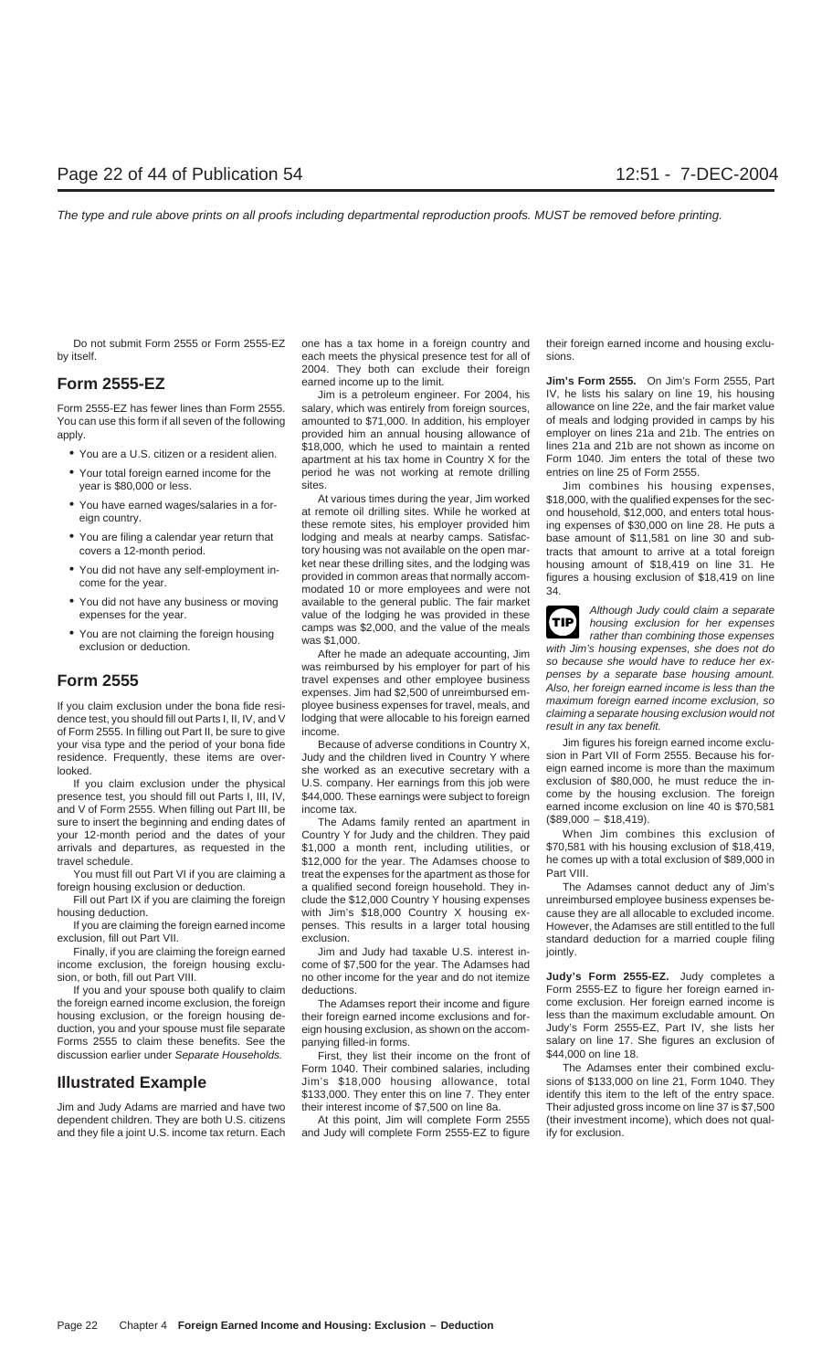Do not submit Form 2555 or Form 2555-EZ by itself.

## Form 2555-EZ

Form 2555-EZ has fewer lines than Form 2555. You can use this form if all seven of the following apply.

- You are a U.S. citizen or a resident alien.
- Your total foreign earned income for the year is $80,000 or less.
- You have earned wages/salaries in a foreign country.
- You are filing a calendar year return that covers a 12-month period.
- You did not have any self-employment income for the year.
- You did not have any business or moving expenses for the year.
- You are not claiming the foreign housing exclusion or deduction.

## Form 2555

If you claim exclusion under the bona fide residence test, you should fill out Parts I, II, IV, and V of Form 2555. In filling out Part II, be sure to give your visa type and the period of your bona fide residence. Frequently, these items are overlooked.

If you claim exclusion under the physical presence test, you should fill out Parts I, III, IV, and V of Form 2555. When filling out Part III, be sure to insert the beginning and ending dates of your 12-month period and the dates of your arrivals and departures, as requested in the travel schedule.

You must fill out Part VI if you are claiming a foreign housing exclusion or deduction.

Fill out Part IX if you are claiming the foreign housing deduction.

If you are claiming the foreign earned income exclusion, fill out Part VII.

Finally, if you are claiming the foreign earned income exclusion, the foreign housing exclusion, or both, fill out Part VIII.

If you and your spouse both qualify to claim the foreign earned income exclusion, the foreign housing exclusion, or the foreign housing deduction, you and your spouse must file separate Forms 2555 to claim these benefits. See the discussion earlier under *Separate Households.*

## Illustrated Example

Jim and Judy Adams are married and have two dependent children. They are both U.S. citizens and they file a joint U.S. income tax return. Each one has a tax home in a foreign country and each meets the physical presence test for all of 2004. They both can exclude their foreign earned income up to the limit.

Jim is a petroleum engineer. For 2004, his salary, which was entirely from foreign sources, amounted to $71,000. In addition, his employer provided him an annual housing allowance of $18,000, which he used to maintain a rented apartment at his tax home in Country X for the period he was not working at remote drilling sites.

At various times during the year, Jim worked at remote oil drilling sites. While he worked at these remote sites, his employer provided him lodging and meals at nearby camps. Satisfactory housing was not available on the open market near these drilling sites, and the lodging was provided in common areas that normally accommodated 10 or more employees and were not available to the general public. The fair market value of the lodging he was provided in these camps was $2,000, and the value of the meals was $1,000.

After he made an adequate accounting, Jim was reimbursed by his employer for part of his travel expenses and other employee business expenses. Jim had $2,500 of unreimbursed employee business expenses for travel, meals, and lodging that were allocable to his foreign earned income.

Because of adverse conditions in Country X, Judy and the children lived in Country Y where she worked as an executive secretary with a U.S. company. Her earnings from this job were $44,000. These earnings were subject to foreign income tax.

The Adams family rented an apartment in Country Y for Judy and the children. They paid $1,000 a month rent, including utilities, or $12,000 for the year. The Adamses choose to treat the expenses for the apartment as those for a qualified second foreign household. They include the $12,000 Country Y housing expenses with Jim's $18,000 Country X housing expenses. This results in a larger total housing exclusion.

Jim and Judy had taxable U.S. interest income of $7,500 for the year. The Adamses had no other income for the year and do not itemize deductions.

The Adamses report their income and figure their foreign earned income exclusions and foreign housing exclusion, as shown on the accompanying filled-in forms.

First, they list their income on the front of Form 1040. Their combined salaries, including Jim's $18,000 housing allowance, total $133,000. They enter this on line 7. They enter their interest income of $7,500 on line 8a.

At this point, Jim will complete Form 2555 and Judy will complete Form 2555-EZ to figure their foreign earned income and housing exclusions.

**Jim's Form 2555.** On Jim's Form 2555, Part IV, he lists his salary on line 19, his housing allowance on line 22e, and the fair market value of meals and lodging provided in camps by his employer on lines 21a and 21b. The entries on lines 21a and 21b are not shown as income on Form 1040. Jim enters the total of these two entries on line 25 of Form 2555.

Jim combines his housing expenses, $18,000, with the qualified expenses for the second household, $12,000, and enters total housing expenses of $30,000 on line 28. He puts a base amount of $11,581 on line 30 and subtracts that amount to arrive at a total foreign housing amount of $18,419 on line 31. He figures a housing exclusion of $18,419 on line 34.

**TIP** *Although Judy could claim a separate housing exclusion for her expenses rather than combining those expenses with Jim's housing expenses, she does not do so because she would have to reduce her expenses by a separate base housing amount. Also, her foreign earned income is less than the maximum foreign earned income exclusion, so claiming a separate housing exclusion would not result in any tax benefit.*

Jim figures his foreign earned income exclusion in Part VII of Form 2555. Because his foreign earned income is more than the maximum exclusion of $80,000, he must reduce the income by the housing exclusion. The foreign earned income exclusion on line 40 is $70,581 ($89,000 − $18,419).

When Jim combines this exclusion of $70,581 with his housing exclusion of $18,419, he comes up with a total exclusion of $89,000 in Part VIII.

The Adamses cannot deduct any of Jim's unreimbursed employee business expenses because they are all allocable to excluded income. However, the Adamses are still entitled to the full standard deduction for a married couple filing jointly.

**Judy's Form 2555-EZ.** Judy completes a Form 2555-EZ to figure her foreign earned income exclusion. Her foreign earned income is less than the maximum excludable amount. On Judy's Form 2555-EZ, Part IV, she lists her salary on line 17. She figures an exclusion of $44,000 on line 18.

The Adamses enter their combined exclusions of $133,000 on line 21, Form 1040. They identify this item to the left of the entry space. Their adjusted gross income on line 37 is $7,500 (their investment income), which does not qualify for exclusion.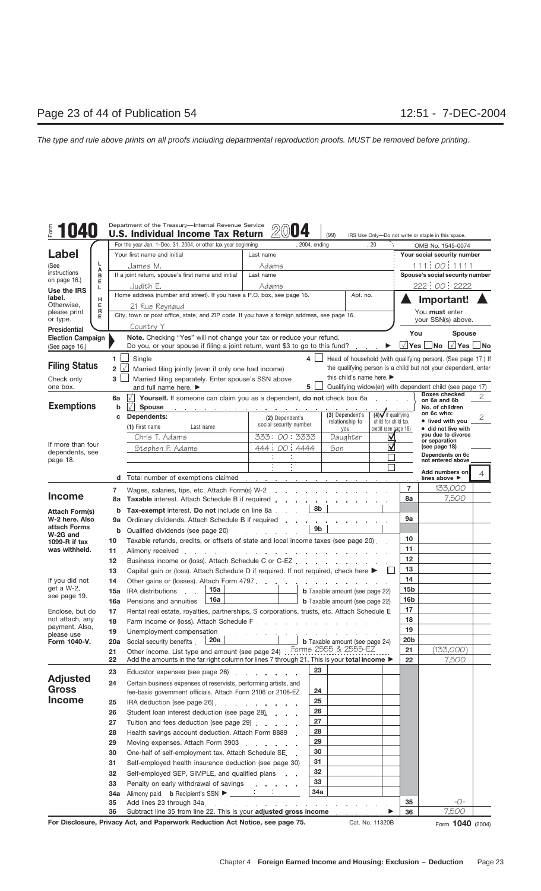# Form 1040 — Department of the Treasury—Internal Revenue Service

**U.S. Individual Income Tax Return 2004** (99) IRS Use Only—Do not write or staple in this space.

For the year Jan. 1–Dec. 31, 2004, or other tax year beginning , 2004, ending , 20 — OMB No. 1545-0074

## Label

(See instructions on page 16.) Use the IRS label. Otherwise, please print or type.

| Field | Value |
|---|---|
| Your first name and initial | James M. |
| Last name | Adams |
| Your social security number | 111 : 00 : 1111 |
| If a joint return, spouse's first name and initial | Judith E. |
| Last name | Adams |
| Spouse's social security number | 222 : 00 : 2222 |
| Home address (number and street). If you have a P.O. box, see page 16. | 21 Rue Reynaud |
| Apt. no. | |
| City, town or post office, state, and ZIP code. If you have a foreign address, see page 16. | Country Y |

**Important!** You **must** enter your SSN(s) above.

**Presidential Election Campaign** (See page 16.)

**Note.** Checking "Yes" will not change your tax or reduce your refund.
Do you, or your spouse if filing a joint return, want $3 to go to this fund? ▶ You: √ Yes ☐ No — Spouse: √ Yes ☐ No

## Filing Status

Check only one box.

1. ☐ Single
2. √ Married filing jointly (even if only one had income)
3. ☐ Married filing separately. Enter spouse's SSN above and full name here. ▶
4. ☐ Head of household (with qualifying person). (See page 17.) If the qualifying person is a child but not your dependent, enter this child's name here. ▶
5. ☐ Qualifying widow(er) with dependent child (see page 17)

## Exemptions

- **6a** √ **Yourself.** If someone can claim you as a dependent, **do not** check box 6a
- **b** √ **Spouse**

Boxes checked on 6a and 6b: 2

**c Dependents:**

| (1) First name Last name | (2) Dependent's social security number | (3) Dependent's relationship to you | (4) √ if qualifying child for child tax credit (see page 18) |
|---|---|---|---|
| Chris T. Adams | 333 : 00 : 3333 | Daughter | √ |
| Stephen F. Adams | 444 : 00 : 4444 | Son | √ |
| | | | ☐ |
| | | | ☐ |

If more than four dependents, see page 18.

No. of children on 6c who:
- lived with you: 2
- did not live with you due to divorce or separation (see page 18):

Dependents on 6c not entered above:

**d** Total number of exemptions claimed — Add numbers on lines above ▶ 4

## Income

Attach Form(s) W-2 here. Also attach Forms W-2G and 1099-R if tax was withheld.

If you did not get a W-2, see page 19.

Enclose, but do not attach, any payment. Also, please use **Form 1040-V.**

| Line | Description | | Amount |
|---|---|---|---|
| 7 | Wages, salaries, tips, etc. Attach Form(s) W-2 | 7 | 133,000 |
| 8a | **Taxable** interest. Attach Schedule B if required | 8a | 7,500 |
| b | **Tax-exempt** interest. **Do not** include on line 8a — 8b | | |
| 9a | Ordinary dividends. Attach Schedule B if required | 9a | |
| b | Qualified dividends (see page 20) — 9b | | |
| 10 | Taxable refunds, credits, or offsets of state and local income taxes (see page 20) | 10 | |
| 11 | Alimony received | 11 | |
| 12 | Business income or (loss). Attach Schedule C or C-EZ | 12 | |
| 13 | Capital gain or (loss). Attach Schedule D if required. If not required, check here ▶ ☐ | 13 | |
| 14 | Other gains or (losses). Attach Form 4797 | 14 | |
| 15a | IRA distributions 15a — **b** Taxable amount (see page 22) | 15b | |
| 16a | Pensions and annuities 16a — **b** Taxable amount (see page 22) | 16b | |
| 17 | Rental real estate, royalties, partnerships, S corporations, trusts, etc. Attach Schedule E | 17 | |
| 18 | Farm income or (loss). Attach Schedule F | 18 | |
| 19 | Unemployment compensation | 19 | |
| 20a | Social security benefits 20a — **b** Taxable amount (see page 24) | 20b | |
| 21 | Other income. List type and amount (see page 24) Forms 2555 & 2555-EZ | 21 | (133,000) |
| 22 | Add the amounts in the far right column for lines 7 through 21. This is your **total income** ▶ | 22 | 7,500 |

## Adjusted Gross Income

| Line | Description | | Amount |
|---|---|---|---|
| 23 | Educator expenses (see page 26) | 23 | |
| 24 | Certain business expenses of reservists, performing artists, and fee-basis government officials. Attach Form 2106 or 2106-EZ | 24 | |
| 25 | IRA deduction (see page 26) | 25 | |
| 26 | Student loan interest deduction (see page 28) | 26 | |
| 27 | Tuition and fees deduction (see page 29) | 27 | |
| 28 | Health savings account deduction. Attach Form 8889 | 28 | |
| 29 | Moving expenses. Attach Form 3903 | 29 | |
| 30 | One-half of self-employment tax. Attach Schedule SE | 30 | |
| 31 | Self-employed health insurance deduction (see page 30) | 31 | |
| 32 | Self-employed SEP, SIMPLE, and qualified plans | 32 | |
| 33 | Penalty on early withdrawal of savings | 33 | |
| 34a | Alimony paid **b** Recipient's SSN ▶ | 34a | |
| 35 | Add lines 23 through 34a | 35 | -0- |
| 36 | Subtract line 35 from line 22. This is your **adjusted gross income** ▶ | 36 | 7,500 |

**For Disclosure, Privacy Act, and Paperwork Reduction Act Notice, see page 75.** Cat. No. 11320B Form **1040** (2004)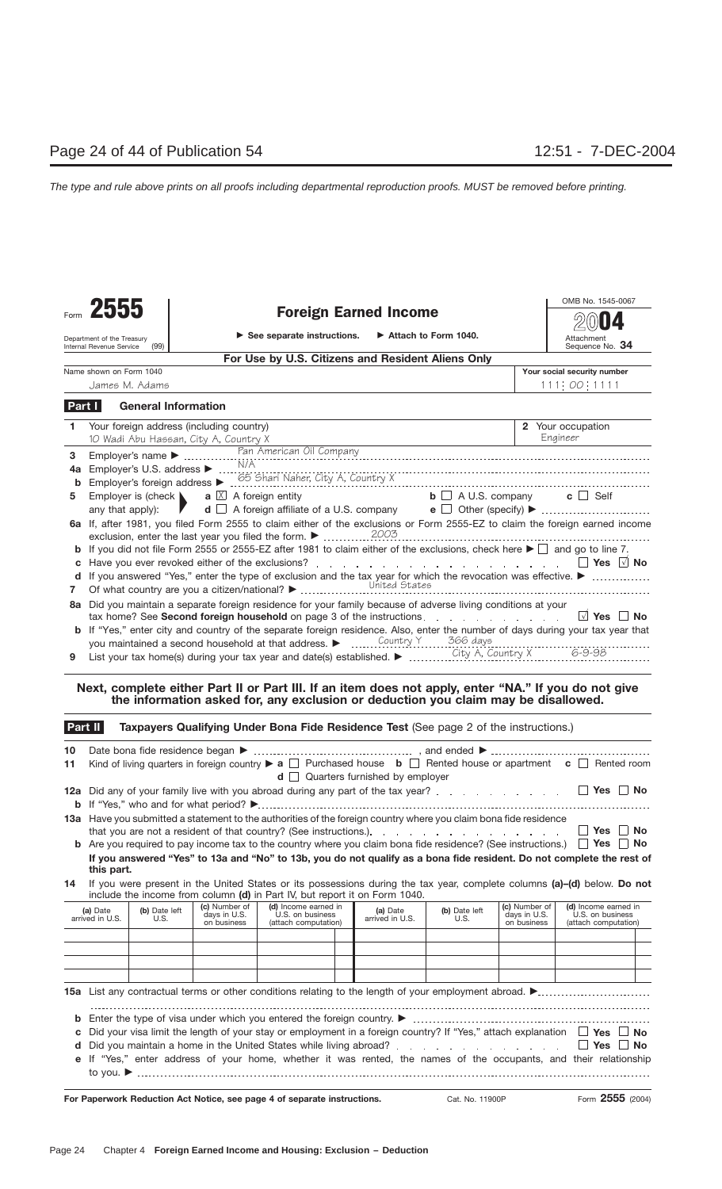Form **2555**

Department of the Treasury
Internal Revenue Service (99)

# Foreign Earned Income

▶ See separate instructions. ▶ Attach to Form 1040.

**For Use by U.S. Citizens and Resident Aliens Only**

OMB No. 1545-0067

**2004**

Attachment Sequence No. **34**

Name shown on Form 1040: James M. Adams

Your social security number: 111 : 00 : 1111

## Part I General Information

**1** Your foreign address (including country): 10 Wadi Abu Hassan, City A, Country X

**2** Your occupation: Engineer

**3** Employer's name ▶ Pan American Oil Company

**4a** Employer's U.S. address ▶ N/A

**b** Employer's foreign address ▶ 65 Shari Naher, City A, Country X

**5** Employer is (check any that apply): **a** ☒ A foreign entity **b** ☐ A U.S. company **c** ☐ Self **d** ☐ A foreign affiliate of a U.S. company **e** ☐ Other (specify) ▶

**6a** If, after 1981, you filed Form 2555 to claim either of the exclusions or Form 2555-EZ to claim the foreign earned income exclusion, enter the last year you filed the form. ▶ 2003

**b** If you did not file Form 2555 or 2555-EZ after 1981 to claim either of the exclusions, check here ▶ ☐ and go to line 7.

**c** Have you ever revoked either of the exclusions? ☐ Yes ☒ No

**d** If you answered "Yes," enter the type of exclusion and the tax year for which the revocation was effective. ▶

**7** Of what country are you a citizen/national? ▶ United States

**8a** Did you maintain a separate foreign residence for your family because of adverse living conditions at your tax home? See **Second foreign household** on page 3 of the instructions. ☒ Yes ☐ No

**b** If "Yes," enter city and country of the separate foreign residence. Also, enter the number of days during your tax year that you maintained a second household at that address. ▶ Country Y 366 days

**9** List your tax home(s) during your tax year and date(s) established. ▶ City A, Country X 6-9-98

**Next, complete either Part II or Part III. If an item does not apply, enter "NA." If you do not give the information asked for, any exclusion or deduction you claim may be disallowed.**

## Part II Taxpayers Qualifying Under Bona Fide Residence Test (See page 2 of the instructions.)

**10** Date bona fide residence began ▶ ______ , and ended ▶ ______

**11** Kind of living quarters in foreign country ▶ **a** ☐ Purchased house **b** ☐ Rented house or apartment **c** ☐ Rented room **d** ☐ Quarters furnished by employer

**12a** Did any of your family live with you abroad during any part of the tax year? ☐ Yes ☐ No

**b** If "Yes," who and for what period? ▶

**13a** Have you submitted a statement to the authorities of the foreign country where you claim bona fide residence that you are not a resident of that country? (See instructions.) ☐ Yes ☐ No

**b** Are you required to pay income tax to the country where you claim bona fide residence? (See instructions.) ☐ Yes ☐ No

**If you answered "Yes" to 13a and "No" to 13b, you do not qualify as a bona fide resident. Do not complete the rest of this part.**

**14** If you were present in the United States or its possessions during the tax year, complete columns **(a)–(d)** below. **Do not** include the income from column **(d)** in Part IV, but report it on Form 1040.

| (a) Date arrived in U.S. | (b) Date left U.S. | (c) Number of days in U.S. on business | (d) Income earned in U.S. on business (attach computation) | (a) Date arrived in U.S. | (b) Date left U.S. | (c) Number of days in U.S. on business | (d) Income earned in U.S. on business (attach computation) |
|---|---|---|---|---|---|---|---|
| | | | | | | | |
| | | | | | | | |
| | | | | | | | |
| | | | | | | | |

**15a** List any contractual terms or other conditions relating to the length of your employment abroad. ▶

**b** Enter the type of visa under which you entered the foreign country. ▶

**c** Did your visa limit the length of your stay or employment in a foreign country? If "Yes," attach explanation ☐ Yes ☐ No

**d** Did you maintain a home in the United States while living abroad? ☐ Yes ☐ No

**e** If "Yes," enter address of your home, whether it was rented, the names of the occupants, and their relationship to you. ▶

**For Paperwork Reduction Act Notice, see page 4 of separate instructions.** Cat. No. 11900P Form **2555** (2004)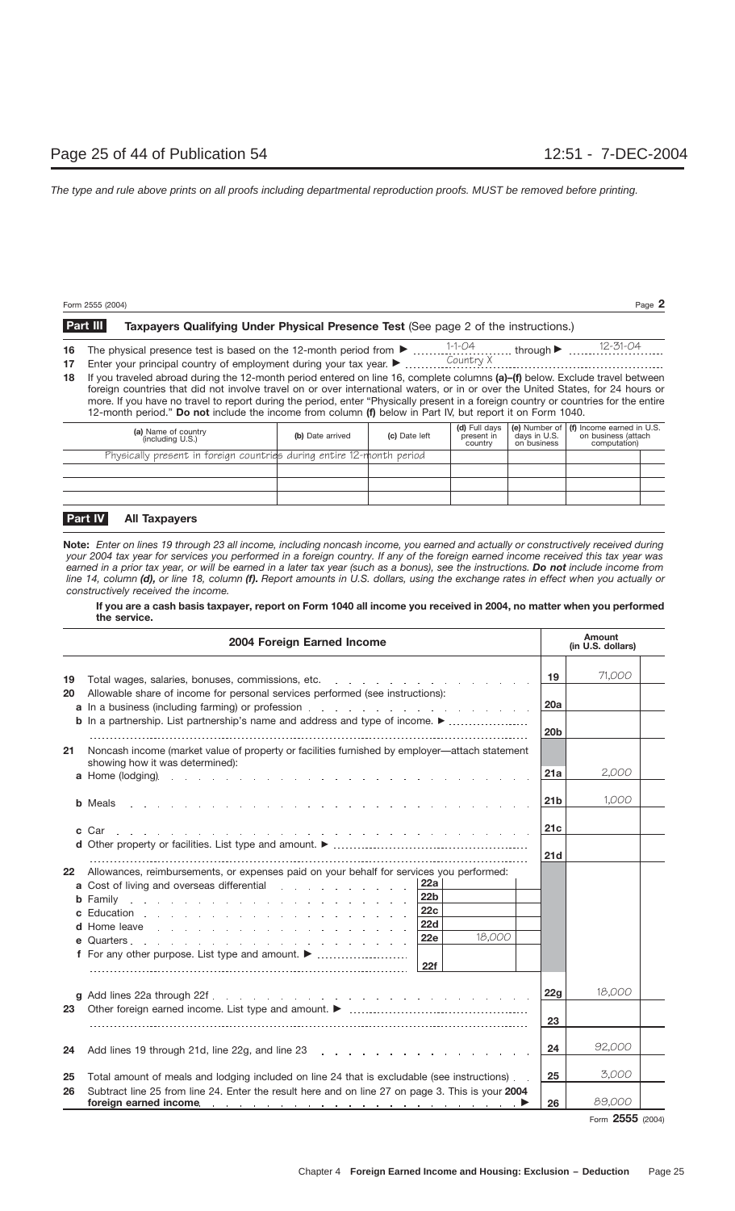Form 2555 (2004) Page **2**

**Part III** **Taxpayers Qualifying Under Physical Presence Test** (See page 2 of the instructions.)

**16** The physical presence test is based on the 12-month period from ▶ 1-1-04 through ▶ 12-31-04

**17** Enter your principal country of employment during your tax year. ▶ Country X

**18** If you traveled abroad during the 12-month period entered on line 16, complete columns **(a)–(f)** below. Exclude travel between foreign countries that did not involve travel on or over international waters, or in or over the United States, for 24 hours or more. If you have no travel to report during the period, enter "Physically present in a foreign country or countries for the entire 12-month period." **Do not** include the income from column **(f)** below in Part IV, but report it on Form 1040.

| **(a)** Name of country (including U.S.) | **(b)** Date arrived | **(c)** Date left | **(d)** Full days present in country | **(e)** Number of days in U.S. on business | **(f)** Income earned in U.S. on business (attach computation) |
|---|---|---|---|---|---|
| Physically present in foreign countries during entire 12-month period | | | | | |
| | | | | | |
| | | | | | |
| | | | | | |

**Part IV** **All Taxpayers**

**Note:** *Enter on lines 19 through 23 all income, including noncash income, you earned and actually or constructively received during your 2004 tax year for services you performed in a foreign country. If any of the foreign earned income received this tax year was earned in a prior tax year, or will be earned in a later tax year (such as a bonus), see the instructions.* ***Do not*** *include income from line 14, column* ***(d),*** *or line 18, column* ***(f).*** *Report amounts in U.S. dollars, using the exchange rates in effect when you actually or constructively received the income.*

**If you are a cash basis taxpayer, report on Form 1040 all income you received in 2004, no matter when you performed the service.**

| | **2004 Foreign Earned Income** | | | Line | **Amount (in U.S. dollars)** |
|---|---|---|---|---|---|
| **19** | Total wages, salaries, bonuses, commissions, etc. | | | 19 | 71,000 |
| **20** | Allowable share of income for personal services performed (see instructions): | | | | |
| | **a** In a business (including farming) or profession | | | 20a | |
| | **b** In a partnership. List partnership's name and address and type of income. ▶ | | | 20b | |
| **21** | Noncash income (market value of property or facilities furnished by employer—attach statement showing how it was determined): | | | | |
| | **a** Home (lodging) | | | 21a | 2,000 |
| | **b** Meals | | | 21b | 1,000 |
| | **c** Car | | | 21c | |
| | **d** Other property or facilities. List type and amount. ▶ | | | 21d | |
| **22** | Allowances, reimbursements, or expenses paid on your behalf for services you performed: | | | | |
| | **a** Cost of living and overseas differential | 22a | | | |
| | **b** Family | 22b | | | |
| | **c** Education | 22c | | | |
| | **d** Home leave | 22d | | | |
| | **e** Quarters | 22e | 18,000 | | |
| | **f** For any other purpose. List type and amount. ▶ | 22f | | | |
| | **g** Add lines 22a through 22f | | | 22g | 18,000 |
| **23** | Other foreign earned income. List type and amount. ▶ | | | 23 | |
| **24** | Add lines 19 through 21d, line 22g, and line 23 | | | 24 | 92,000 |
| **25** | Total amount of meals and lodging included on line 24 that is excludable (see instructions) | | | 25 | 3,000 |
| **26** | Subtract line 25 from line 24. Enter the result here and on line 27 on page 3. This is your **2004 foreign earned income** ▶ | | | 26 | 89,000 |

Form **2555** (2004)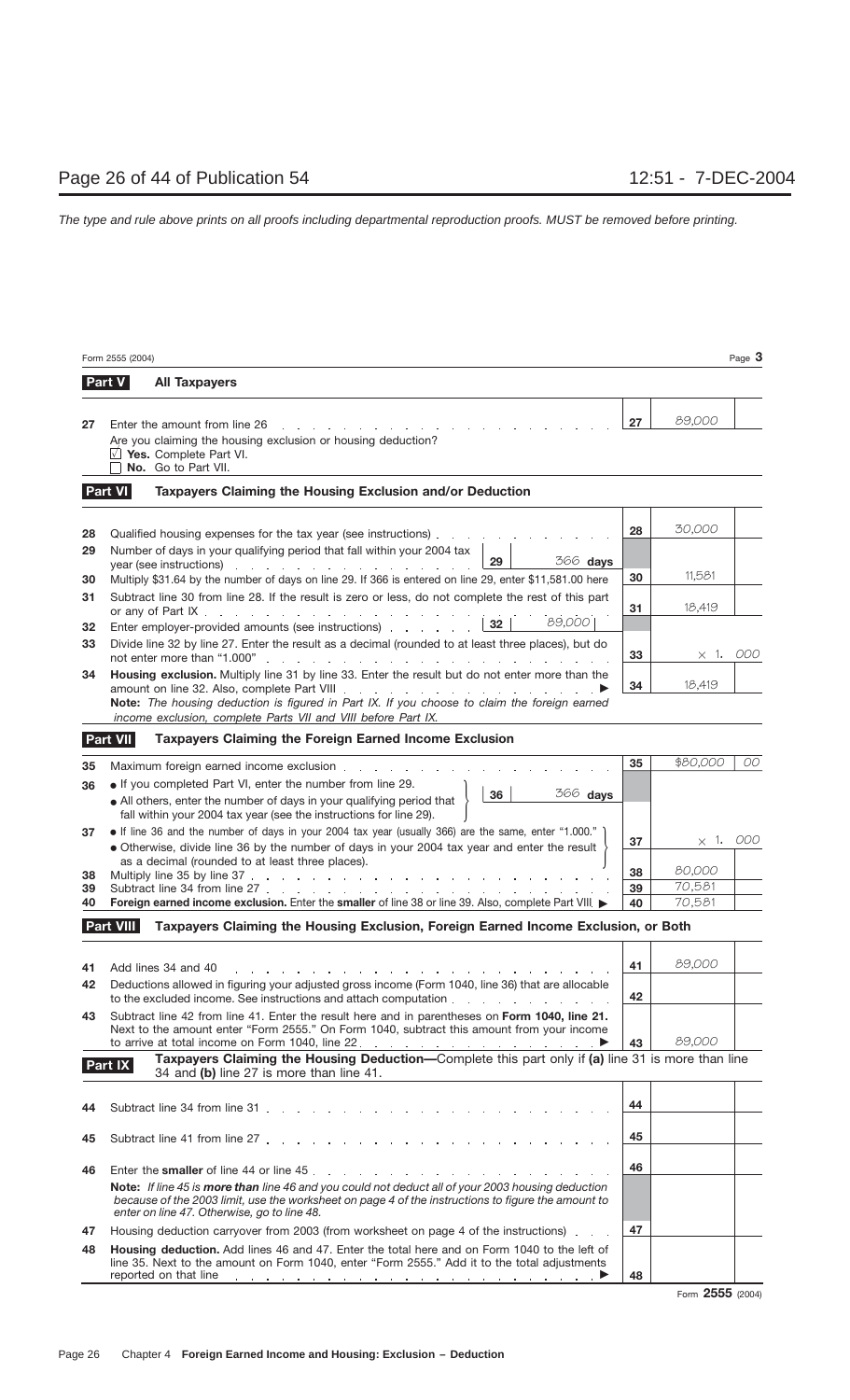The type and rule above prints on all proofs including departmental reproduction proofs. MUST be removed before printing.

Form 2555 (2004) Page **3**

## Part V — All Taxpayers

| | | | |
|---|---|---|---|
| **27** | Enter the amount from line 26 | 27 | 89,000 |
| | Are you claiming the housing exclusion or housing deduction?<br>☑ **Yes.** Complete Part VI.<br>☐ **No.** Go to Part VII. | | |

## Part VI — Taxpayers Claiming the Housing Exclusion and/or Deduction

| | | | |
|---|---|---|---|
| **28** | Qualified housing expenses for the tax year (see instructions) | 28 | 30,000 |
| **29** | Number of days in your qualifying period that fall within your 2004 tax year (see instructions) — **29** — 366 **days** | | |
| **30** | Multiply $31.64 by the number of days on line 29. If 366 is entered on line 29, enter $11,581.00 here | 30 | 11,581 |
| **31** | Subtract line 30 from line 28. If the result is zero or less, do not complete the rest of this part or any of Part IX | 31 | 18,419 |
| **32** | Enter employer-provided amounts (see instructions) — **32** — 89,000 | | |
| **33** | Divide line 32 by line 27. Enter the result as a decimal (rounded to at least three places), but do not enter more than "1.000" | 33 | × 1. 000 |
| **34** | **Housing exclusion.** Multiply line 31 by line 33. Enter the result but do not enter more than the amount on line 32. Also, complete Part VIII ▶ | 34 | 18,419 |
| | **Note:** *The housing deduction is figured in Part IX. If you choose to claim the foreign earned income exclusion, complete Parts VII and VIII before Part IX.* | | |

## Part VII — Taxpayers Claiming the Foreign Earned Income Exclusion

| | | | |
|---|---|---|---|
| **35** | Maximum foreign earned income exclusion | 35 | $80,000 00 |
| **36** | • If you completed Part VI, enter the number from line 29.<br>• All others, enter the number of days in your qualifying period that fall within your 2004 tax year (see the instructions for line 29). — **36** — 366 **days** | | |
| **37** | • If line 36 and the number of days in your 2004 tax year (usually 366) are the same, enter "1.000."<br>• Otherwise, divide line 36 by the number of days in your 2004 tax year and enter the result as a decimal (rounded to at least three places). | 37 | × 1. 000 |
| **38** | Multiply line 35 by line 37 | 38 | 80,000 |
| **39** | Subtract line 34 from line 27 | 39 | 70,581 |
| **40** | **Foreign earned income exclusion.** Enter the **smaller** of line 38 or line 39. Also, complete Part VIII ▶ | 40 | 70,581 |

## Part VIII — Taxpayers Claiming the Housing Exclusion, Foreign Earned Income Exclusion, or Both

| | | | |
|---|---|---|---|
| **41** | Add lines 34 and 40 | 41 | 89,000 |
| **42** | Deductions allowed in figuring your adjusted gross income (Form 1040, line 36) that are allocable to the excluded income. See instructions and attach computation | 42 | |
| **43** | Subtract line 42 from line 41. Enter the result here and in parentheses on **Form 1040, line 21.** Next to the amount enter "Form 2555." On Form 1040, subtract this amount from your income to arrive at total income on Form 1040, line 22 ▶ | 43 | 89,000 |

## Part IX — Taxpayers Claiming the Housing Deduction—Complete this part only if (a) line 31 is more than line 34 and (b) line 27 is more than line 41.

| | | | |
|---|---|---|---|
| **44** | Subtract line 34 from line 31 | 44 | |
| **45** | Subtract line 41 from line 27 | 45 | |
| **46** | Enter the **smaller** of line 44 or line 45 | 46 | |
| | **Note:** *If line 45 is **more than** line 46 and you could not deduct all of your 2003 housing deduction because of the 2003 limit, use the worksheet on page 4 of the instructions to figure the amount to enter on line 47. Otherwise, go to line 48.* | | |
| **47** | Housing deduction carryover from 2003 (from worksheet on page 4 of the instructions) | 47 | |
| **48** | **Housing deduction.** Add lines 46 and 47. Enter the total here and on Form 1040 to the left of line 35. Next to the amount on Form 1040, enter "Form 2555." Add it to the total adjustments reported on that line ▶ | 48 | |

Form **2555** (2004)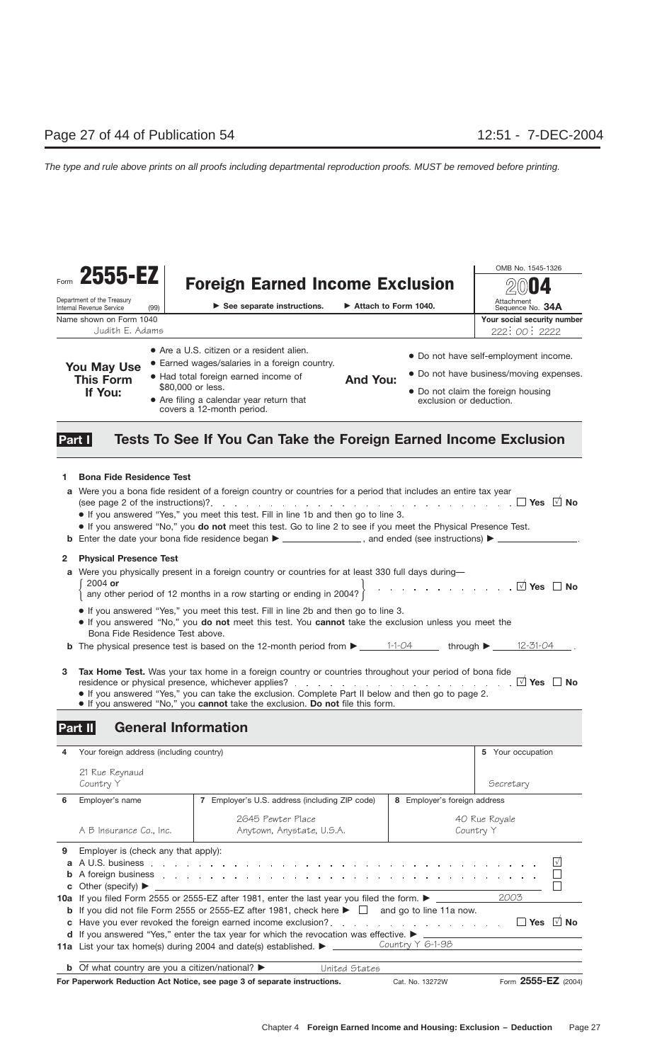# Form 2555-EZ — Foreign Earned Income Exclusion (2004)

Department of the Treasury
Internal Revenue Service (99)

► See separate instructions. ► Attach to Form 1040.

OMB No. 1545-1326

Attachment Sequence No. **34A**

| Name shown on Form 1040 | Your social security number |
|---|---|
| Judith E. Adams | 222 : 00 : 2222 |

**You May Use This Form If You:**

- Are a U.S. citizen or a resident alien.
- Earned wages/salaries in a foreign country.
- Had total foreign earned income of $80,000 or less.
- Are filing a calendar year return that covers a 12-month period.

**And You:**

- Do not have self-employment income.
- Do not have business/moving expenses.
- Do not claim the foreign housing exclusion or deduction.

## Part I — Tests To See If You Can Take the Foreign Earned Income Exclusion

**1 Bona Fide Residence Test**

**a** Were you a bona fide resident of a foreign country or countries for a period that includes an entire tax year (see page 2 of the instructions)? ☐ Yes ☑ No

- If you answered "Yes," you meet this test. Fill in line 1b and then go to line 3.
- If you answered "No," you **do not** meet this test. Go to line 2 to see if you meet the Physical Presence Test.

**b** Enter the date your bona fide residence began ► ________, and ended (see instructions) ► ________.

**2 Physical Presence Test**

**a** Were you physically present in a foreign country or countries for at least 330 full days during— 2004 **or** any other period of 12 months in a row starting or ending in 2004? ☑ Yes ☐ No

- If you answered "Yes," you meet this test. Fill in line 2b and then go to line 3.
- If you answered "No," you **do not** meet this test. You **cannot** take the exclusion unless you meet the Bona Fide Residence Test above.

**b** The physical presence test is based on the 12-month period from ► 1-1-04 through ► 12-31-04.

**3 Tax Home Test.** Was your tax home in a foreign country or countries throughout your period of bona fide residence or physical presence, whichever applies? ☑ Yes ☐ No

- If you answered "Yes," you can take the exclusion. Complete Part II below and then go to page 2.
- If you answered "No," you **cannot** take the exclusion. **Do not** file this form.

## Part II — General Information

| 4 Your foreign address (including country) | | | 5 Your occupation |
|---|---|---|---|
| 21 Rue Reynaud, Country Y | | | Secretary |
| **6** Employer's name | **7** Employer's U.S. address (including ZIP code) | **8** Employer's foreign address | |
| A B Insurance Co., Inc. | 2645 Pewter Place, Anytown, Anystate, U.S.A. | 40 Rue Royale, Country Y | |

**9** Employer is (check any that apply):

**a** A U.S. business ☑

**b** A foreign business ☐

**c** Other (specify) ► ________ ☐

**10a** If you filed Form 2555 or 2555-EZ after 1981, enter the last year you filed the form. ► 2003

**b** If you did not file Form 2555 or 2555-EZ after 1981, check here ► ☐ and go to line 11a now.

**c** Have you ever revoked the foreign earned income exclusion? ☐ Yes ☑ No

**d** If you answered "Yes," enter the tax year for which the revocation was effective. ► ________

**11a** List your tax home(s) during 2004 and date(s) established. ► Country Y 6-1-98

**b** Of what country are you a citizen/national? ► United States

**For Paperwork Reduction Act Notice, see page 3 of separate instructions.** Cat. No. 13272W Form **2555-EZ** (2004)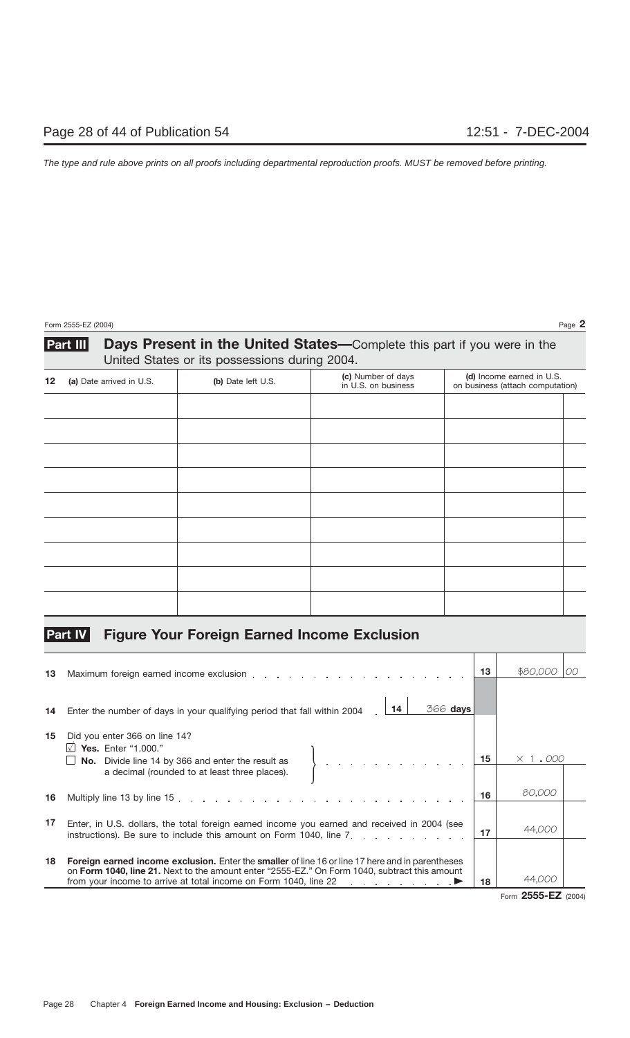Form 2555-EZ (2004) Page **2**

## Part III — Days Present in the United States—Complete this part if you were in the United States or its possessions during 2004.

| 12 (a) Date arrived in U.S. | (b) Date left U.S. | (c) Number of days in U.S. on business | (d) Income earned in U.S. on business (attach computation) |
|---|---|---|---|
| | | | |
| | | | |
| | | | |
| | | | |
| | | | |
| | | | |
| | | | |
| | | | |
| | | | |

## Part IV — Figure Your Foreign Earned Income Exclusion

| Line | Description | Line | Amount |
|---|---|---|---|
| 13 | Maximum foreign earned income exclusion | 13 | $80,000 00 |
| 14 | Enter the number of days in your qualifying period that fall within 2004 — **14** 366 **days** | | |
| 15 | Did you enter 366 on line 14? ☑ **Yes.** Enter "1.000." ☐ **No.** Divide line 14 by 366 and enter the result as a decimal (rounded to at least three places). | 15 | × 1 **.** 000 |
| 16 | Multiply line 13 by line 15 | 16 | 80,000 |
| 17 | Enter, in U.S. dollars, the total foreign earned income you earned and received in 2004 (see instructions). Be sure to include this amount on Form 1040, line 7 | 17 | 44,000 |
| 18 | **Foreign earned income exclusion.** Enter the **smaller** of line 16 or line 17 here and in parentheses on **Form 1040, line 21.** Next to the amount enter "2555-EZ." On Form 1040, subtract this amount from your income to arrive at total income on Form 1040, line 22 ▶ | 18 | 44,000 |

Form **2555-EZ** (2004)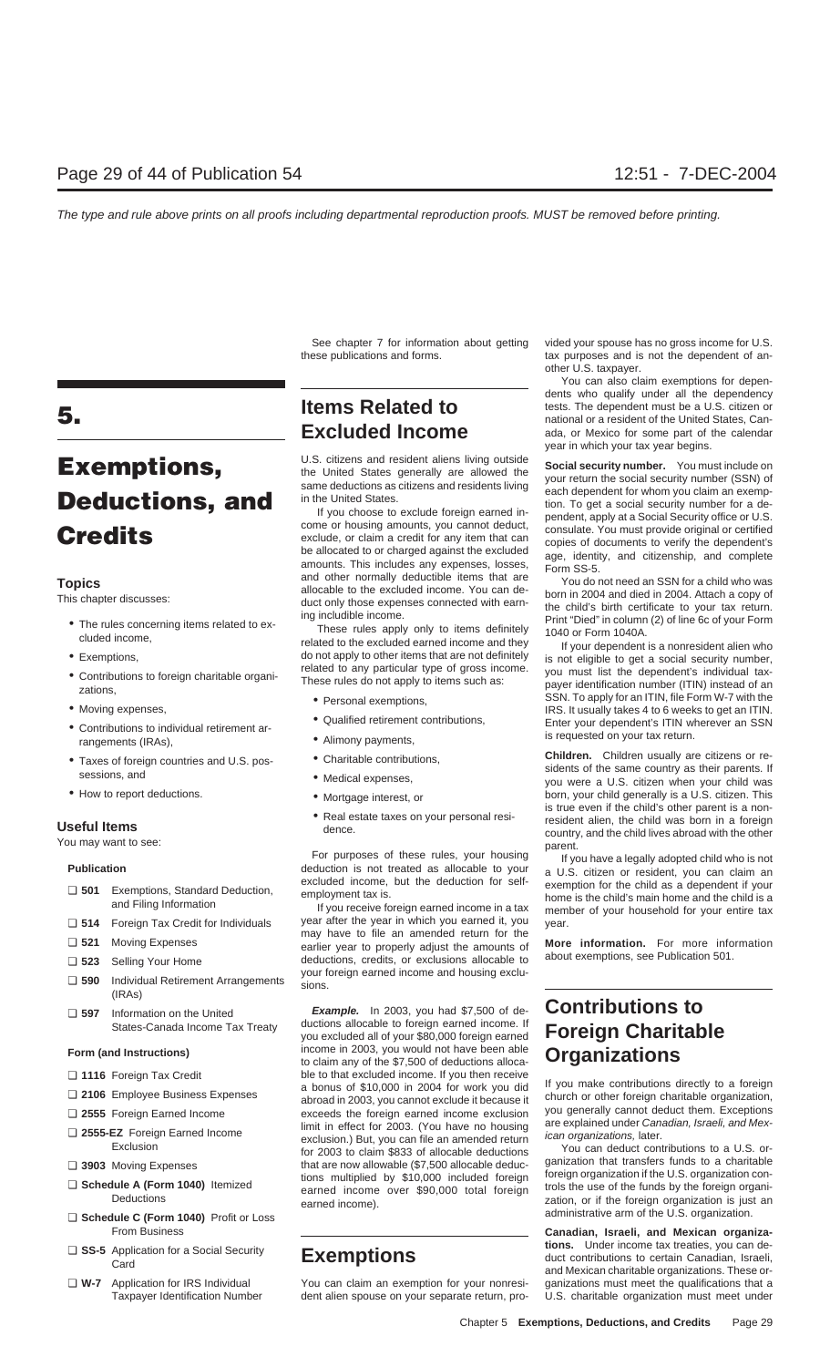# 5.

# Exemptions, Deductions, and Credits

## Topics

This chapter discusses:

- The rules concerning items related to excluded income,
- Exemptions,
- Contributions to foreign charitable organizations,
- Moving expenses,
- Contributions to individual retirement arrangements (IRAs),
- Taxes of foreign countries and U.S. possessions, and
- How to report deductions.

## Useful Items

You may want to see:

**Publication**

- ❑ **501** Exemptions, Standard Deduction, and Filing Information
- ❑ **514** Foreign Tax Credit for Individuals
- ❑ **521** Moving Expenses
- ❑ **523** Selling Your Home
- ❑ **590** Individual Retirement Arrangements (IRAs)
- ❑ **597** Information on the United States-Canada Income Tax Treaty

**Form (and Instructions)**

- ❑ **1116** Foreign Tax Credit
- ❑ **2106** Employee Business Expenses
- ❑ **2555** Foreign Earned Income
- ❑ **2555-EZ** Foreign Earned Income Exclusion
- ❑ **3903** Moving Expenses
- ❑ **Schedule A (Form 1040)** Itemized Deductions
- ❑ **Schedule C (Form 1040)** Profit or Loss From Business
- ❑ **SS-5** Application for a Social Security Card
- ❑ **W-7** Application for IRS Individual Taxpayer Identification Number

See chapter 7 for information about getting these publications and forms.

# Items Related to Excluded Income

U.S. citizens and resident aliens living outside the United States generally are allowed the same deductions as citizens and residents living in the United States.

If you choose to exclude foreign earned income or housing amounts, you cannot deduct, exclude, or claim a credit for any item that can be allocated to or charged against the excluded amounts. This includes any expenses, losses, and other normally deductible items that are allocable to the excluded income. You can deduct only those expenses connected with earning includible income.

These rules apply only to items definitely related to the excluded earned income and they do not apply to other items that are not definitely related to any particular type of gross income. These rules do not apply to items such as:

- Personal exemptions,
- Qualified retirement contributions,
- Alimony payments,
- Charitable contributions,
- Medical expenses,
- Mortgage interest, or
- Real estate taxes on your personal residence.

For purposes of these rules, your housing deduction is not treated as allocable to your excluded income, but the deduction for self-employment tax is.

If you receive foreign earned income in a tax year after the year in which you earned it, you may have to file an amended return for the earlier year to properly adjust the amounts of deductions, credits, or exclusions allocable to your foreign earned income and housing exclusions.

***Example.*** In 2003, you had $7,500 of deductions allocable to foreign earned income. If you excluded all of your $80,000 foreign earned income in 2003, you would not have been able to claim any of the $7,500 of deductions allocable to that excluded income. If you then receive a bonus of $10,000 in 2004 for work you did abroad in 2003, you cannot exclude it because it exceeds the foreign earned income exclusion limit in effect for 2003. (You have no housing exclusion.) But, you can file an amended return for 2003 to claim $833 of allocable deductions that are now allowable ($7,500 allocable deductions multiplied by $10,000 included foreign earned income over $90,000 total foreign earned income).

# Exemptions

You can claim an exemption for your nonresident alien spouse on your separate return, provided your spouse has no gross income for U.S. tax purposes and is not the dependent of another U.S. taxpayer.

You can also claim exemptions for dependents who qualify under all the dependency tests. The dependent must be a U.S. citizen or national or a resident of the United States, Canada, or Mexico for some part of the calendar year in which your tax year begins.

**Social security number.** You must include on your return the social security number (SSN) of each dependent for whom you claim an exemption. To get a social security number for a dependent, apply at a Social Security office or U.S. consulate. You must provide original or certified copies of documents to verify the dependent's age, identity, and citizenship, and complete Form SS-5.

You do not need an SSN for a child who was born in 2004 and died in 2004. Attach a copy of the child's birth certificate to your tax return. Print "Died" in column (2) of line 6c of your Form 1040 or Form 1040A.

If your dependent is a nonresident alien who is not eligible to get a social security number, you must list the dependent's individual taxpayer identification number (ITIN) instead of an SSN. To apply for an ITIN, file Form W-7 with the IRS. It usually takes 4 to 6 weeks to get an ITIN. Enter your dependent's ITIN wherever an SSN is requested on your tax return.

**Children.** Children usually are citizens or residents of the same country as their parents. If you were a U.S. citizen when your child was born, your child generally is a U.S. citizen. This is true even if the child's other parent is a nonresident alien, the child was born in a foreign country, and the child lives abroad with the other parent.

If you have a legally adopted child who is not a U.S. citizen or resident, you can claim an exemption for the child as a dependent if your home is the child's main home and the child is a member of your household for your entire tax year.

**More information.** For more information about exemptions, see Publication 501.

# Contributions to Foreign Charitable Organizations

If you make contributions directly to a foreign church or other foreign charitable organization, you generally cannot deduct them. Exceptions are explained under *Canadian, Israeli, and Mexican organizations,* later.

You can deduct contributions to a U.S. organization that transfers funds to a charitable foreign organization if the U.S. organization controls the use of the funds by the foreign organization, or if the foreign organization is just an administrative arm of the U.S. organization.

**Canadian, Israeli, and Mexican organizations.** Under income tax treaties, you can deduct contributions to certain Canadian, Israeli, and Mexican charitable organizations. These organizations must meet the qualifications that a U.S. charitable organization must meet under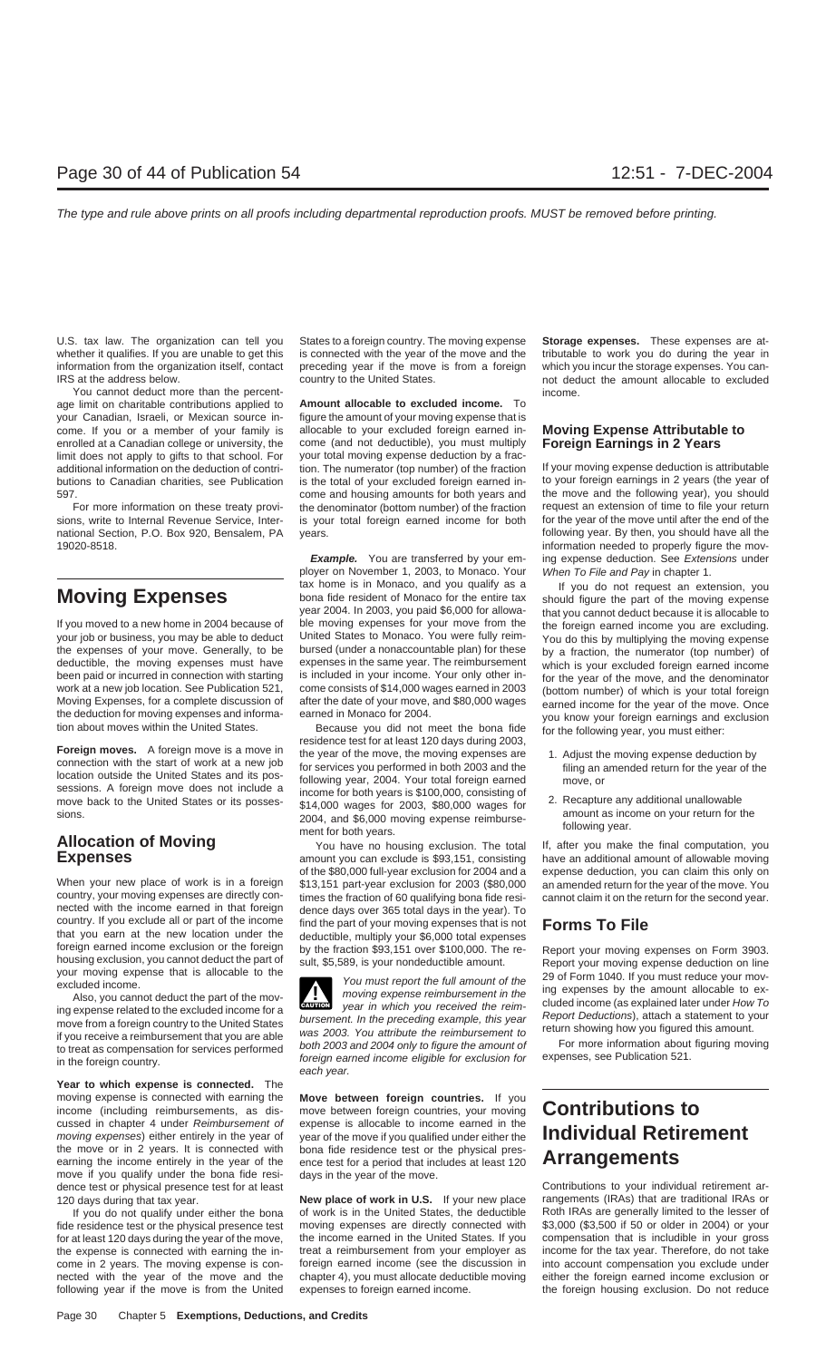U.S. tax law. The organization can tell you whether it qualifies. If you are unable to get this information from the organization itself, contact IRS at the address below.

You cannot deduct more than the percentage limit on charitable contributions applied to your Canadian, Israeli, or Mexican source income. If you or a member of your family is enrolled at a Canadian college or university, the limit does not apply to gifts to that school. For additional information on the deduction of contributions to Canadian charities, see Publication 597.

For more information on these treaty provisions, write to Internal Revenue Service, International Section, P.O. Box 920, Bensalem, PA 19020-8518.

## Moving Expenses

If you moved to a new home in 2004 because of your job or business, you may be able to deduct the expenses of your move. Generally, to be deductible, the moving expenses must have been paid or incurred in connection with starting work at a new job location. See Publication 521, Moving Expenses, for a complete discussion of the deduction for moving expenses and information about moves within the United States.

**Foreign moves.** A foreign move is a move in connection with the start of work at a new job location outside the United States and its possessions. A foreign move does not include a move back to the United States or its possessions.

## Allocation of Moving Expenses

When your new place of work is in a foreign country, your moving expenses are directly connected with the income earned in that foreign country. If you exclude all or part of the income that you earn at the new location under the foreign earned income exclusion or the foreign housing exclusion, you cannot deduct the part of your moving expense that is allocable to the excluded income.

Also, you cannot deduct the part of the moving expense related to the excluded income for a move from a foreign country to the United States if you receive a reimbursement that you are able to treat as compensation for services performed in the foreign country.

**Year to which expense is connected.** The moving expense is connected with earning the income (including reimbursements, as discussed in chapter 4 under *Reimbursement of moving expenses*) either entirely in the year of the move or in 2 years. It is connected with earning the income entirely in the year of the move if you qualify under the bona fide residence test or physical presence test for at least 120 days during that tax year.

If you do not qualify under either the bona fide residence test or the physical presence test for at least 120 days during the year of the move, the expense is connected with earning the income in 2 years. The moving expense is connected with the year of the move and the following year if the move is from the United States to a foreign country. The moving expense is connected with the year of the move and the preceding year if the move is from a foreign country to the United States.

**Amount allocable to excluded income.** To figure the amount of your moving expense that is allocable to your excluded foreign earned income (and not deductible), you must multiply your total moving expense deduction by a fraction. The numerator (top number) of the fraction is the total of your excluded foreign earned income and housing amounts for both years and the denominator (bottom number) of the fraction is your total foreign earned income for both years.

***Example.*** You are transferred by your employer on November 1, 2003, to Monaco. Your tax home is in Monaco, and you qualify as a bona fide resident of Monaco for the entire tax year 2004. In 2003, you paid $6,000 for allowable moving expenses for your move from the United States to Monaco. You were fully reimbursed (under a nonaccountable plan) for these expenses in the same year. The reimbursement is included in your income. Your only other income consists of $14,000 wages earned in 2003 after the date of your move, and $80,000 wages earned in Monaco for 2004.

Because you did not meet the bona fide residence test for at least 120 days during 2003, the moving expenses are for services you performed in both 2003 and the following year, 2004. Your total foreign earned income for both years is $100,000, consisting of $14,000 wages for 2003, $80,000 wages for 2004, and $6,000 moving expense reimbursement for both years.

You have no housing exclusion. The total amount you can exclude is $93,151, consisting of the $80,000 full-year exclusion for 2004 and a $13,151 part-year exclusion for 2003 ($80,000 times the fraction of 60 qualifying bona fide residence days over 365 total days in the year). To find the part of your moving expenses that is not deductible, multiply your $6,000 total expenses by the fraction $93,151 over $100,000. The result, $5,589, is your nondeductible amount.

> **CAUTION:** *You must report the full amount of the moving expense reimbursement in the year in which you received the reimbursement. In the preceding example, this year was 2003. You attribute the reimbursement to both 2003 and 2004 only to figure the amount of foreign earned income eligible for exclusion for each year.*

**Move between foreign countries.** If you move between foreign countries, your moving expense is allocable to income earned in the year of the move if you qualified under either the bona fide residence test or the physical presence test for a period that includes at least 120 days in the year of the move.

**New place of work in U.S.** If your new place of work is in the United States, the deductible moving expenses are directly connected with the income earned in the United States. If you treat a reimbursement from your employer as foreign earned income (see the discussion in chapter 4), you must allocate deductible moving expenses to foreign earned income.

**Storage expenses.** These expenses are attributable to work you do during the year in which you incur the storage expenses. You cannot deduct the amount allocable to excluded income.

## Moving Expense Attributable to Foreign Earnings in 2 Years

If your moving expense deduction is attributable to your foreign earnings in 2 years (the year of the move and the following year), you should request an extension of time to file your return for the year of the move until after the end of the following year. By then, you should have all the information needed to properly figure the moving expense deduction. See *Extensions* under *When To File and Pay* in chapter 1.

If you do not request an extension, you should figure the part of the moving expense that you cannot deduct because it is allocable to the foreign earned income you are excluding. You do this by multiplying the moving expense by a fraction, the numerator (top number) of which is your excluded foreign earned income for the year of the move, and the denominator (bottom number) of which is your total foreign earned income for the year of the move. Once you know your foreign earnings and exclusion for the following year, you must either:

1. Adjust the moving expense deduction by filing an amended return for the year of the move, or
2. Recapture any additional unallowable amount as income on your return for the following year.

If, after you make the final computation, you have an additional amount of allowable moving expense deduction, you can claim this only on an amended return for the year of the move. You cannot claim it on the return for the second year.

## Forms To File

Report your moving expenses on Form 3903. Report your moving expense deduction on line 29 of Form 1040. If you must reduce your moving expenses by the amount allocable to excluded income (as explained later under *How To Report Deductions*), attach a statement to your return showing how you figured this amount.

For more information about figuring moving expenses, see Publication 521.

## Contributions to Individual Retirement Arrangements

Contributions to your individual retirement arrangements (IRAs) that are traditional IRAs or Roth IRAs are generally limited to the lesser of $3,000 ($3,500 if 50 or older in 2004) or your compensation that is includible in your gross income for the tax year. Therefore, do not take into account compensation you exclude under either the foreign earned income exclusion or the foreign housing exclusion. Do not reduce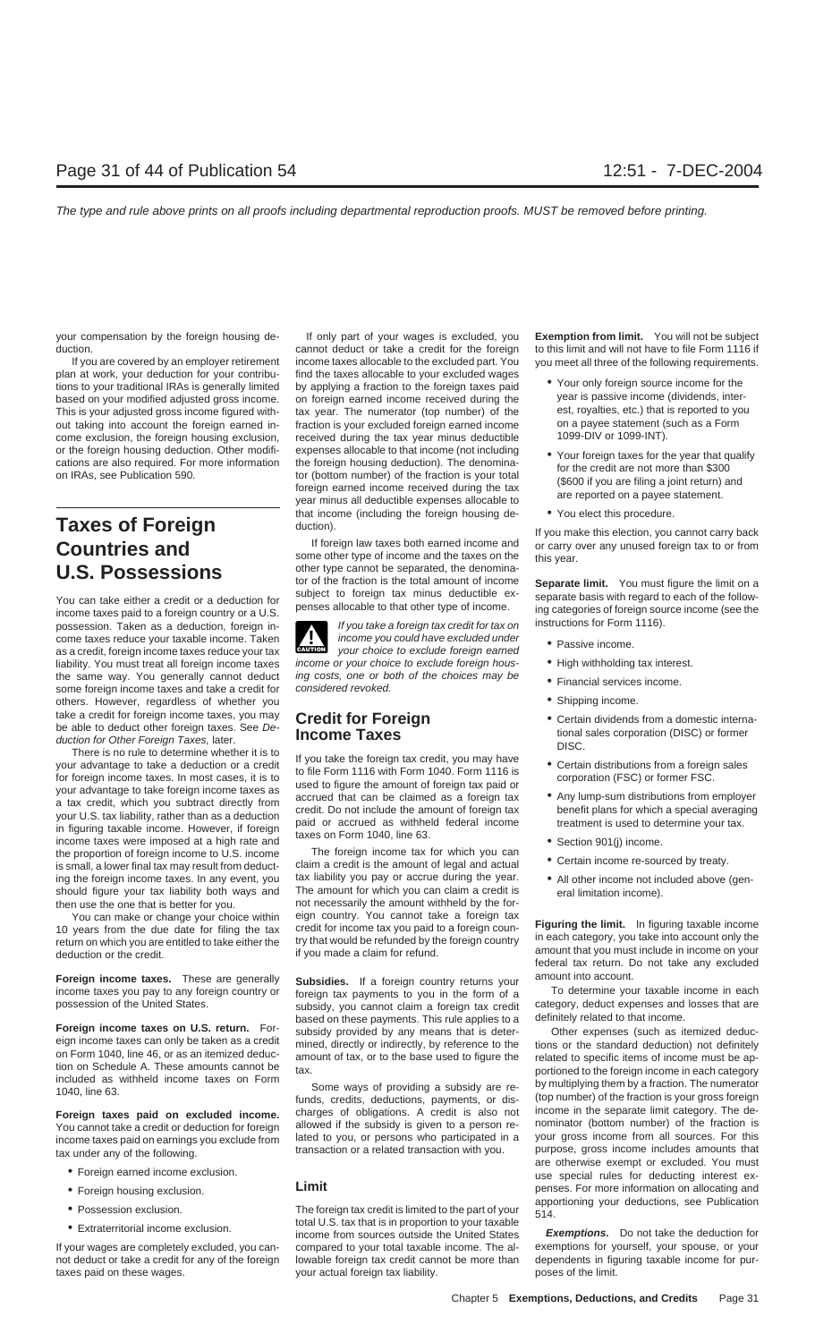your compensation by the foreign housing deduction.

If you are covered by an employer retirement plan at work, your deduction for your contributions to your traditional IRAs is generally limited based on your modified adjusted gross income. This is your adjusted gross income figured without taking into account the foreign earned income exclusion, the foreign housing exclusion, or the foreign housing deduction. Other modifications are also required. For more information on IRAs, see Publication 590.

# Taxes of Foreign Countries and U.S. Possessions

You can take either a credit or a deduction for income taxes paid to a foreign country or a U.S. possession. Taken as a deduction, foreign income taxes reduce your taxable income. Taken as a credit, foreign income taxes reduce your tax liability. You must treat all foreign income taxes the same way. You generally cannot deduct some foreign income taxes and take a credit for others. However, regardless of whether you take a credit for foreign income taxes, you may be able to deduct other foreign taxes. See *Deduction for Other Foreign Taxes,* later.

There is no rule to determine whether it is to your advantage to take a deduction or a credit for foreign income taxes. In most cases, it is to your advantage to take foreign income taxes as a tax credit, which you subtract directly from your U.S. tax liability, rather than as a deduction in figuring taxable income. However, if foreign income taxes were imposed at a high rate and the proportion of foreign income to U.S. income is small, a lower final tax may result from deducting the foreign income taxes. In any event, you should figure your tax liability both ways and then use the one that is better for you.

You can make or change your choice within 10 years from the due date for filing the tax return on which you are entitled to take either the deduction or the credit.

**Foreign income taxes.** These are generally income taxes you pay to any foreign country or possession of the United States.

**Foreign income taxes on U.S. return.** Foreign income taxes can only be taken as a credit on Form 1040, line 46, or as an itemized deduction on Schedule A. These amounts cannot be included as withheld income taxes on Form 1040, line 63.

**Foreign taxes paid on excluded income.** You cannot take a credit or deduction for foreign income taxes paid on earnings you exclude from tax under any of the following.

- Foreign earned income exclusion.
- Foreign housing exclusion.
- Possession exclusion.
- Extraterritorial income exclusion.

If your wages are completely excluded, you cannot deduct or take a credit for any of the foreign taxes paid on these wages.

If only part of your wages is excluded, you cannot deduct or take a credit for the foreign income taxes allocable to the excluded part. You find the taxes allocable to your excluded wages by applying a fraction to the foreign taxes paid on foreign earned income received during the tax year. The numerator (top number) of the fraction is your excluded foreign earned income received during the tax year minus deductible expenses allocable to that income (not including the foreign housing deduction). The denominator (bottom number) of the fraction is your total foreign earned income received during the tax year minus all deductible expenses allocable to that income (including the foreign housing deduction).

If foreign law taxes both earned income and some other type of income and the taxes on the other type cannot be separated, the denominator of the fraction is the total amount of income subject to foreign tax minus deductible expenses allocable to that other type of income.

> **CAUTION:** *If you take a foreign tax credit for tax on income you could have excluded under your choice to exclude foreign earned income or your choice to exclude foreign housing costs, one or both of the choices may be considered revoked.*

## Credit for Foreign Income Taxes

If you take the foreign tax credit, you may have to file Form 1116 with Form 1040. Form 1116 is used to figure the amount of foreign tax paid or accrued that can be claimed as a foreign tax credit. Do not include the amount of foreign tax paid or accrued as withheld federal income taxes on Form 1040, line 63.

The foreign income tax for which you can claim a credit is the amount of legal and actual tax liability you pay or accrue during the year. The amount for which you can claim a credit is not necessarily the amount withheld by the foreign country. You cannot take a foreign tax credit for income tax you paid to a foreign country that would be refunded by the foreign country if you made a claim for refund.

**Subsidies.** If a foreign country returns your foreign tax payments to you in the form of a subsidy, you cannot claim a foreign tax credit based on these payments. This rule applies to a subsidy provided by any means that is determined, directly or indirectly, by reference to the amount of tax, or to the base used to figure the tax.

Some ways of providing a subsidy are refunds, credits, deductions, payments, or discharges of obligations. A credit is also not allowed if the subsidy is given to a person related to you, or persons who participated in a transaction or a related transaction with you.

### Limit

The foreign tax credit is limited to the part of your total U.S. tax that is in proportion to your taxable income from sources outside the United States compared to your total taxable income. The allowable foreign tax credit cannot be more than your actual foreign tax liability.

**Exemption from limit.** You will not be subject to this limit and will not have to file Form 1116 if you meet all three of the following requirements.

- Your only foreign source income for the year is passive income (dividends, interest, royalties, etc.) that is reported to you on a payee statement (such as a Form 1099-DIV or 1099-INT).
- Your foreign taxes for the year that qualify for the credit are not more than $300 ($600 if you are filing a joint return) and are reported on a payee statement.
- You elect this procedure.

If you make this election, you cannot carry back or carry over any unused foreign tax to or from this year.

**Separate limit.** You must figure the limit on a separate basis with regard to each of the following categories of foreign source income (see the instructions for Form 1116).

- Passive income.
- High withholding tax interest.
- Financial services income.
- Shipping income.
- Certain dividends from a domestic international sales corporation (DISC) or former DISC.
- Certain distributions from a foreign sales corporation (FSC) or former FSC.
- Any lump-sum distributions from employer benefit plans for which a special averaging treatment is used to determine your tax.
- Section 901(j) income.
- Certain income re-sourced by treaty.
- All other income not included above (general limitation income).

**Figuring the limit.** In figuring taxable income in each category, you take into account only the amount that you must include in income on your federal tax return. Do not take any excluded amount into account.

To determine your taxable income in each category, deduct expenses and losses that are definitely related to that income.

Other expenses (such as itemized deductions or the standard deduction) not definitely related to specific items of income must be apportioned to the foreign income in each category by multiplying them by a fraction. The numerator (top number) of the fraction is your gross foreign income in the separate limit category. The denominator (bottom number) of the fraction is your gross income from all sources. For this purpose, gross income includes amounts that are otherwise exempt or excluded. You must use special rules for deducting interest expenses. For more information on allocating and apportioning your deductions, see Publication 514.

***Exemptions.*** Do not take the deduction for exemptions for yourself, your spouse, or your dependents in figuring taxable income for purposes of the limit.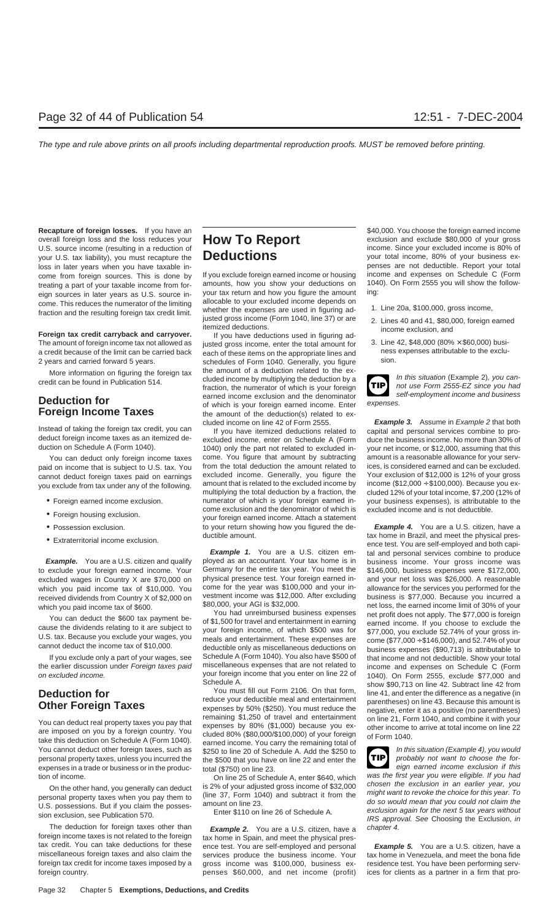**Recapture of foreign losses.** If you have an overall foreign loss and the loss reduces your U.S. source income (resulting in a reduction of your U.S. tax liability), you must recapture the loss in later years when you have taxable income from foreign sources. This is done by treating a part of your taxable income from foreign sources in later years as U.S. source income. This reduces the numerator of the limiting fraction and the resulting foreign tax credit limit.

**Foreign tax credit carryback and carryover.** The amount of foreign income tax not allowed as a credit because of the limit can be carried back 2 years and carried forward 5 years.

More information on figuring the foreign tax credit can be found in Publication 514.

## Deduction for Foreign Income Taxes

Instead of taking the foreign tax credit, you can deduct foreign income taxes as an itemized deduction on Schedule A (Form 1040).

You can deduct only foreign income taxes paid on income that is subject to U.S. tax. You cannot deduct foreign taxes paid on earnings you exclude from tax under any of the following.

- Foreign earned income exclusion.
- Foreign housing exclusion.
- Possession exclusion.
- Extraterritorial income exclusion.

***Example.*** You are a U.S. citizen and qualify to exclude your foreign earned income. Your excluded wages in Country X are $70,000 on which you paid income tax of $10,000. You received dividends from Country X of $2,000 on which you paid income tax of $600.

You can deduct the $600 tax payment because the dividends relating to it are subject to U.S. tax. Because you exclude your wages, you cannot deduct the income tax of $10,000.

If you exclude only a part of your wages, see the earlier discussion under *Foreign taxes paid on excluded income.*

## Deduction for Other Foreign Taxes

You can deduct real property taxes you pay that are imposed on you by a foreign country. You take this deduction on Schedule A (Form 1040). You cannot deduct other foreign taxes, such as personal property taxes, unless you incurred the expenses in a trade or business or in the production of income.

On the other hand, you generally can deduct personal property taxes when you pay them to U.S. possessions. But if you claim the possession exclusion, see Publication 570.

The deduction for foreign taxes other than foreign income taxes is not related to the foreign tax credit. You can take deductions for these miscellaneous foreign taxes and also claim the foreign tax credit for income taxes imposed by a foreign country.

# How To Report Deductions

If you exclude foreign earned income or housing amounts, how you show your deductions on your tax return and how you figure the amount allocable to your excluded income depends on whether the expenses are used in figuring adjusted gross income (Form 1040, line 37) or are itemized deductions.

If you have deductions used in figuring adjusted gross income, enter the total amount for each of these items on the appropriate lines and schedules of Form 1040. Generally, you figure the amount of a deduction related to the excluded income by multiplying the deduction by a fraction, the numerator of which is your foreign earned income exclusion and the denominator of which is your foreign earned income. Enter the amount of the deduction(s) related to excluded income on line 42 of Form 2555.

If you have itemized deductions related to excluded income, enter on Schedule A (Form 1040) only the part not related to excluded income. You figure that amount by subtracting from the total deduction the amount related to excluded income. Generally, you figure the amount that is related to the excluded income by multiplying the total deduction by a fraction, the numerator of which is your foreign earned income exclusion and the denominator of which is your foreign earned income. Attach a statement to your return showing how you figured the deductible amount.

***Example 1.*** You are a U.S. citizen employed as an accountant. Your tax home is in Germany for the entire tax year. You meet the physical presence test. Your foreign earned income for the year was $100,000 and your investment income was $12,000. After excluding $80,000, your AGI is $32,000.

You had unreimbursed business expenses of $1,500 for travel and entertainment in earning your foreign income, of which $500 was for meals and entertainment. These expenses are deductible only as miscellaneous deductions on Schedule A (Form 1040). You also have $500 of miscellaneous expenses that are not related to your foreign income that you enter on line 22 of Schedule A.

You must fill out Form 2106. On that form, reduce your deductible meal and entertainment expenses by 50% ($250). You must reduce the remaining $1,250 of travel and entertainment expenses by 80% ($1,000) because you excluded 80% ($80,000/$100,000) of your foreign earned income. You carry the remaining total of $250 to line 20 of Schedule A. Add the $250 to the $500 that you have on line 22 and enter the total ($750) on line 23.

On line 25 of Schedule A, enter $640, which is 2% of your adjusted gross income of $32,000 (line 37, Form 1040) and subtract it from the amount on line 23.

Enter $110 on line 26 of Schedule A.

***Example 2.*** You are a U.S. citizen, have a tax home in Spain, and meet the physical presence test. You are self-employed and personal services produce the business income. Your gross income was $100,000, business expenses $60,000, and net income (profit) $40,000. You choose the foreign earned income exclusion and exclude $80,000 of your gross income. Since your excluded income is 80% of your total income, 80% of your business expenses are not deductible. Report your total income and expenses on Schedule C (Form 1040). On Form 2555 you will show the following:

1. Line 20a, $100,000, gross income,
2. Lines 40 and 41, $80,000, foreign earned income exclusion, and
3. Line 42, $48,000 (80% × $60,000) business expenses attributable to the exclusion.

**TIP** *In this situation (Example 2), you cannot use Form 2555-EZ since you had self-employment income and business expenses.*

***Example 3.*** Assume in *Example 2* that both capital and personal services combine to produce the business income. No more than 30% of your net income, or $12,000, assuming that this amount is a reasonable allowance for your services, is considered earned and can be excluded. Your exclusion of $12,000 is 12% of your gross income ($12,000 ÷ $100,000). Because you excluded 12% of your total income, $7,200 (12% of your business expenses), is attributable to the excluded income and is not deductible.

***Example 4.*** You are a U.S. citizen, have a tax home in Brazil, and meet the physical presence test. You are self-employed and both capital and personal services combine to produce business income. Your gross income was $146,000, business expenses were $172,000, and your net loss was $26,000. A reasonable allowance for the services you performed for the business is $77,000. Because you incurred a net loss, the earned income limit of 30% of your net profit does not apply. The $77,000 is foreign earned income. If you choose to exclude the $77,000, you exclude 52.74% of your gross income ($77,000 ÷ $146,000), and 52.74% of your business expenses ($90,713) is attributable to that income and not deductible. Show your total income and expenses on Schedule C (Form 1040). On Form 2555, exclude $77,000 and show $90,713 on line 42. Subtract line 42 from line 41, and enter the difference as a negative (in parentheses) on line 43. Because this amount is negative, enter it as a positive (no parentheses) on line 21, Form 1040, and combine it with your other income to arrive at total income on line 22 of Form 1040.

**TIP** *In this situation (Example 4), you would probably not want to choose the foreign earned income exclusion if this was the first year you were eligible. If you had chosen the exclusion in an earlier year, you might want to revoke the choice for this year. To do so would mean that you could not claim the exclusion again for the next 5 tax years without IRS approval. See Choosing the Exclusion, in chapter 4.*

***Example 5.*** You are a U.S. citizen, have a tax home in Venezuela, and meet the bona fide residence test. You have been performing services for clients as a partner in a firm that pro-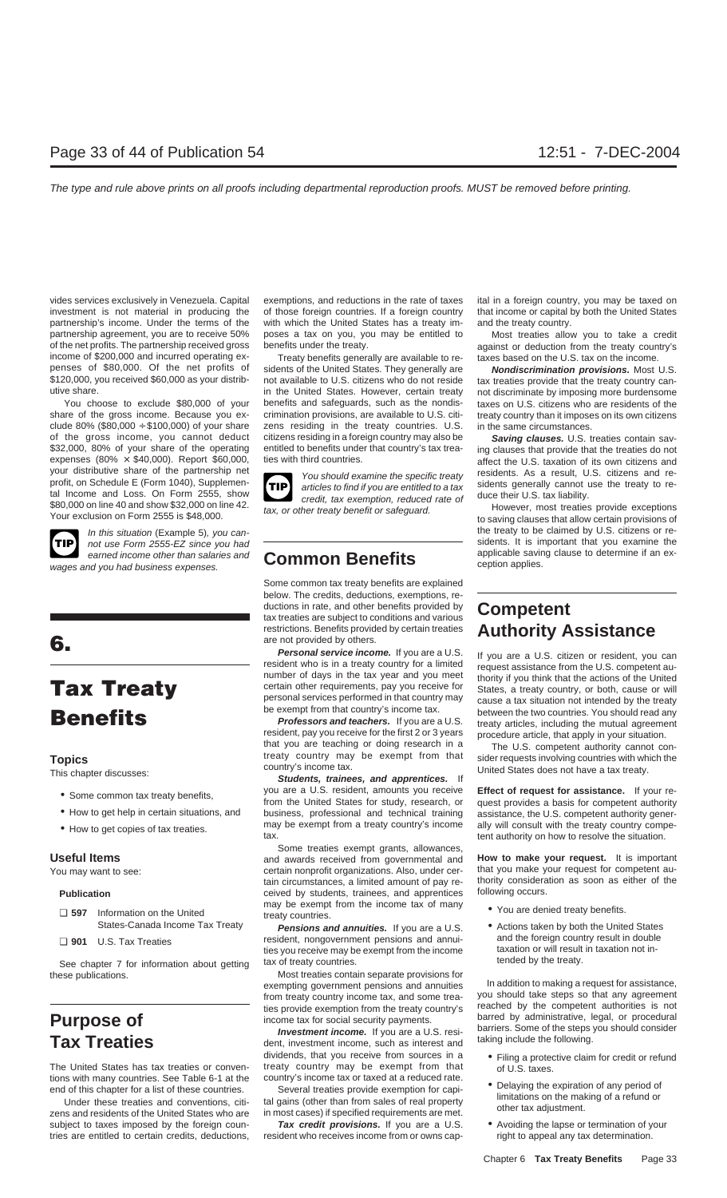vides services exclusively in Venezuela. Capital investment is not material in producing the partnership's income. Under the terms of the partnership agreement, you are to receive 50% of the net profits. The partnership received gross income of $200,000 and incurred operating expenses of $80,000. Of the net profits of $120,000, you received $60,000 as your distributive share.

You choose to exclude $80,000 of your share of the gross income. Because you exclude 80% ($80,000 ÷ $100,000) of your share of the gross income, you cannot deduct $32,000, 80% of your share of the operating expenses (80% × $40,000). Report $60,000, your distributive share of the partnership net profit, on Schedule E (Form 1040), Supplemental Income and Loss. On Form 2555, show $80,000 on line 40 and show $32,000 on line 42. Your exclusion on Form 2555 is $48,000.

**TIP** *In this situation (Example 5), you cannot use Form 2555-EZ since you had earned income other than salaries and wages and you had business expenses.*

# 6. Tax Treaty Benefits

## Topics

This chapter discusses:

- Some common tax treaty benefits,
- How to get help in certain situations, and
- How to get copies of tax treaties.

## Useful Items

You may want to see:

**Publication**

- ❑ **597** Information on the United States-Canada Income Tax Treaty
- ❑ **901** U.S. Tax Treaties

See chapter 7 for information about getting these publications.

## Purpose of Tax Treaties

The United States has tax treaties or conventions with many countries. See Table 6-1 at the end of this chapter for a list of these countries.

Under these treaties and conventions, citizens and residents of the United States who are subject to taxes imposed by the foreign countries are entitled to certain credits, deductions, exemptions, and reductions in the rate of taxes of those foreign countries. If a foreign country with which the United States has a treaty imposes a tax on you, you may be entitled to benefits under the treaty.

Treaty benefits generally are available to residents of the United States. They generally are not available to U.S. citizens who do not reside in the United States. However, certain treaty benefits and safeguards, such as the nondiscrimination provisions, are available to U.S. citizens residing in the treaty countries. U.S. citizens residing in a foreign country may also be entitled to benefits under that country's tax treaties with third countries.

**TIP** *You should examine the specific treaty articles to find if you are entitled to a tax credit, tax exemption, reduced rate of tax, or other treaty benefit or safeguard.*

## Common Benefits

Some common tax treaty benefits are explained below. The credits, deductions, exemptions, reductions in rate, and other benefits provided by tax treaties are subject to conditions and various restrictions. Benefits provided by certain treaties are not provided by others.

***Personal service income.*** If you are a U.S. resident who is in a treaty country for a limited number of days in the tax year and you meet certain other requirements, pay you receive for personal services performed in that country may be exempt from that country's income tax.

***Professors and teachers.*** If you are a U.S. resident, pay you receive for the first 2 or 3 years that you are teaching or doing research in a treaty country may be exempt from that country's income tax.

***Students, trainees, and apprentices.*** If you are a U.S. resident, amounts you receive from the United States for study, research, or business, professional and technical training may be exempt from a treaty country's income tax.

Some treaties exempt grants, allowances, and awards received from governmental and certain nonprofit organizations. Also, under certain circumstances, a limited amount of pay received by students, trainees, and apprentices may be exempt from the income tax of many treaty countries.

***Pensions and annuities.*** If you are a U.S. resident, nongovernment pensions and annuities you receive may be exempt from the income tax of treaty countries.

Most treaties contain separate provisions for exempting government pensions and annuities from treaty country income tax, and some treaties provide exemption from the treaty country's income tax for social security payments.

***Investment income.*** If you are a U.S. resident, investment income, such as interest and dividends, that you receive from sources in a treaty country may be exempt from that country's income tax or taxed at a reduced rate.

Several treaties provide exemption for capital gains (other than from sales of real property in most cases) if specified requirements are met.

***Tax credit provisions.*** If you are a U.S. resident who receives income from or owns capital in a foreign country, you may be taxed on that income or capital by both the United States and the treaty country.

Most treaties allow you to take a credit against or deduction from the treaty country's taxes based on the U.S. tax on the income.

***Nondiscrimination provisions.*** Most U.S. tax treaties provide that the treaty country cannot discriminate by imposing more burdensome taxes on U.S. citizens who are residents of the treaty country than it imposes on its own citizens in the same circumstances.

***Saving clauses.*** U.S. treaties contain saving clauses that provide that the treaties do not affect the U.S. taxation of its own citizens and residents. As a result, U.S. citizens and residents generally cannot use the treaty to reduce their U.S. tax liability.

However, most treaties provide exceptions to saving clauses that allow certain provisions of the treaty to be claimed by U.S. citizens or residents. It is important that you examine the applicable saving clause to determine if an exception applies.

## Competent Authority Assistance

If you are a U.S. citizen or resident, you can request assistance from the U.S. competent authority if you think that the actions of the United States, a treaty country, or both, cause or will cause a tax situation not intended by the treaty between the two countries. You should read any treaty articles, including the mutual agreement procedure article, that apply in your situation.

The U.S. competent authority cannot consider requests involving countries with which the United States does not have a tax treaty.

**Effect of request for assistance.** If your request provides a basis for competent authority assistance, the U.S. competent authority generally will consult with the treaty country competent authority on how to resolve the situation.

**How to make your request.** It is important that you make your request for competent authority consideration as soon as either of the following occurs.

- You are denied treaty benefits.
- Actions taken by both the United States and the foreign country result in double taxation or will result in taxation not intended by the treaty.

In addition to making a request for assistance, you should take steps so that any agreement reached by the competent authorities is not barred by administrative, legal, or procedural barriers. Some of the steps you should consider taking include the following.

- Filing a protective claim for credit or refund of U.S. taxes.
- Delaying the expiration of any period of limitations on the making of a refund or other tax adjustment.
- Avoiding the lapse or termination of your right to appeal any tax determination.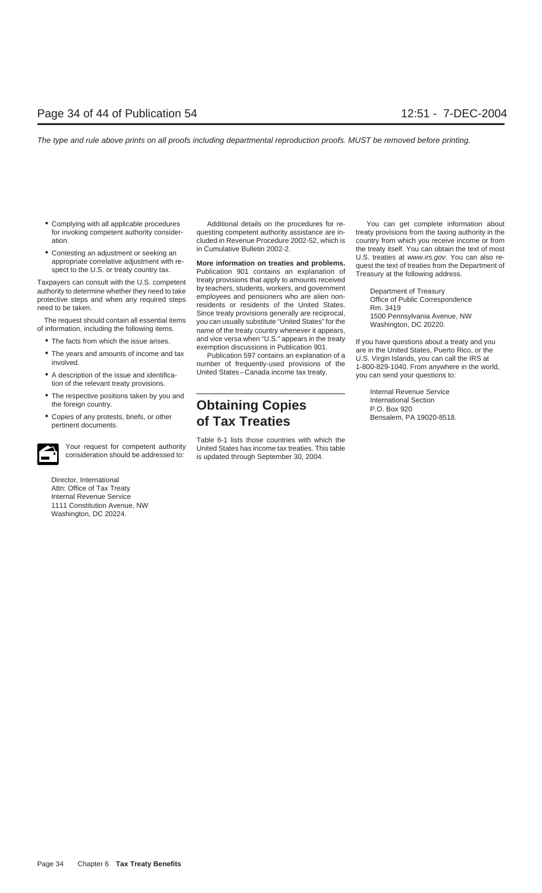- Complying with all applicable procedures for invoking competent authority consideration.
- Contesting an adjustment or seeking an appropriate correlative adjustment with respect to the U.S. or treaty country tax.

Taxpayers can consult with the U.S. competent authority to determine whether they need to take protective steps and when any required steps need to be taken.

The request should contain all essential items of information, including the following items.

- The facts from which the issue arises.
- The years and amounts of income and tax involved.
- A description of the issue and identification of the relevant treaty provisions.
- The respective positions taken by you and the foreign country.
- Copies of any protests, briefs, or other pertinent documents.

Your request for competent authority consideration should be addressed to:

Director, International
Attn: Office of Tax Treaty
Internal Revenue Service
1111 Constitution Avenue, NW
Washington, DC 20224.

Additional details on the procedures for requesting competent authority assistance are included in Revenue Procedure 2002-52, which is in Cumulative Bulletin 2002-2.

**More information on treaties and problems.** Publication 901 contains an explanation of treaty provisions that apply to amounts received by teachers, students, workers, and government employees and pensioners who are alien nonresidents or residents of the United States. Since treaty provisions generally are reciprocal, you can usually substitute "United States" for the name of the treaty country whenever it appears, and vice versa when "U.S." appears in the treaty exemption discussions in Publication 901.

Publication 597 contains an explanation of a number of frequently-used provisions of the United States–Canada income tax treaty.

# Obtaining Copies of Tax Treaties

Table 6-1 lists those countries with which the United States has income tax treaties. This table is updated through September 30, 2004.

You can get complete information about treaty provisions from the taxing authority in the country from which you receive income or from the treaty itself. You can obtain the text of most U.S. treaties at *www.irs.gov*. You can also request the text of treaties from the Department of Treasury at the following address.

Department of Treasury
Office of Public Correspondence
Rm. 3419
1500 Pennsylvania Avenue, NW
Washington, DC 20220.

If you have questions about a treaty and you are in the United States, Puerto Rico, or the U.S. Virgin Islands, you can call the IRS at 1-800-829-1040. From anywhere in the world, you can send your questions to:

Internal Revenue Service
International Section
P.O. Box 920
Bensalem, PA 19020-8518.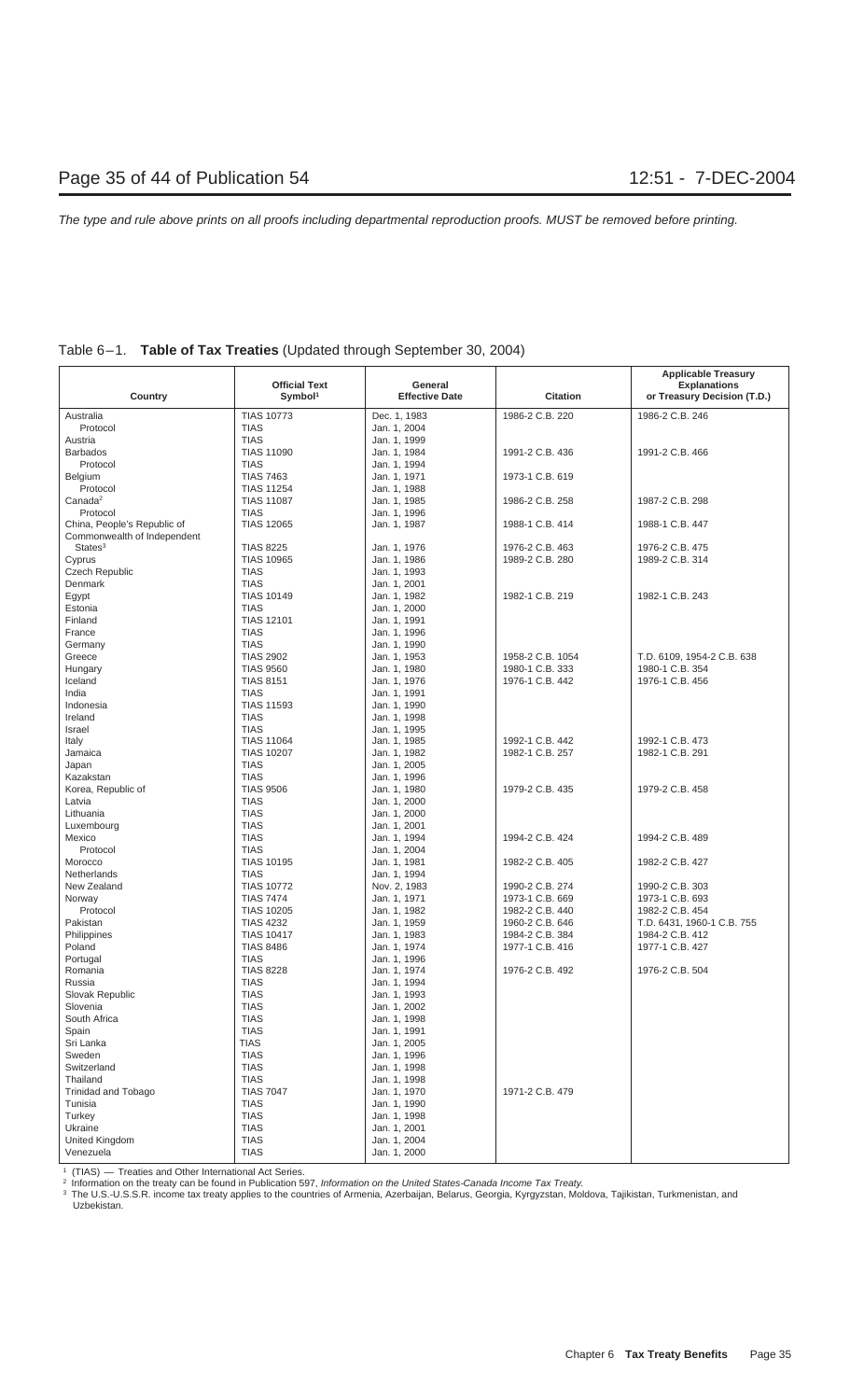Table 6–1. **Table of Tax Treaties** (Updated through September 30, 2004)

| Country | Official Text Symbol[1] | General Effective Date | Citation | Applicable Treasury Explanations or Treasury Decision (T.D.) |
|---|---|---|---|---|
| Australia | TIAS 10773 | Dec. 1, 1983 | 1986-2 C.B. 220 | 1986-2 C.B. 246 |
| Protocol | TIAS | Jan. 1, 2004 | | |
| Austria | TIAS | Jan. 1, 1999 | | |
| Barbados | TIAS 11090 | Jan. 1, 1984 | 1991-2 C.B. 436 | 1991-2 C.B. 466 |
| Protocol | TIAS | Jan. 1, 1994 | | |
| Belgium | TIAS 7463 | Jan. 1, 1971 | 1973-1 C.B. 619 | |
| Protocol | TIAS 11254 | Jan. 1, 1988 | | |
| Canada[2] | TIAS 11087 | Jan. 1, 1985 | 1986-2 C.B. 258 | 1987-2 C.B. 298 |
| Protocol | TIAS | Jan. 1, 1996 | | |
| China, People's Republic of | TIAS 12065 | Jan. 1, 1987 | 1988-1 C.B. 414 | 1988-1 C.B. 447 |
| Commonwealth of Independent States[3] | TIAS 8225 | Jan. 1, 1976 | 1976-2 C.B. 463 | 1976-2 C.B. 475 |
| Cyprus | TIAS 10965 | Jan. 1, 1986 | 1989-2 C.B. 280 | 1989-2 C.B. 314 |
| Czech Republic | TIAS | Jan. 1, 1993 | | |
| Denmark | TIAS | Jan. 1, 2001 | | |
| Egypt | TIAS 10149 | Jan. 1, 1982 | 1982-1 C.B. 219 | 1982-1 C.B. 243 |
| Estonia | TIAS | Jan. 1, 2000 | | |
| Finland | TIAS 12101 | Jan. 1, 1991 | | |
| France | TIAS | Jan. 1, 1996 | | |
| Germany | TIAS | Jan. 1, 1990 | | |
| Greece | TIAS 2902 | Jan. 1, 1953 | 1958-2 C.B. 1054 | T.D. 6109, 1954-2 C.B. 638 |
| Hungary | TIAS 9560 | Jan. 1, 1980 | 1980-1 C.B. 333 | 1980-1 C.B. 354 |
| Iceland | TIAS 8151 | Jan. 1, 1976 | 1976-1 C.B. 442 | 1976-1 C.B. 456 |
| India | TIAS | Jan. 1, 1991 | | |
| Indonesia | TIAS 11593 | Jan. 1, 1990 | | |
| Ireland | TIAS | Jan. 1, 1998 | | |
| Israel | TIAS | Jan. 1, 1995 | | |
| Italy | TIAS 11064 | Jan. 1, 1985 | 1992-1 C.B. 442 | 1992-1 C.B. 473 |
| Jamaica | TIAS 10207 | Jan. 1, 1982 | 1982-1 C.B. 257 | 1982-1 C.B. 291 |
| Japan | TIAS | Jan. 1, 2005 | | |
| Kazakstan | TIAS | Jan. 1, 1996 | | |
| Korea, Republic of | TIAS 9506 | Jan. 1, 1980 | 1979-2 C.B. 435 | 1979-2 C.B. 458 |
| Latvia | TIAS | Jan. 1, 2000 | | |
| Lithuania | TIAS | Jan. 1, 2000 | | |
| Luxembourg | TIAS | Jan. 1, 2001 | | |
| Mexico | TIAS | Jan. 1, 1994 | 1994-2 C.B. 424 | 1994-2 C.B. 489 |
| Protocol | TIAS | Jan. 1, 2004 | | |
| Morocco | TIAS 10195 | Jan. 1, 1981 | 1982-2 C.B. 405 | 1982-2 C.B. 427 |
| Netherlands | TIAS | Jan. 1, 1994 | | |
| New Zealand | TIAS 10772 | Nov. 2, 1983 | 1990-2 C.B. 274 | 1990-2 C.B. 303 |
| Norway | TIAS 7474 | Jan. 1, 1971 | 1973-1 C.B. 669 | 1973-1 C.B. 693 |
| Protocol | TIAS 10205 | Jan. 1, 1982 | 1982-2 C.B. 440 | 1982-2 C.B. 454 |
| Pakistan | TIAS 4232 | Jan. 1, 1959 | 1960-2 C.B. 646 | T.D. 6431, 1960-1 C.B. 755 |
| Philippines | TIAS 10417 | Jan. 1, 1983 | 1984-2 C.B. 384 | 1984-2 C.B. 412 |
| Poland | TIAS 8486 | Jan. 1, 1974 | 1977-1 C.B. 416 | 1977-1 C.B. 427 |
| Portugal | TIAS | Jan. 1, 1996 | | |
| Romania | TIAS 8228 | Jan. 1, 1974 | 1976-2 C.B. 492 | 1976-2 C.B. 504 |
| Russia | TIAS | Jan. 1, 1994 | | |
| Slovak Republic | TIAS | Jan. 1, 1993 | | |
| Slovenia | TIAS | Jan. 1, 2002 | | |
| South Africa | TIAS | Jan. 1, 1998 | | |
| Spain | TIAS | Jan. 1, 1991 | | |
| Sri Lanka | TIAS | Jan. 1, 2005 | | |
| Sweden | TIAS | Jan. 1, 1996 | | |
| Switzerland | TIAS | Jan. 1, 1998 | | |
| Thailand | TIAS | Jan. 1, 1998 | | |
| Trinidad and Tobago | TIAS 7047 | Jan. 1, 1970 | 1971-2 C.B. 479 | |
| Tunisia | TIAS | Jan. 1, 1990 | | |
| Turkey | TIAS | Jan. 1, 1998 | | |
| Ukraine | TIAS | Jan. 1, 2001 | | |
| United Kingdom | TIAS | Jan. 1, 2004 | | |
| Venezuela | TIAS | Jan. 1, 2000 | | |

[1] (TIAS) — Treaties and Other International Act Series.
[2] Information on the treaty can be found in Publication 597, *Information on the United States-Canada Income Tax Treaty.*
[3] The U.S.-U.S.S.R. income tax treaty applies to the countries of Armenia, Azerbaijan, Belarus, Georgia, Kyrgyzstan, Moldova, Tajikistan, Turkmenistan, and Uzbekistan.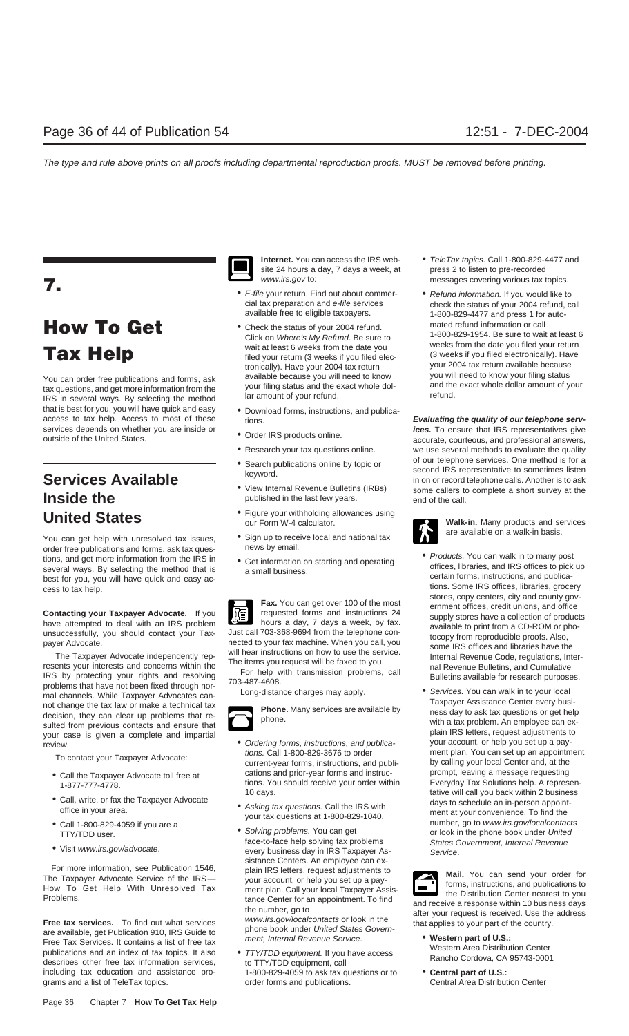# 7. How To Get Tax Help

You can order free publications and forms, ask tax questions, and get more information from the IRS in several ways. By selecting the method that is best for you, you will have quick and easy access to tax help. Access to most of these services depends on whether you are inside or outside of the United States.

## Services Available Inside the United States

You can get help with unresolved tax issues, order free publications and forms, ask tax questions, and get more information from the IRS in several ways. By selecting the method that is best for you, you will have quick and easy access to tax help.

**Contacting your Taxpayer Advocate.** If you have attempted to deal with an IRS problem unsuccessfully, you should contact your Taxpayer Advocate.

The Taxpayer Advocate independently represents your interests and concerns within the IRS by protecting your rights and resolving problems that have not been fixed through normal channels. While Taxpayer Advocates cannot change the tax law or make a technical tax decision, they can clear up problems that resulted from previous contacts and ensure that your case is given a complete and impartial review.

To contact your Taxpayer Advocate:

- Call the Taxpayer Advocate toll free at 1-877-777-4778.
- Call, write, or fax the Taxpayer Advocate office in your area.
- Call 1-800-829-4059 if you are a TTY/TDD user.
- Visit *www.irs.gov/advocate*.

For more information, see Publication 1546, The Taxpayer Advocate Service of the IRS— How To Get Help With Unresolved Tax Problems.

**Free tax services.** To find out what services are available, get Publication 910, IRS Guide to Free Tax Services. It contains a list of free tax publications and an index of tax topics. It also describes other free tax information services, including tax education and assistance programs and a list of TeleTax topics.

**Internet.** You can access the IRS website 24 hours a day, 7 days a week, at *www.irs.gov* to:

- *E-file* your return. Find out about commercial tax preparation and *e-file* services available free to eligible taxpayers.
- Check the status of your 2004 refund. Click on *Where's My Refund*. Be sure to wait at least 6 weeks from the date you filed your return (3 weeks if you filed electronically). Have your 2004 tax return available because you will need to know your filing status and the exact whole dollar amount of your refund.
- Download forms, instructions, and publications.
- Order IRS products online.
- Research your tax questions online.
- Search publications online by topic or keyword.
- View Internal Revenue Bulletins (IRBs) published in the last few years.
- Figure your withholding allowances using our Form W-4 calculator.
- Sign up to receive local and national tax news by email.
- Get information on starting and operating a small business.

**Fax.** You can get over 100 of the most requested forms and instructions 24 hours a day, 7 days a week, by fax. Just call 703-368-9694 from the telephone connected to your fax machine. When you call, you will hear instructions on how to use the service. The items you request will be faxed to you.

For help with transmission problems, call 703-487-4608.

Long-distance charges may apply.

**Phone.** Many services are available by phone.

- *Ordering forms, instructions, and publications.* Call 1-800-829-3676 to order current-year forms, instructions, and publications and prior-year forms and instructions. You should receive your order within 10 days.
- *Asking tax questions.* Call the IRS with your tax questions at 1-800-829-1040.
- *Solving problems.* You can get face-to-face help solving tax problems every business day in IRS Taxpayer Assistance Centers. An employee can explain IRS letters, request adjustments to your account, or help you set up a payment plan. Call your local Taxpayer Assistance Center for an appointment. To find the number, go to *www.irs.gov/localcontacts* or look in the phone book under *United States Government, Internal Revenue Service*.
- *TTY/TDD equipment.* If you have access to TTY/TDD equipment, call 1-800-829-4059 to ask tax questions or to order forms and publications.
- *TeleTax topics.* Call 1-800-829-4477 and press 2 to listen to pre-recorded messages covering various tax topics.
- *Refund information.* If you would like to check the status of your 2004 refund, call 1-800-829-4477 and press 1 for automated refund information or call 1-800-829-1954. Be sure to wait at least 6 weeks from the date you filed your return (3 weeks if you filed electronically). Have your 2004 tax return available because you will need to know your filing status and the exact whole dollar amount of your refund.

***Evaluating the quality of our telephone services.*** To ensure that IRS representatives give accurate, courteous, and professional answers, we use several methods to evaluate the quality of our telephone services. One method is for a second IRS representative to sometimes listen in on or record telephone calls. Another is to ask some callers to complete a short survey at the end of the call.

**Walk-in.** Many products and services are available on a walk-in basis.

- *Products.* You can walk in to many post offices, libraries, and IRS offices to pick up certain forms, instructions, and publications. Some IRS offices, libraries, grocery stores, copy centers, city and county government offices, credit unions, and office supply stores have a collection of products available to print from a CD-ROM or photocopy from reproducible proofs. Also, some IRS offices and libraries have the Internal Revenue Code, regulations, Internal Revenue Bulletins, and Cumulative Bulletins available for research purposes.
- *Services.* You can walk in to your local Taxpayer Assistance Center every business day to ask tax questions or get help with a tax problem. An employee can explain IRS letters, request adjustments to your account, or help you set up a payment plan. You can set up an appointment by calling your local Center and, at the prompt, leaving a message requesting Everyday Tax Solutions help. A representative will call you back within 2 business days to schedule an in-person appointment at your convenience. To find the number, go to *www.irs.gov/localcontacts* or look in the phone book under *United States Government, Internal Revenue Service*.

**Mail.** You can send your order for forms, instructions, and publications to the Distribution Center nearest to you and receive a response within 10 business days after your request is received. Use the address that applies to your part of the country.

- **Western part of U.S.:**
  Western Area Distribution Center
  Rancho Cordova, CA 95743-0001
- **Central part of U.S.:**
  Central Area Distribution Center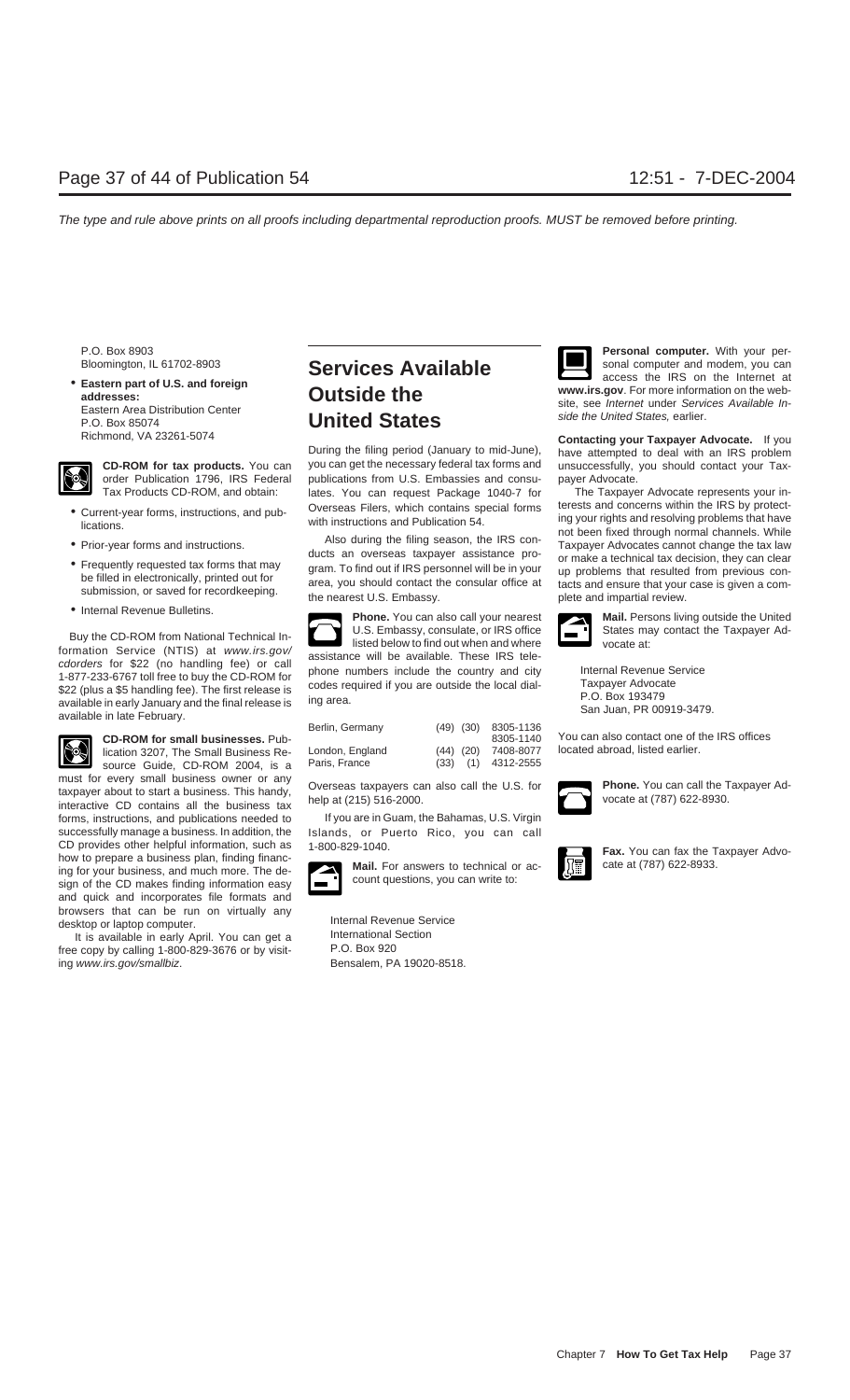P.O. Box 8903
Bloomington, IL 61702-8903

- **Eastern part of U.S. and foreign addresses:**
  Eastern Area Distribution Center
  P.O. Box 85074
  Richmond, VA 23261-5074

**CD-ROM for tax products.** You can order Publication 1796, IRS Federal Tax Products CD-ROM, and obtain:

- Current-year forms, instructions, and publications.
- Prior-year forms and instructions.
- Frequently requested tax forms that may be filled in electronically, printed out for submission, or saved for recordkeeping.
- Internal Revenue Bulletins.

Buy the CD-ROM from National Technical Information Service (NTIS) at *www.irs.gov/cdorders* for $22 (no handling fee) or call 1-877-233-6767 toll free to buy the CD-ROM for $22 (plus a $5 handling fee). The first release is available in early January and the final release is available in late February.

**CD-ROM for small businesses.** Publication 3207, The Small Business Resource Guide, CD-ROM 2004, is a must for every small business owner or any taxpayer about to start a business. This handy, interactive CD contains all the business tax forms, instructions, and publications needed to successfully manage a business. In addition, the CD provides other helpful information, such as how to prepare a business plan, finding financing for your business, and much more. The design of the CD makes finding information easy and quick and incorporates file formats and browsers that can be run on virtually any desktop or laptop computer.

It is available in early April. You can get a free copy by calling 1-800-829-3676 or by visiting *www.irs.gov/smallbiz*.

# Services Available Outside the United States

During the filing period (January to mid-June), you can get the necessary federal tax forms and publications from U.S. Embassies and consulates. You can request Package 1040-7 for Overseas Filers, which contains special forms with instructions and Publication 54.

Also during the filing season, the IRS conducts an overseas taxpayer assistance program. To find out if IRS personnel will be in your area, you should contact the consular office at the nearest U.S. Embassy.

**Phone.** You can also call your nearest U.S. Embassy, consulate, or IRS office listed below to find out when and where assistance will be available. These IRS telephone numbers include the country and city codes required if you are outside the local dialing area.

| | | | |
|---|---|---|---|
| Berlin, Germany | (49) | (30) | 8305-1136<br>8305-1140 |
| London, England | (44) | (20) | 7408-8077 |
| Paris, France | (33) | (1) | 4312-2555 |

Overseas taxpayers can also call the U.S. for help at (215) 516-2000.

If you are in Guam, the Bahamas, U.S. Virgin Islands, or Puerto Rico, you can call 1-800-829-1040.

**Mail.** For answers to technical or account questions, you can write to:

Internal Revenue Service
International Section
P.O. Box 920
Bensalem, PA 19020-8518.

**Personal computer.** With your personal computer and modem, you can access the IRS on the Internet at **www.irs.gov**. For more information on the website, see *Internet* under *Services Available Inside the United States,* earlier.

**Contacting your Taxpayer Advocate.** If you have attempted to deal with an IRS problem unsuccessfully, you should contact your Taxpayer Advocate.

The Taxpayer Advocate represents your interests and concerns within the IRS by protecting your rights and resolving problems that have not been fixed through normal channels. While Taxpayer Advocates cannot change the tax law or make a technical tax decision, they can clear up problems that resulted from previous contacts and ensure that your case is given a complete and impartial review.

**Mail.** Persons living outside the United States may contact the Taxpayer Advocate at:

Internal Revenue Service
Taxpayer Advocate
P.O. Box 193479
San Juan, PR 00919-3479.

You can also contact one of the IRS offices located abroad, listed earlier.

**Phone.** You can call the Taxpayer Advocate at (787) 622-8930.

**Fax.** You can fax the Taxpayer Advocate at (787) 622-8933.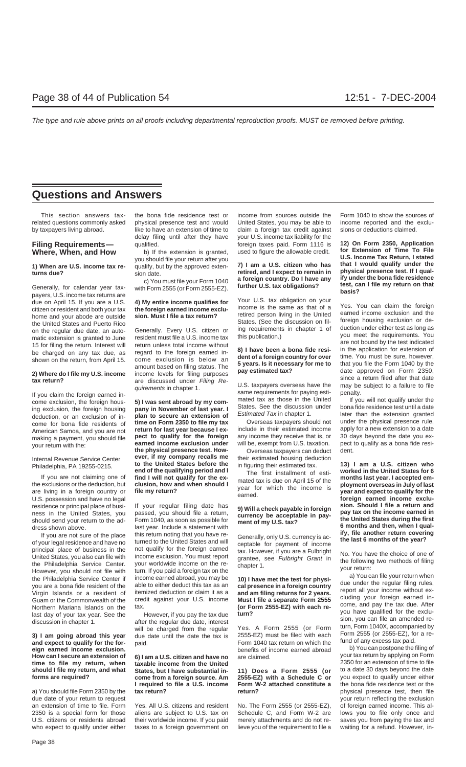# Questions and Answers

This section answers tax-related questions commonly asked by taxpayers living abroad.

## Filing Requirements— Where, When, and How

**1) When are U.S. income tax returns due?**

Generally, for calendar year taxpayers, U.S. income tax returns are due on April 15. If you are a U.S. citizen or resident and both your tax home and your abode are outside the United States and Puerto Rico on the regular due date, an automatic extension is granted to June 15 for filing the return. Interest will be charged on any tax due, as shown on the return, from April 15.

**2) Where do I file my U.S. income tax return?**

If you claim the foreign earned income exclusion, the foreign housing exclusion, the foreign housing deduction, or an exclusion of income for bona fide residents of American Samoa, and you are not making a payment, you should file your return with the:

Internal Revenue Service Center
Philadelphia, PA 19255-0215.

If you are not claiming one of the exclusions or the deduction, but are living in a foreign country or U.S. possession and have no legal residence or principal place of business in the United States, you should send your return to the address shown above.

If you are not sure of the place of your legal residence and have no principal place of business in the United States, you also can file with the Philadelphia Service Center. However, you should not file with the Philadelphia Service Center if you are a bona fide resident of the Virgin Islands or a resident of Guam or the Commonwealth of the Northern Mariana Islands on the last day of your tax year. See the discussion in chapter 1.

**3) I am going abroad this year and expect to qualify for the foreign earned income exclusion. How can I secure an extension of time to file my return, when should I file my return, and what forms are required?**

a) You should file Form 2350 by the due date of your return to request an extension of time to file. Form 2350 is a special form for those U.S. citizens or residents abroad who expect to qualify under either the bona fide residence test or physical presence test and would like to have an extension of time to delay filing until after they have qualified.

b) If the extension is granted, you should file your return after you qualify, but by the approved extension date.

c) You must file your Form 1040 with Form 2555 (or Form 2555-EZ).

**4) My entire income qualifies for the foreign earned income exclusion. Must I file a tax return?**

Generally. Every U.S. citizen or resident must file a U.S. income tax return unless total income without regard to the foreign earned income exclusion is below an amount based on filing status. The income levels for filing purposes are discussed under *Filing Requirements* in chapter 1.

**5) I was sent abroad by my company in November of last year. I plan to secure an extension of time on Form 2350 to file my tax return for last year because I expect to qualify for the foreign earned income exclusion under the physical presence test. However, if my company recalls me to the United States before the end of the qualifying period and I find I will not qualify for the exclusion, how and when should I file my return?**

If your regular filing date has passed, you should file a return, Form 1040, as soon as possible for last year. Include a statement with this return noting that you have returned to the United States and will not qualify for the foreign earned income exclusion. You must report your worldwide income on the return. If you paid a foreign tax on the income earned abroad, you may be able to either deduct this tax as an itemized deduction or claim it as a credit against your U.S. income tax.

However, if you pay the tax due after the regular due date, interest will be charged from the regular due date until the date the tax is paid.

**6) I am a U.S. citizen and have no taxable income from the United States, but I have substantial income from a foreign source. Am I required to file a U.S. income tax return?**

Yes. All U.S. citizens and resident aliens are subject to U.S. tax on their worldwide income. If you paid taxes to a foreign government on income from sources outside the United States, you may be able to claim a foreign tax credit against your U.S. income tax liability for the foreign taxes paid. Form 1116 is used to figure the allowable credit.

**7) I am a U.S. citizen who has retired, and I expect to remain in a foreign country. Do I have any further U.S. tax obligations?**

Your U.S. tax obligation on your income is the same as that of a retired person living in the United States. (See the discussion on filing requirements in chapter 1 of this publication.)

**8) I have been a bona fide resident of a foreign country for over 5 years. Is it necessary for me to pay estimated tax?**

U.S. taxpayers overseas have the same requirements for paying estimated tax as those in the United States. See the discussion under *Estimated Tax* in chapter 1.

Overseas taxpayers should not include in their estimated income any income they receive that is, or will be, exempt from U.S. taxation.

Overseas taxpayers can deduct their estimated housing deduction in figuring their estimated tax.

The first installment of estimated tax is due on April 15 of the year for which the income is earned.

**9) Will a check payable in foreign currency be acceptable in payment of my U.S. tax?**

Generally, only U.S. currency is acceptable for payment of income tax. However, if you are a Fulbright grantee, see *Fulbright Grant* in chapter 1.

**10) I have met the test for physical presence in a foreign country and am filing returns for 2 years. Must I file a separate Form 2555 (or Form 2555-EZ) with each return?**

Yes. A Form 2555 (or Form 2555-EZ) must be filed with each Form 1040 tax return on which the benefits of income earned abroad are claimed.

**11) Does a Form 2555 (or 2555-EZ) with a Schedule C or Form W-2 attached constitute a return?**

No. The Form 2555 (or 2555-EZ), Schedule C, and Form W-2 are merely attachments and do not relieve you of the requirement to file a Form 1040 to show the sources of income reported and the exclusions or deductions claimed.

**12) On Form 2350, Application for Extension of Time To File U.S. Income Tax Return, I stated that I would qualify under the physical presence test. If I qualify under the bona fide residence test, can I file my return on that basis?**

Yes. You can claim the foreign earned income exclusion and the foreign housing exclusion or deduction under either test as long as you meet the requirements. You are not bound by the test indicated in the application for extension of time. You must be sure, however, that you file the Form 1040 by the date approved on Form 2350, since a return filed after that date may be subject to a failure to file penalty.

If you will not qualify under the bona fide residence test until a date later than the extension granted under the physical presence rule, apply for a new extension to a date 30 days beyond the date you expect to qualify as a bona fide resident.

**13) I am a U.S. citizen who worked in the United States for 6 months last year. I accepted employment overseas in July of last year and expect to qualify for the foreign earned income exclusion. Should I file a return and pay tax on the income earned in the United States during the first 6 months and then, when I qualify, file another return covering the last 6 months of the year?**

No. You have the choice of one of the following two methods of filing your return:

a) You can file your return when due under the regular filing rules, report all your income without excluding your foreign earned income, and pay the tax due. After you have qualified for the exclusion, you can file an amended return, Form 1040X, accompanied by Form 2555 (or 2555-EZ), for a refund of any excess tax paid.

b) You can postpone the filing of your tax return by applying on Form 2350 for an extension of time to file to a date 30 days beyond the date you expect to qualify under either the bona fide residence test or the physical presence test, then file your return reflecting the exclusion of foreign earned income. This allows you to file only once and saves you from paying the tax and waiting for a refund. However, in-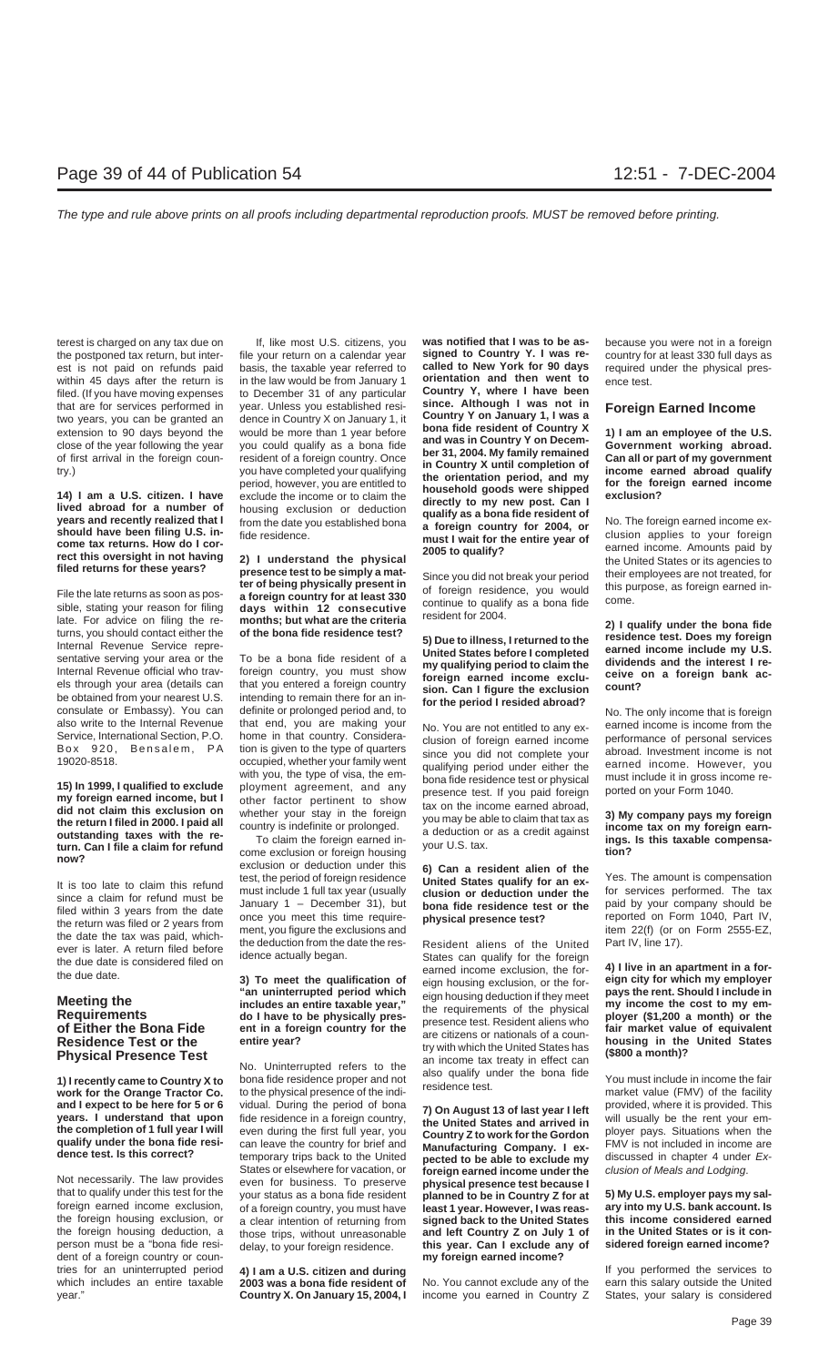terest is charged on any tax due on the postponed tax return, but interest is not paid on refunds paid within 45 days after the return is filed. (If you have moving expenses that are for services performed in two years, you can be granted an extension to 90 days beyond the close of the year following the year of first arrival in the foreign country.)

**14) I am a U.S. citizen. I have lived abroad for a number of years and recently realized that I should have been filing U.S. income tax returns. How do I correct this oversight in not having filed returns for these years?**

File the late returns as soon as possible, stating your reason for filing late. For advice on filing the returns, you should contact either the Internal Revenue Service representative serving your area or the Internal Revenue official who travels through your area (details can be obtained from your nearest U.S. consulate or Embassy). You can also write to the Internal Revenue Service, International Section, P.O. Box 920, Bensalem, PA 19020-8518.

**15) In 1999, I qualified to exclude my foreign earned income, but I did not claim this exclusion on the return I filed in 2000. I paid all outstanding taxes with the return. Can I file a claim for refund now?**

It is too late to claim this refund since a claim for refund must be filed within 3 years from the date the return was filed or 2 years from the date the tax was paid, whichever is later. A return filed before the due date is considered filed on the due date.

## Meeting the Requirements of Either the Bona Fide Residence Test or the Physical Presence Test

**1) I recently came to Country X to work for the Orange Tractor Co. and I expect to be here for 5 or 6 years. I understand that upon the completion of 1 full year I will qualify under the bona fide residence test. Is this correct?**

Not necessarily. The law provides that to qualify under this test for the foreign earned income exclusion, the foreign housing exclusion, or the foreign housing deduction, a person must be a "bona fide resident of a foreign country or countries for an uninterrupted period which includes an entire taxable year."

If, like most U.S. citizens, you file your return on a calendar year basis, the taxable year referred to in the law would be from January 1 to December 31 of any particular year. Unless you established residence in Country X on January 1, it would be more than 1 year before you could qualify as a bona fide resident of a foreign country. Once you have completed your qualifying period, however, you are entitled to exclude the income or to claim the housing exclusion or deduction from the date you established bona fide residence.

**2) I understand the physical presence test to be simply a matter of being physically present in a foreign country for at least 330 days within 12 consecutive months; but what are the criteria of the bona fide residence test?**

To be a bona fide resident of a foreign country, you must show that you entered a foreign country intending to remain there for an indefinite or prolonged period and, to that end, you are making your home in that country. Consideration is given to the type of quarters occupied, whether your family went with you, the type of visa, the employment agreement, and any other factor pertinent to show whether your stay in the foreign country is indefinite or prolonged.

To claim the foreign earned income exclusion or foreign housing exclusion or deduction under this test, the period of foreign residence must include 1 full tax year (usually January 1 – December 31), but once you meet this time requirement, you figure the exclusions and the deduction from the date the residence actually began.

**3) To meet the qualification of "an uninterrupted period which includes an entire taxable year," do I have to be physically present in a foreign country for the entire year?**

No. Uninterrupted refers to the bona fide residence proper and not to the physical presence of the individual. During the period of bona fide residence in a foreign country, even during the first full year, you can leave the country for brief and temporary trips back to the United States or elsewhere for vacation, or even for business. To preserve your status as a bona fide resident of a foreign country, you must have a clear intention of returning from those trips, without unreasonable delay, to your foreign residence.

**4) I am a U.S. citizen and during 2003 was a bona fide resident of Country X. On January 15, 2004, I was notified that I was to be assigned to Country Y. I was recalled to New York for 90 days orientation and then went to Country Y, where I have been since. Although I was not in Country Y on January 1, I was a bona fide resident of Country X and was in Country Y on December 31, 2004. My family remained in Country X until completion of the orientation period, and my household goods were shipped directly to my new post. Can I qualify as a bona fide resident of a foreign country for 2004, or must I wait for the entire year of 2005 to qualify?**

Since you did not break your period of foreign residence, you would continue to qualify as a bona fide resident for 2004.

**5) Due to illness, I returned to the United States before I completed my qualifying period to claim the foreign earned income exclusion. Can I figure the exclusion for the period I resided abroad?**

No. You are not entitled to any exclusion of foreign earned income since you did not complete your qualifying period under either the bona fide residence test or physical presence test. If you paid foreign tax on the income earned abroad, you may be able to claim that tax as a deduction or as a credit against your U.S. tax.

**6) Can a resident alien of the United States qualify for an exclusion or deduction under the bona fide residence test or the physical presence test?**

Resident aliens of the United States can qualify for the foreign earned income exclusion, the foreign housing exclusion, or the foreign housing deduction if they meet the requirements of the physical presence test. Resident aliens who are citizens or nationals of a country with which the United States has an income tax treaty in effect can also qualify under the bona fide residence test.

**7) On August 13 of last year I left the United States and arrived in Country Z to work for the Gordon Manufacturing Company. I expected to be able to exclude my foreign earned income under the physical presence test because I planned to be in Country Z for at least 1 year. However, I was reassigned back to the United States and left Country Z on July 1 of this year. Can I exclude any of my foreign earned income?**

No. You cannot exclude any of the income you earned in Country Z because you were not in a foreign country for at least 330 full days as required under the physical presence test.

## Foreign Earned Income

**1) I am an employee of the U.S. Government working abroad. Can all or part of my government income earned abroad qualify for the foreign earned income exclusion?**

No. The foreign earned income exclusion applies to your foreign earned income. Amounts paid by the United States or its agencies to their employees are not treated, for this purpose, as foreign earned income.

**2) I qualify under the bona fide residence test. Does my foreign earned income include my U.S. dividends and the interest I receive on a foreign bank account?**

No. The only income that is foreign earned income is income from the performance of personal services abroad. Investment income is not earned income. However, you must include it in gross income reported on your Form 1040.

**3) My company pays my foreign income tax on my foreign earnings. Is this taxable compensation?**

Yes. The amount is compensation for services performed. The tax paid by your company should be reported on Form 1040, Part IV, item 22(f) (or on Form 2555-EZ, Part IV, line 17).

**4) I live in an apartment in a foreign city for which my employer pays the rent. Should I include in my income the cost to my employer ($1,200 a month) or the fair market value of equivalent housing in the United States ($800 a month)?**

You must include in income the fair market value (FMV) of the facility provided, where it is provided. This will usually be the rent your employer pays. Situations when the FMV is not included in income are discussed in chapter 4 under *Exclusion of Meals and Lodging*.

**5) My U.S. employer pays my salary into my U.S. bank account. Is this income considered earned in the United States or is it considered foreign earned income?**

If you performed the services to earn this salary outside the United States, your salary is considered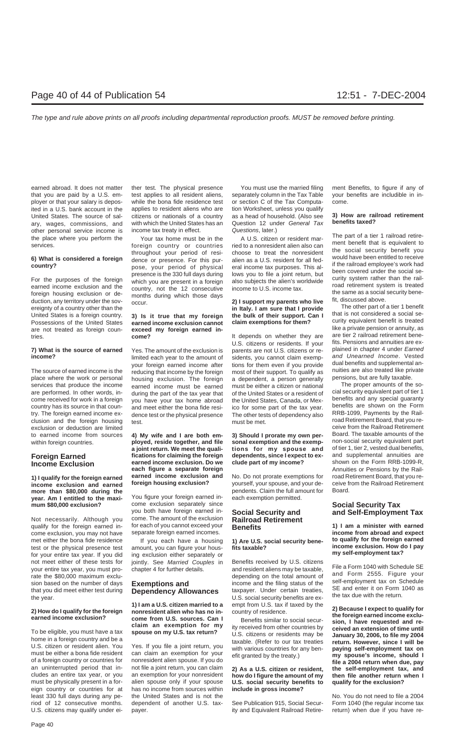earned abroad. It does not matter that you are paid by a U.S. employer or that your salary is deposited in a U.S. bank account in the United States. The source of salary, wages, commissions, and other personal service income is the place where you perform the services.

**6) What is considered a foreign country?**

For the purposes of the foreign earned income exclusion and the foreign housing exclusion or deduction, any territory under the sovereignty of a country other than the United States is a foreign country. Possessions of the United States are not treated as foreign countries.

**7) What is the source of earned income?**

The source of earned income is the place where the work or personal services that produce the income are performed. In other words, income received for work in a foreign country has its source in that country. The foreign earned income exclusion and the foreign housing exclusion or deduction are limited to earned income from sources within foreign countries.

## Foreign Earned Income Exclusion

**1) I qualify for the foreign earned income exclusion and earned more than $80,000 during the year. Am I entitled to the maximum $80,000 exclusion?**

Not necessarily. Although you qualify for the foreign earned income exclusion, you may not have met either the bona fide residence test or the physical presence test for your entire tax year. If you did not meet either of these tests for your entire tax year, you must prorate the $80,000 maximum exclusion based on the number of days that you did meet either test during the year.

**2) How do I qualify for the foreign earned income exclusion?**

To be eligible, you must have a tax home in a foreign country and be a U.S. citizen or resident alien. You must be either a bona fide resident of a foreign country or countries for an uninterrupted period that includes an entire tax year, or you must be physically present in a foreign country or countries for at least 330 full days during any period of 12 consecutive months. U.S. citizens may qualify under either test. The physical presence test applies to all resident aliens, while the bona fide residence test applies to resident aliens who are citizens or nationals of a country with which the United States has an income tax treaty in effect.

Your tax home must be in the foreign country or countries throughout your period of residence or presence. For this purpose, your period of physical presence is the 330 full days during which you are present in a foreign country, not the 12 consecutive months during which those days occur.

**3) Is it true that my foreign earned income exclusion cannot exceed my foreign earned income?**

Yes. The amount of the exclusion is limited each year to the amount of your foreign earned income after reducing that income by the foreign housing exclusion. The foreign earned income must be earned during the part of the tax year that you have your tax home abroad and meet either the bona fide residence test or the physical presence test.

**4) My wife and I are both employed, reside together, and file a joint return. We meet the qualifications for claiming the foreign earned income exclusion. Do we each figure a separate foreign earned income exclusion and foreign housing exclusion?**

You figure your foreign earned income exclusion separately since you both have foreign earned income. The amount of the exclusion for each of you cannot exceed your separate foreign earned incomes.

If you each have a housing amount, you can figure your housing exclusion either separately or jointly. See *Married Couples* in chapter 4 for further details.

## Exemptions and Dependency Allowances

**1) I am a U.S. citizen married to a nonresident alien who has no income from U.S. sources. Can I claim an exemption for my spouse on my U.S. tax return?**

Yes. If you file a joint return, you can claim an exemption for your nonresident alien spouse. If you do not file a joint return, you can claim an exemption for your nonresident alien spouse only if your spouse has no income from sources within the United States and is not the dependent of another U.S. taxpayer.

You must use the married filing separately column in the Tax Table or section C of the Tax Computation Worksheet, unless you qualify as a head of household. (Also see Question 12 under *General Tax Questions*, later.)

A U.S. citizen or resident married to a nonresident alien also can choose to treat the nonresident alien as a U.S. resident for all federal income tax purposes. This allows you to file a joint return, but also subjects the alien's worldwide income to U.S. income tax.

**2) I support my parents who live in Italy. I am sure that I provide the bulk of their support. Can I claim exemptions for them?**

It depends on whether they are U.S. citizens or residents. If your parents are not U.S. citizens or residents, you cannot claim exemptions for them even if you provide most of their support. To qualify as a dependent, a person generally must be either a citizen or national of the United States or a resident of the United States, Canada, or Mexico for some part of the tax year. The other tests of dependency also must be met.

**3) Should I prorate my own personal exemption and the exemptions for my spouse and dependents, since I expect to exclude part of my income?**

No. Do not prorate exemptions for yourself, your spouse, and your dependents. Claim the full amount for each exemption permitted.

## Social Security and Railroad Retirement Benefits

**1) Are U.S. social security benefits taxable?**

Benefits received by U.S. citizens and resident aliens may be taxable, depending on the total amount of income and the filing status of the taxpayer. Under certain treaties, U.S. social security benefits are exempt from U.S. tax if taxed by the country of residence.

Benefits similar to social security received from other countries by U.S. citizens or residents may be taxable. (Refer to our tax treaties with various countries for any benefit granted by the treaty.)

**2) As a U.S. citizen or resident, how do I figure the amount of my U.S. social security benefits to include in gross income?**

See Publication 915, Social Security and Equivalent Railroad Retirement Benefits, to figure if any of your benefits are includible in income.

**3) How are railroad retirement benefits taxed?**

The part of a tier 1 railroad retirement benefit that is equivalent to the social security benefit you would have been entitled to receive if the railroad employee's work had been covered under the social security system rather than the railroad retirement system is treated the same as a social security benefit, discussed above.

The other part of a tier 1 benefit that is not considered a social security equivalent benefit is treated like a private pension or annuity, as are tier 2 railroad retirement benefits. Pensions and annuities are explained in chapter 4 under *Earned and Unearned Income*. Vested dual benefits and supplemental annuities are also treated like private pensions, but are fully taxable.

The proper amounts of the social security equivalent part of tier 1 benefits and any special guaranty benefits are shown on the Form RRB-1099, Payments by the Railroad Retirement Board, that you receive from the Railroad Retirement Board. The taxable amounts of the non-social security equivalent part of tier 1, tier 2, vested dual benefits, and supplemental annuities are shown on the Form RRB-1099-R, Annuities or Pensions by the Railroad Retirement Board, that you receive from the Railroad Retirement Board.

## Social Security Tax and Self-Employment Tax

**1) I am a minister with earned income from abroad and expect to qualify for the foreign earned income exclusion. How do I pay my self-employment tax?**

File a Form 1040 with Schedule SE and Form 2555. Figure your self-employment tax on Schedule SE and enter it on Form 1040 as the tax due with the return.

**2) Because I expect to qualify for the foreign earned income exclusion, I have requested and received an extension of time until January 30, 2006, to file my 2004 return. However, since I will be paying self-employment tax on my spouse's income, should I file a 2004 return when due, pay the self-employment tax, and then file another return when I qualify for the exclusion?**

No. You do not need to file a 2004 Form 1040 (the regular income tax return) when due if you have re-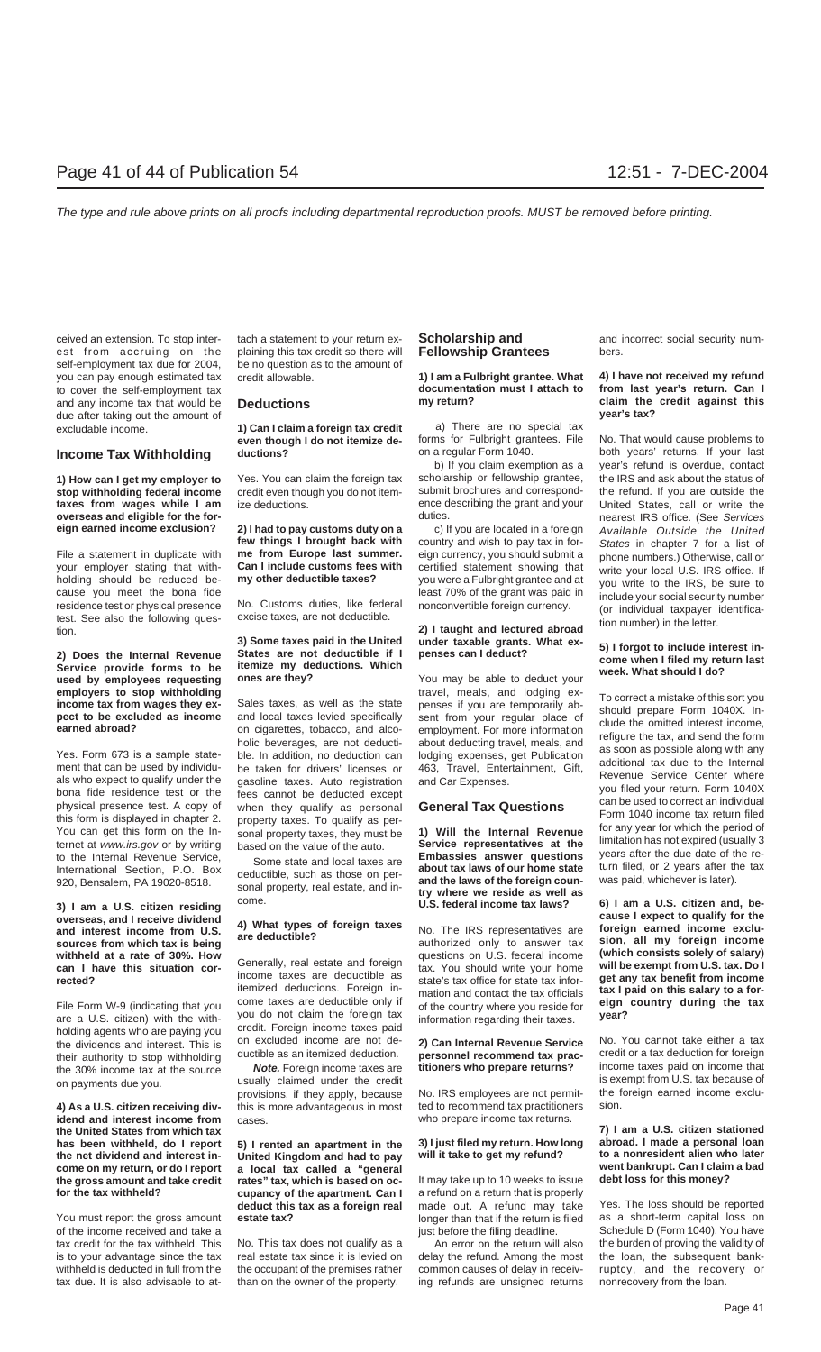ceived an extension. To stop interest from accruing on the self-employment tax due for 2004, you can pay enough estimated tax to cover the self-employment tax and any income tax that would be due after taking out the amount of excludable income.

## Income Tax Withholding

**1) How can I get my employer to stop withholding federal income taxes from wages while I am overseas and eligible for the foreign earned income exclusion?**

File a statement in duplicate with your employer stating that withholding should be reduced because you meet the bona fide residence test or physical presence test. See also the following question.

**2) Does the Internal Revenue Service provide forms to be used by employees requesting employers to stop withholding income tax from wages they expect to be excluded as income earned abroad?**

Yes. Form 673 is a sample statement that can be used by individuals who expect to qualify under the bona fide residence test or the physical presence test. A copy of this form is displayed in chapter 2. You can get this form on the Internet at *www.irs.gov* or by writing to the Internal Revenue Service, International Section, P.O. Box 920, Bensalem, PA 19020-8518.

**3) I am a U.S. citizen residing overseas, and I receive dividend and interest income from U.S. sources from which tax is being withheld at a rate of 30%. How can I have this situation corrected?**

File Form W-9 (indicating that you are a U.S. citizen) with the withholding agents who are paying you the dividends and interest. This is their authority to stop withholding the 30% income tax at the source on payments due you.

**4) As a U.S. citizen receiving dividend and interest income from the United States from which tax has been withheld, do I report the net dividend and interest income on my return, or do I report the gross amount and take credit for the tax withheld?**

You must report the gross amount of the income received and take a tax credit for the tax withheld. This is to your advantage since the tax withheld is deducted in full from the tax due. It is also advisable to attach a statement to your return explaining this tax credit so there will be no question as to the amount of credit allowable.

## Deductions

**1) Can I claim a foreign tax credit even though I do not itemize deductions?**

Yes. You can claim the foreign tax credit even though you do not itemize deductions.

**2) I had to pay customs duty on a few things I brought back with me from Europe last summer. Can I include customs fees with my other deductible taxes?**

No. Customs duties, like federal excise taxes, are not deductible.

**3) Some taxes paid in the United States are not deductible if I itemize my deductions. Which ones are they?**

Sales taxes, as well as the state and local taxes levied specifically on cigarettes, tobacco, and alcoholic beverages, are not deductible. In addition, no deduction can be taken for drivers' licenses or gasoline taxes. Auto registration fees cannot be deducted except when they qualify as personal property taxes. To qualify as personal property taxes, they must be based on the value of the auto.

Some state and local taxes are deductible, such as those on personal property, real estate, and income.

**4) What types of foreign taxes are deductible?**

Generally, real estate and foreign income taxes are deductible as itemized deductions. Foreign income taxes are deductible only if you do not claim the foreign tax credit. Foreign income taxes paid on excluded income are not deductible as an itemized deduction.

***Note.*** Foreign income taxes are usually claimed under the credit provisions, if they apply, because this is more advantageous in most cases.

**5) I rented an apartment in the United Kingdom and had to pay a local tax called a "general rates" tax, which is based on occupancy of the apartment. Can I deduct this tax as a foreign real estate tax?**

No. This tax does not qualify as a real estate tax since it is levied on the occupant of the premises rather than on the owner of the property.

## Scholarship and Fellowship Grantees

**1) I am a Fulbright grantee. What documentation must I attach to my return?**

a) There are no special tax forms for Fulbright grantees. File on a regular Form 1040.

b) If you claim exemption as a scholarship or fellowship grantee, submit brochures and correspondence describing the grant and your duties.

c) If you are located in a foreign country and wish to pay tax in foreign currency, you should submit a certified statement showing that you were a Fulbright grantee and at least 70% of the grant was paid in nonconvertible foreign currency.

**2) I taught and lectured abroad under taxable grants. What expenses can I deduct?**

You may be able to deduct your travel, meals, and lodging expenses if you are temporarily absent from your regular place of employment. For more information about deducting travel, meals, and lodging expenses, get Publication 463, Travel, Entertainment, Gift, and Car Expenses.

## General Tax Questions

**1) Will the Internal Revenue Service representatives at the Embassies answer questions about tax laws of our home state and the laws of the foreign country where we reside as well as U.S. federal income tax laws?**

No. The IRS representatives are authorized only to answer tax questions on U.S. federal income tax. You should write your home state's tax office for state tax information and contact the tax officials of the country where you reside for information regarding their taxes.

**2) Can Internal Revenue Service personnel recommend tax practitioners who prepare returns?**

No. IRS employees are not permitted to recommend tax practitioners who prepare income tax returns.

**3) I just filed my return. How long will it take to get my refund?**

It may take up to 10 weeks to issue a refund on a return that is properly made out. A refund may take longer than that if the return is filed just before the filing deadline.

An error on the return will also delay the refund. Among the most common causes of delay in receiving refunds are unsigned returns and incorrect social security numbers.

**4) I have not received my refund from last year's return. Can I claim the credit against this year's tax?**

No. That would cause problems to both years' returns. If your last year's refund is overdue, contact the IRS and ask about the status of the refund. If you are outside the United States, call or write the nearest IRS office. (See *Services Available Outside the United States* in chapter 7 for a list of phone numbers.) Otherwise, call or write your local U.S. IRS office. If you write to the IRS, be sure to include your social security number (or individual taxpayer identification number) in the letter.

**5) I forgot to include interest income when I filed my return last week. What should I do?**

To correct a mistake of this sort you should prepare Form 1040X. Include the omitted interest income, refigure the tax, and send the form as soon as possible along with any additional tax due to the Internal Revenue Service Center where you filed your return. Form 1040X can be used to correct an individual Form 1040 income tax return filed for any year for which the period of limitation has not expired (usually 3 years after the due date of the return filed, or 2 years after the tax was paid, whichever is later).

**6) I am a U.S. citizen and, because I expect to qualify for the foreign earned income exclusion, all my foreign income (which consists solely of salary) will be exempt from U.S. tax. Do I get any tax benefit from income tax I paid on this salary to a foreign country during the tax year?**

No. You cannot take either a tax credit or a tax deduction for foreign income taxes paid on income that is exempt from U.S. tax because of the foreign earned income exclusion.

**7) I am a U.S. citizen stationed abroad. I made a personal loan to a nonresident alien who later went bankrupt. Can I claim a bad debt loss for this money?**

Yes. The loss should be reported as a short-term capital loss on Schedule D (Form 1040). You have the burden of proving the validity of the loan, the subsequent bankruptcy, and the recovery or nonrecovery from the loan.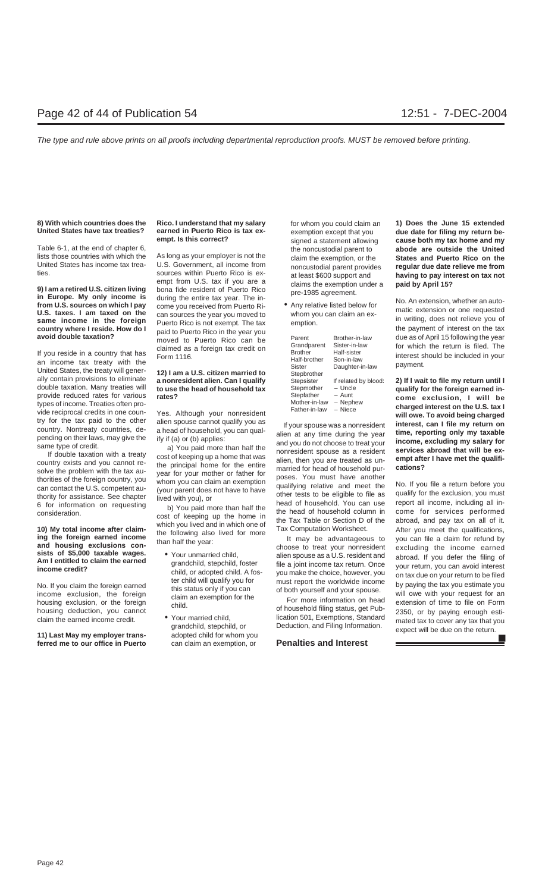The type and rule above prints on all proofs including departmental reproduction proofs. MUST be removed before printing.

**8) With which countries does the United States have tax treaties?**

Table 6-1, at the end of chapter 6, lists those countries with which the United States has income tax treaties.

**9) I am a retired U.S. citizen living in Europe. My only income is from U.S. sources on which I pay U.S. taxes. I am taxed on the same income in the foreign country where I reside. How do I avoid double taxation?**

If you reside in a country that has an income tax treaty with the United States, the treaty will generally contain provisions to eliminate double taxation. Many treaties will provide reduced rates for various types of income. Treaties often provide reciprocal credits in one country for the tax paid to the other country. Nontreaty countries, depending on their laws, may give the same type of credit.

If double taxation with a treaty country exists and you cannot resolve the problem with the tax authorities of the foreign country, you can contact the U.S. competent authority for assistance. See chapter 6 for information on requesting consideration.

**10) My total income after claiming the foreign earned income and housing exclusions consists of $5,000 taxable wages. Am I entitled to claim the earned income credit?**

No. If you claim the foreign earned income exclusion, the foreign housing exclusion, or the foreign housing deduction, you cannot claim the earned income credit.

**11) Last May my employer transferred me to our office in Puerto Rico. I understand that my salary earned in Puerto Rico is tax exempt. Is this correct?**

As long as your employer is not the U.S. Government, all income from sources within Puerto Rico is exempt from U.S. tax if you are a bona fide resident of Puerto Rico during the entire tax year. The income you received from Puerto Rican sources the year you moved to Puerto Rico is not exempt. The tax paid to Puerto Rico in the year you moved to Puerto Rico can be claimed as a foreign tax credit on Form 1116.

**12) I am a U.S. citizen married to a nonresident alien. Can I qualify to use the head of household tax rates?**

Yes. Although your nonresident alien spouse cannot qualify you as a head of household, you can qualify if (a) or (b) applies:

a) You paid more than half the cost of keeping up a home that was the principal home for the entire year for your mother or father for whom you can claim an exemption (your parent does not have to have lived with you), or

b) You paid more than half the cost of keeping up the home in which you lived and in which one of the following also lived for more than half the year:

- Your unmarried child, grandchild, stepchild, foster child, or adopted child. A foster child will qualify you for this status only if you can claim an exemption for the child.
- Your married child, grandchild, stepchild, or adopted child for whom you can claim an exemption, or for whom you could claim an exemption except that you signed a statement allowing the noncustodial parent to claim the exemption, or the noncustodial parent provides at least $600 support and claims the exemption under a pre-1985 agreement.
- Any relative listed below for whom you can claim an exemption.

| | |
|---|---|
| Parent | Brother-in-law |
| Grandparent | Sister-in-law |
| Brother | Half-sister |
| Half-brother | Son-in-law |
| Sister | Daughter-in-law |
| Stepbrother | |
| Stepsister | If related by blood: |
| Stepmother | – Uncle |
| Stepfather | – Aunt |
| Mother-in-law | – Nephew |
| Father-in-law | – Niece |

If your spouse was a nonresident alien at any time during the year and you do not choose to treat your nonresident spouse as a resident alien, then you are treated as unmarried for head of household purposes. You must have another qualifying relative and meet the other tests to be eligible to file as head of household. You can use the head of household column in the Tax Table or Section D of the Tax Computation Worksheet.

It may be advantageous to choose to treat your nonresident alien spouse as a U.S. resident and file a joint income tax return. Once you make the choice, however, you must report the worldwide income of both yourself and your spouse.

For more information on head of household filing status, get Publication 501, Exemptions, Standard Deduction, and Filing Information.

## Penalties and Interest

**1) Does the June 15 extended due date for filing my return because both my tax home and my abode are outside the United States and Puerto Rico on the regular due date relieve me from having to pay interest on tax not paid by April 15?**

No. An extension, whether an automatic extension or one requested in writing, does not relieve you of the payment of interest on the tax due as of April 15 following the year for which the return is filed. The interest should be included in your payment.

**2) If I wait to file my return until I qualify for the foreign earned income exclusion, I will be charged interest on the U.S. tax I will owe. To avoid being charged interest, can I file my return on time, reporting only my taxable income, excluding my salary for services abroad that will be exempt after I have met the qualifications?**

No. If you file a return before you qualify for the exclusion, you must report all income, including all income for services performed abroad, and pay tax on all of it. After you meet the qualifications, you can file a claim for refund by excluding the income earned abroad. If you defer the filing of your return, you can avoid interest on tax due on your return to be filed by paying the tax you estimate you will owe with your request for an extension of time to file on Form 2350, or by paying enough estimated tax to cover any tax that you expect will be due on the return.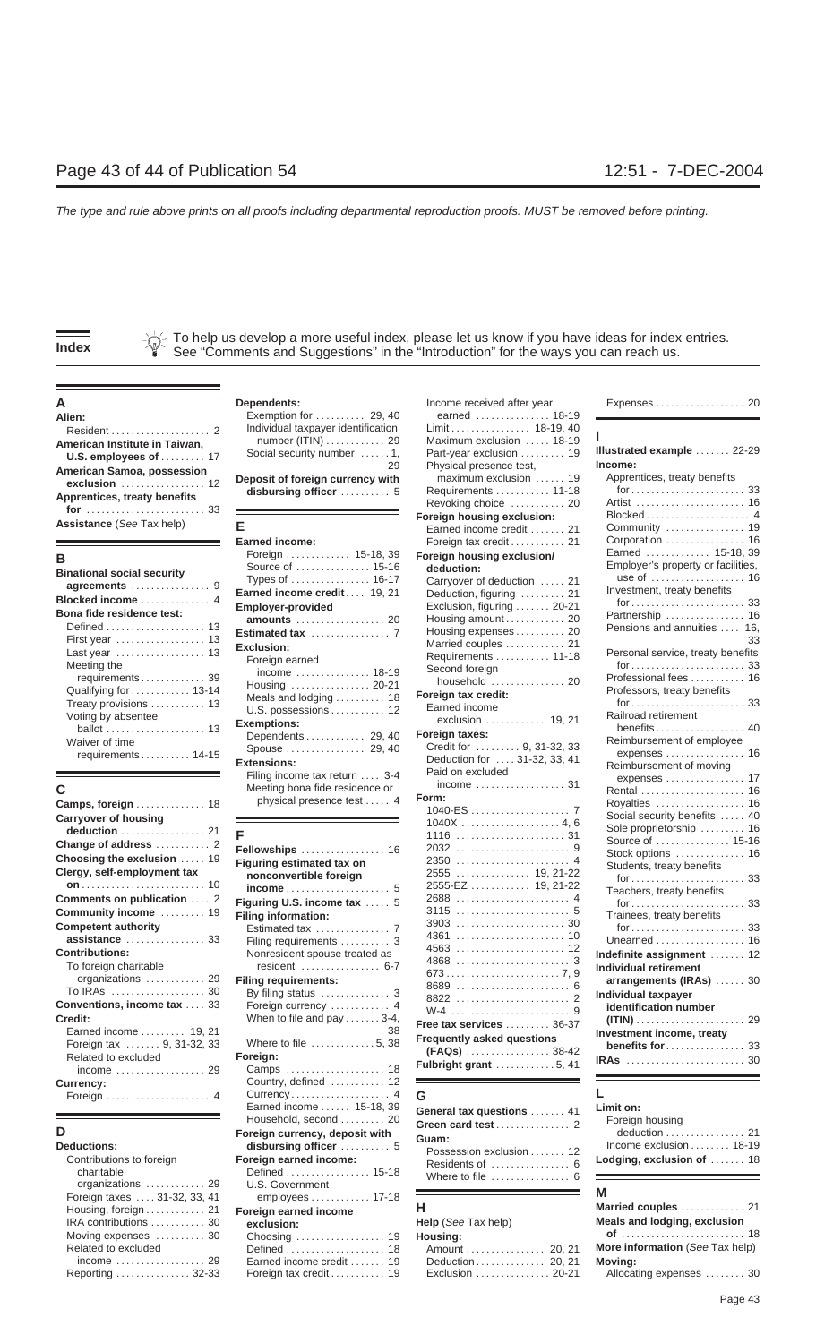The type and rule above prints on all proofs including departmental reproduction proofs. MUST be removed before printing.

# Index

To help us develop a more useful index, please let us know if you have ideas for index entries. See "Comments and Suggestions" in the "Introduction" for the ways you can reach us.

## A

**Alien:**
- Resident . . . . . . . . . . . . . . . . . . . . 2

**American Institute in Taiwan, U.S. employees of** . . . . . . . . . 17

**American Samoa, possession exclusion** . . . . . . . . . . . . . . . . 12

**Apprentices, treaty benefits for** . . . . . . . . . . . . . . . . . . . . . . . . 33

**Assistance** (*See* Tax help)

## B

**Binational social security agreements** . . . . . . . . . . . . . . . . 9

**Blocked income** . . . . . . . . . . . . . 4

**Bona fide residence test:**
- Defined . . . . . . . . . . . . . . . . . . . 13
- First year . . . . . . . . . . . . . . . . . 13
- Last year . . . . . . . . . . . . . . . . . 13
- Meeting the requirements . . . . . . . . . . . . 39
- Qualifying for . . . . . . . . . . . 13-14
- Treaty provisions . . . . . . . . . . 13
- Voting by absentee ballot . . . . . . . . . . . . . . . . . . . 13
- Waiver of time requirements . . . . . . . . . . 14-15

## C

**Camps, foreign** . . . . . . . . . . . . . 18

**Carryover of housing deduction** . . . . . . . . . . . . . . . . 21

**Change of address** . . . . . . . . . . 2

**Choosing the exclusion** . . . . . 19

**Clergy, self-employment tax on** . . . . . . . . . . . . . . . . . . . . . . . . 10

**Comments on publication** . . . . 2

**Community income** . . . . . . . . . 19

**Competent authority assistance** . . . . . . . . . . . . . . . . 33

**Contributions:**
- To foreign charitable organizations . . . . . . . . . . . 29
- To IRAs . . . . . . . . . . . . . . . . . . 30

**Conventions, income tax** . . . . 33

**Credit:**
- Earned income . . . . . . . . . 19, 21
- Foreign tax . . . . . . . 9, 31-32, 33
- Related to excluded income . . . . . . . . . . . . . . . . . 29

**Currency:**
- Foreign . . . . . . . . . . . . . . . . . . . . 4

## D

**Deductions:**
- Contributions to foreign charitable organizations . . . . . . . . . . . 29
- Foreign taxes . . . . 31-32, 33, 41
- Housing, foreign . . . . . . . . . . . 21
- IRA contributions . . . . . . . . . . 30
- Moving expenses . . . . . . . . . . 30
- Related to excluded income . . . . . . . . . . . . . . . . . 29
- Reporting . . . . . . . . . . . . . . 32-33

**Dependents:**
- Exemption for . . . . . . . . . 29, 40
- Individual taxpayer identification number (ITIN) . . . . . . . . . . . . 29
- Social security number . . . . . . 1, 29

**Deposit of foreign currency with disbursing officer** . . . . . . . . . . 5

## E

**Earned income:**
- Foreign . . . . . . . . . . . . 15-18, 39
- Source of . . . . . . . . . . . . . . 15-16
- Types of . . . . . . . . . . . . . . . 16-17

**Earned income credit** . . . . 19, 21

**Employer-provided amounts** . . . . . . . . . . . . . . . . . 20

**Estimated tax** . . . . . . . . . . . . . . . 7

**Exclusion:**
- Foreign earned income . . . . . . . . . . . . . . 18-19
- Housing . . . . . . . . . . . . . . . . 20-21
- Meals and lodging . . . . . . . . . 18
- U.S. possessions . . . . . . . . . . 12

**Exemptions:**
- Dependents . . . . . . . . . . . 29, 40
- Spouse . . . . . . . . . . . . . . . 29, 40

**Extensions:**
- Filing income tax return . . . . 3-4
- Meeting bona fide residence or physical presence test . . . . . 4

## F

**Fellowships** . . . . . . . . . . . . . . . . 16

**Figuring estimated tax on nonconvertible foreign income** . . . . . . . . . . . . . . . . . . . . 5

**Figuring U.S. income tax** . . . . . 5

**Filing information:**
- Estimated tax . . . . . . . . . . . . . . 7
- Filing requirements . . . . . . . . . . 3
- Nonresident spouse treated as resident . . . . . . . . . . . . . . . 6-7

**Filing requirements:**
- By filing status . . . . . . . . . . . . . 3
- Foreign currency . . . . . . . . . . . 4
- When to file and pay . . . . . . . 3-4, 38
- Where to file . . . . . . . . . . . . 5, 38

**Foreign:**
- Camps . . . . . . . . . . . . . . . . . . . 18
- Country, defined . . . . . . . . . . . 12
- Currency . . . . . . . . . . . . . . . . . . . 4
- Earned income . . . . . . 15-18, 39
- Household, second . . . . . . . . . 20

**Foreign currency, deposit with disbursing officer** . . . . . . . . . . 5

**Foreign earned income:**
- Defined . . . . . . . . . . . . . . . . 15-18
- U.S. Government employees . . . . . . . . . . . 17-18

**Foreign earned income exclusion:**
- Choosing . . . . . . . . . . . . . . . . . 19
- Defined . . . . . . . . . . . . . . . . . . . 18
- Earned income credit . . . . . . . 19
- Foreign tax credit . . . . . . . . . . 19
- Income received after year earned . . . . . . . . . . . . . . 18-19
- Limit . . . . . . . . . . . . . . . . 18-19, 40
- Maximum exclusion . . . . . 18-19
- Part-year exclusion . . . . . . . . 19
- Physical presence test, maximum exclusion . . . . . . 19
- Requirements . . . . . . . . . . . 11-18
- Revoking choice . . . . . . . . . . . 20

**Foreign housing exclusion:**
- Earned income credit . . . . . . . 21
- Foreign tax credit . . . . . . . . . . 21

**Foreign housing exclusion/deduction:**
- Carryover of deduction . . . . . 21
- Deduction, figuring . . . . . . . . . 21
- Exclusion, figuring . . . . . . . 20-21
- Housing amount . . . . . . . . . . . 20
- Housing expenses . . . . . . . . . . 20
- Married couples . . . . . . . . . . . 21
- Requirements . . . . . . . . . . . 11-18
- Second foreign household . . . . . . . . . . . . . . . 20

**Foreign tax credit:**
- Earned income exclusion . . . . . . . . . . . 19, 21

**Foreign taxes:**
- Credit for . . . . . . . . . 9, 31-32, 33
- Deduction for . . . . 31-32, 33, 41
- Paid on excluded income . . . . . . . . . . . . . . . . . 31

**Form:**
- 1040-ES . . . . . . . . . . . . . . . . . . . 7
- 1040X . . . . . . . . . . . . . . . . . . 4, 6
- 1116 . . . . . . . . . . . . . . . . . . . . . 31
- 2032 . . . . . . . . . . . . . . . . . . . . . . 9
- 2350 . . . . . . . . . . . . . . . . . . . . . . 4
- 2555 . . . . . . . . . . . . . . . 19, 21-22
- 2555-EZ . . . . . . . . . . . . 19, 21-22
- 2688 . . . . . . . . . . . . . . . . . . . . . . 4
- 3115 . . . . . . . . . . . . . . . . . . . . . . 5
- 3903 . . . . . . . . . . . . . . . . . . . . . 30
- 4361 . . . . . . . . . . . . . . . . . . . . . 10
- 4563 . . . . . . . . . . . . . . . . . . . . . 12
- 4868 . . . . . . . . . . . . . . . . . . . . . . 3
- 673 . . . . . . . . . . . . . . . . . . . . . 7, 9
- 8689 . . . . . . . . . . . . . . . . . . . . . . 6
- 8822 . . . . . . . . . . . . . . . . . . . . . . 2
- W-4 . . . . . . . . . . . . . . . . . . . . . . . 9

**Free tax services** . . . . . . . . . 36-37

**Frequently asked questions (FAQs)** . . . . . . . . . . . . . . . . . 38-42

**Fulbright grant** . . . . . . . . . . . . 5, 41

## G

**General tax questions** . . . . . . . 41

**Green card test** . . . . . . . . . . . . . . 2

**Guam:**
- Possession exclusion . . . . . . . 12
- Residents of . . . . . . . . . . . . . . . 6
- Where to file . . . . . . . . . . . . . . . 6

## H

**Help** (*See* Tax help)

**Housing:**
- Amount . . . . . . . . . . . . . . . . 20, 21
- Deduction . . . . . . . . . . . . . . 20, 21
- Exclusion . . . . . . . . . . . . . . . 20-21
- Expenses . . . . . . . . . . . . . . . . . . 20

## I

**Illustrated example** . . . . . . . 22-29

**Income:**
- Apprentices, treaty benefits for . . . . . . . . . . . . . . . . . . . . . 33
- Artist . . . . . . . . . . . . . . . . . . . . . 16
- Blocked . . . . . . . . . . . . . . . . . . . . 4
- Community . . . . . . . . . . . . . . . . 19
- Corporation . . . . . . . . . . . . . . . 16
- Earned . . . . . . . . . . . . . 15-18, 39
- Employer's property or facilities, use of . . . . . . . . . . . . . . . . . . 16
- Investment, treaty benefits for . . . . . . . . . . . . . . . . . . . . . 33
- Partnership . . . . . . . . . . . . . . . 16
- Pensions and annuities . . . . 16, 33
- Personal service, treaty benefits for . . . . . . . . . . . . . . . . . . . . . 33
- Professional fees . . . . . . . . . . 16
- Professors, treaty benefits for . . . . . . . . . . . . . . . . . . . . . 33
- Railroad retirement benefits . . . . . . . . . . . . . . . . . 40
- Reimbursement of employee expenses . . . . . . . . . . . . . . . 16
- Reimbursement of moving expenses . . . . . . . . . . . . . . . 17
- Rental . . . . . . . . . . . . . . . . . . . . 16
- Royalties . . . . . . . . . . . . . . . . . 16
- Social security benefits . . . . . 40
- Sole proprietorship . . . . . . . . . 16
- Source of . . . . . . . . . . . . . . 15-16
- Stock options . . . . . . . . . . . . . 16
- Students, treaty benefits for . . . . . . . . . . . . . . . . . . . . . 33
- Teachers, treaty benefits for . . . . . . . . . . . . . . . . . . . . . 33
- Trainees, treaty benefits for . . . . . . . . . . . . . . . . . . . . . 33
- Unearned . . . . . . . . . . . . . . . . . 16

**Indefinite assignment** . . . . . . . 12

**Individual retirement arrangements (IRAs)** . . . . . . 30

**Individual taxpayer identification number (ITIN)** . . . . . . . . . . . . . . . . . . . . . 29

**Investment income, treaty benefits for** . . . . . . . . . . . . . . . . 33

**IRAs** . . . . . . . . . . . . . . . . . . . . . . . . 30

## L

**Limit on:**
- Foreign housing deduction . . . . . . . . . . . . . . . . 21
- Income exclusion . . . . . . . . 18-19

**Lodging, exclusion of** . . . . . . . 18

## M

**Married couples** . . . . . . . . . . . . . 21

**Meals and lodging, exclusion of** . . . . . . . . . . . . . . . . . . . . . . . . 18

**More information** (*See* Tax help)

**Moving:**
- Allocating expenses . . . . . . . . 30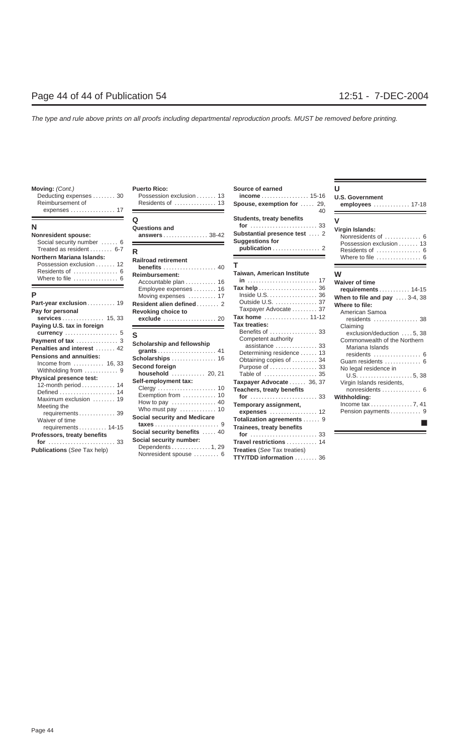The type and rule above prints on all proofs including departmental reproduction proofs. MUST be removed before printing.

**Moving:** *(Cont.)*
- Deducting expenses . . . . . . . . 30
- Reimbursement of expenses . . . . . . . . . . . . . . . . 17

## N

**Nonresident spouse:**
- Social security number . . . . . . 6
- Treated as resident . . . . . . . . 6-7

**Northern Mariana Islands:**
- Possession exclusion . . . . . . . 12
- Residents of . . . . . . . . . . . . . . . 6
- Where to file . . . . . . . . . . . . . . . 6

## P

**Part-year exclusion** . . . . . . . . . . 19

**Pay for personal services** . . . . . . . . . . . . . . 15, 33

**Paying U.S. tax in foreign currency** . . . . . . . . . . . . . . . . . . 5

**Payment of tax** . . . . . . . . . . . . . . 3

**Penalties and interest** . . . . . . . 42

**Pensions and annuities:**
- Income from . . . . . . . . . . . 16, 33
- Withholding from . . . . . . . . . . . . 9

**Physical presence test:**
- 12-month period . . . . . . . . . . . . 14
- Defined . . . . . . . . . . . . . . . . . . . 14
- Maximum exclusion . . . . . . . . 19
- Meeting the requirements . . . . . . . . . . . . . 39
- Waiver of time requirements . . . . . . . . . . 14-15

**Professors, treaty benefits for** . . . . . . . . . . . . . . . . . . . . . . 33

**Publications** *(See Tax help)*

**Puerto Rico:**
- Possession exclusion . . . . . . . 13
- Residents of . . . . . . . . . . . . . . 13

## Q

**Questions and answers** . . . . . . . . . . . . . . . . 38-42

## R

**Railroad retirement benefits** . . . . . . . . . . . . . . . . . . 40

**Reimbursement:**
- Accountable plan . . . . . . . . . . . 16
- Employee expenses . . . . . . . . 16
- Moving expenses . . . . . . . . . . 17

**Resident alien defined** . . . . . . . . 2

**Revoking choice to exclude** . . . . . . . . . . . . . . . . . . . 20

## S

**Scholarship and fellowship grants** . . . . . . . . . . . . . . . . . . . . 41

**Scholarships** . . . . . . . . . . . . . . . . 16

**Second foreign household** . . . . . . . . . . . . 20, 21

**Self-employment tax:**
- Clergy . . . . . . . . . . . . . . . . . . . . 10
- Exemption from . . . . . . . . . . . . 10
- How to pay . . . . . . . . . . . . . . . . 40
- Who must pay . . . . . . . . . . . . . 10

**Social security and Medicare taxes** . . . . . . . . . . . . . . . . . . . . . . 9

**Social security benefits** . . . . . 40

**Social security number:**
- Dependents . . . . . . . . . . . . . 1, 29
- Nonresident spouse . . . . . . . . . 6

**Source of earned income** . . . . . . . . . . . . . . . . . 15-16

**Spouse, exemption for** . . . . . 29, 40

**Students, treaty benefits for** . . . . . . . . . . . . . . . . . . . . . . 33

**Substantial presence test** . . . . 2

**Suggestions for publication** . . . . . . . . . . . . . . . . . 2

## T

**Taiwan, American Institute in** . . . . . . . . . . . . . . . . . . . . . . . . 17

**Tax help** . . . . . . . . . . . . . . . . . . . . 36
- Inside U.S. . . . . . . . . . . . . . . . . 36
- Outside U.S. . . . . . . . . . . . . . . 37
- Taxpayer Advocate . . . . . . . . . 37

**Tax home** . . . . . . . . . . . . . . . . 11-12

**Tax treaties:**
- Benefits of . . . . . . . . . . . . . . . . 33
- Competent authority assistance . . . . . . . . . . . . . . . 33
- Determining residence . . . . . . 13
- Obtaining copies of . . . . . . . . . 34
- Purpose of . . . . . . . . . . . . . . . . 33
- Table of . . . . . . . . . . . . . . . . . . 35

**Taxpayer Advocate** . . . . . . 36, 37

**Teachers, treaty benefits for** . . . . . . . . . . . . . . . . . . . . . . 33

**Temporary assignment, expenses** . . . . . . . . . . . . . . . . . 12

**Totalization agreements** . . . . . . 9

**Trainees, treaty benefits for** . . . . . . . . . . . . . . . . . . . . . . 33

**Travel restrictions** . . . . . . . . . . . 14

**Treaties** *(See Tax treaties)*

**TTY/TDD information** . . . . . . . . 36

## U

**U.S. Government employees** . . . . . . . . . . . . . 17-18

## V

**Virgin Islands:**
- Nonresidents of . . . . . . . . . . . . . 6
- Possession exclusion . . . . . . . 13
- Residents of . . . . . . . . . . . . . . . . 6
- Where to file . . . . . . . . . . . . . . . 6

## W

**Waiver of time requirements** . . . . . . . . . . . 14-15

**When to file and pay** . . . . 3-4, 38

**Where to file:**
- American Samoa residents . . . . . . . . . . . . . . . . 38
- Claiming exclusion/deduction . . . . 5, 38
- Commonwealth of the Northern Mariana Islands residents . . . . . . . . . . . . . . . . . 6
- Guam residents . . . . . . . . . . . . 6
- No legal residence in U.S. . . . . . . . . . . . . . . . . . . . 5, 38
- Virgin Islands residents, nonresidents . . . . . . . . . . . . . 6

**Withholding:**
- Income tax . . . . . . . . . . . . . . . 7, 41
- Pension payments . . . . . . . . . . . 9

■